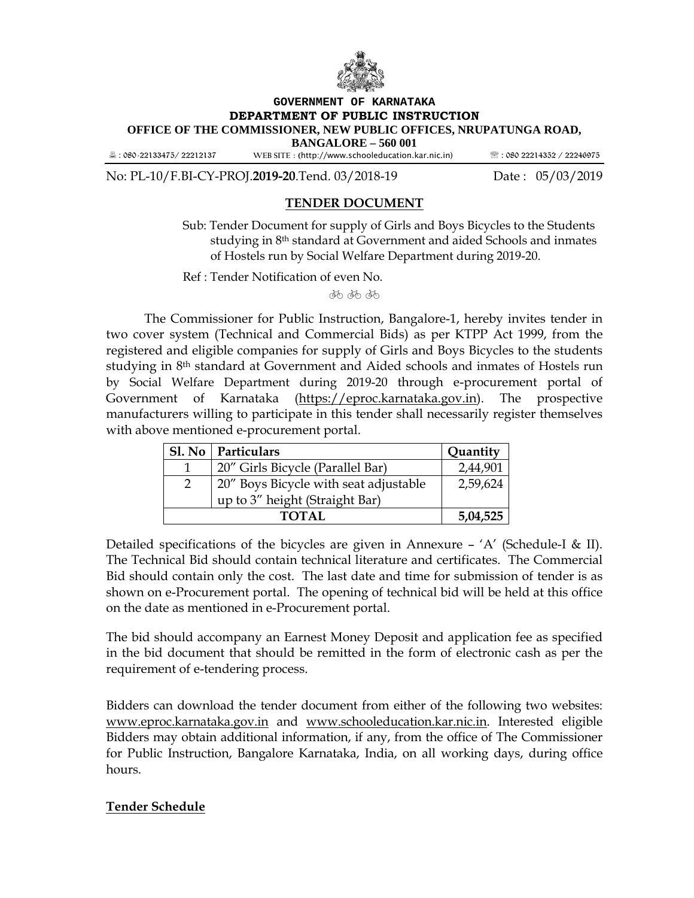**GOVERNMENT OF KARNATAKA**
**DEPARTMENT OF PUBLIC INSTRUCTION**
**OFFICE OF THE COMMISSIONER, NEW PUBLIC OFFICES, NRUPATUNGA ROAD,**
**BANGALORE – 560 001**

: 080-22133475/ 22212137 WEB SITE : (http://www.schooleducation.kar.nic.in) ☏ : 080 22214352 / 22246975

No: PL-10/F.BI-CY-PROJ.**2019-20**.Tend. 03/2018-19 Date : 05/03/2019

## TENDER DOCUMENT

Sub: Tender Document for supply of Girls and Boys Bicycles to the Students studying in 8th standard at Government and aided Schools and inmates of Hostels run by Social Welfare Department during 2019-20.

Ref : Tender Notification of even No.

🚲 🚲 🚲

The Commissioner for Public Instruction, Bangalore-1, hereby invites tender in two cover system (Technical and Commercial Bids) as per KTPP Act 1999, from the registered and eligible companies for supply of Girls and Boys Bicycles to the students studying in 8th standard at Government and Aided schools and inmates of Hostels run by Social Welfare Department during 2019-20 through e-procurement portal of Government of Karnataka (https://eproc.karnataka.gov.in). The prospective manufacturers willing to participate in this tender shall necessarily register themselves with above mentioned e-procurement portal.

| Sl. No | Particulars | Quantity |
|---|---|---|
| 1 | 20" Girls Bicycle (Parallel Bar) | 2,44,901 |
| 2 | 20" Boys Bicycle with seat adjustable up to 3" height (Straight Bar) | 2,59,624 |
| **TOTAL** | | **5,04,525** |

Detailed specifications of the bicycles are given in Annexure – 'A' (Schedule-I & II). The Technical Bid should contain technical literature and certificates. The Commercial Bid should contain only the cost. The last date and time for submission of tender is as shown on e-Procurement portal. The opening of technical bid will be held at this office on the date as mentioned in e-Procurement portal.

The bid should accompany an Earnest Money Deposit and application fee as specified in the bid document that should be remitted in the form of electronic cash as per the requirement of e-tendering process.

Bidders can download the tender document from either of the following two websites: www.eproc.karnataka.gov.in and www.schooleducation.kar.nic.in. Interested eligible Bidders may obtain additional information, if any, from the office of The Commissioner for Public Instruction, Bangalore Karnataka, India, on all working days, during office hours.

**Tender Schedule**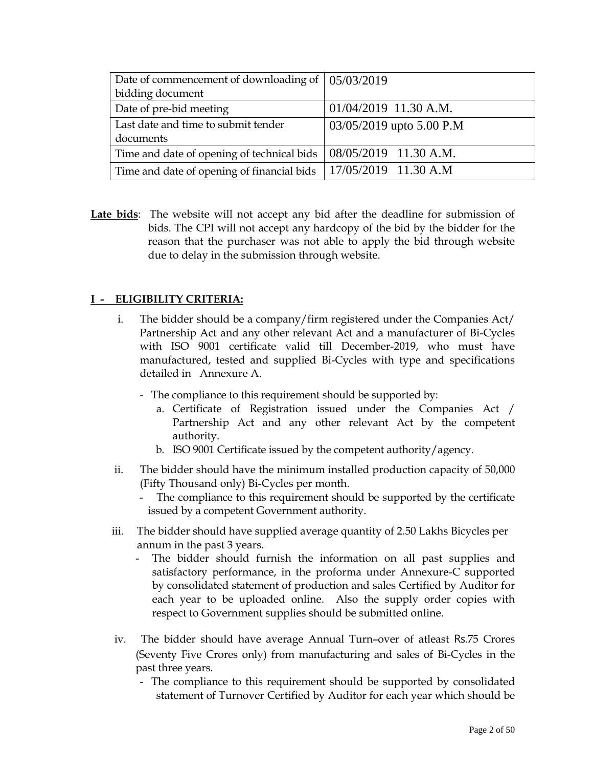| Date of commencement of downloading of bidding document | 05/03/2019 |
| --- | --- |
| Date of pre-bid meeting | 01/04/2019 11.30 A.M. |
| Last date and time to submit tender documents | 03/05/2019 upto 5.00 P.M |
| Time and date of opening of technical bids | 08/05/2019 11.30 A.M. |
| Time and date of opening of financial bids | 17/05/2019 11.30 A.M |

**Late bids**: The website will not accept any bid after the deadline for submission of bids. The CPI will not accept any hardcopy of the bid by the bidder for the reason that the purchaser was not able to apply the bid through website due to delay in the submission through website.

## I - ELIGIBILITY CRITERIA:

i. The bidder should be a company/firm registered under the Companies Act/ Partnership Act and any other relevant Act and a manufacturer of Bi-Cycles with ISO 9001 certificate valid till December-2019, who must have manufactured, tested and supplied Bi-Cycles with type and specifications detailed in Annexure A.

- The compliance to this requirement should be supported by:
  a. Certificate of Registration issued under the Companies Act / Partnership Act and any other relevant Act by the competent authority.
  b. ISO 9001 Certificate issued by the competent authority/agency.

ii. The bidder should have the minimum installed production capacity of 50,000 (Fifty Thousand only) Bi-Cycles per month.

- The compliance to this requirement should be supported by the certificate issued by a competent Government authority.

iii. The bidder should have supplied average quantity of 2.50 Lakhs Bicycles per annum in the past 3 years.

- The bidder should furnish the information on all past supplies and satisfactory performance, in the proforma under Annexure-C supported by consolidated statement of production and sales Certified by Auditor for each year to be uploaded online. Also the supply order copies with respect to Government supplies should be submitted online.

iv. The bidder should have average Annual Turn–over of atleast Rs.75 Crores (Seventy Five Crores only) from manufacturing and sales of Bi-Cycles in the past three years.

- The compliance to this requirement should be supported by consolidated statement of Turnover Certified by Auditor for each year which should be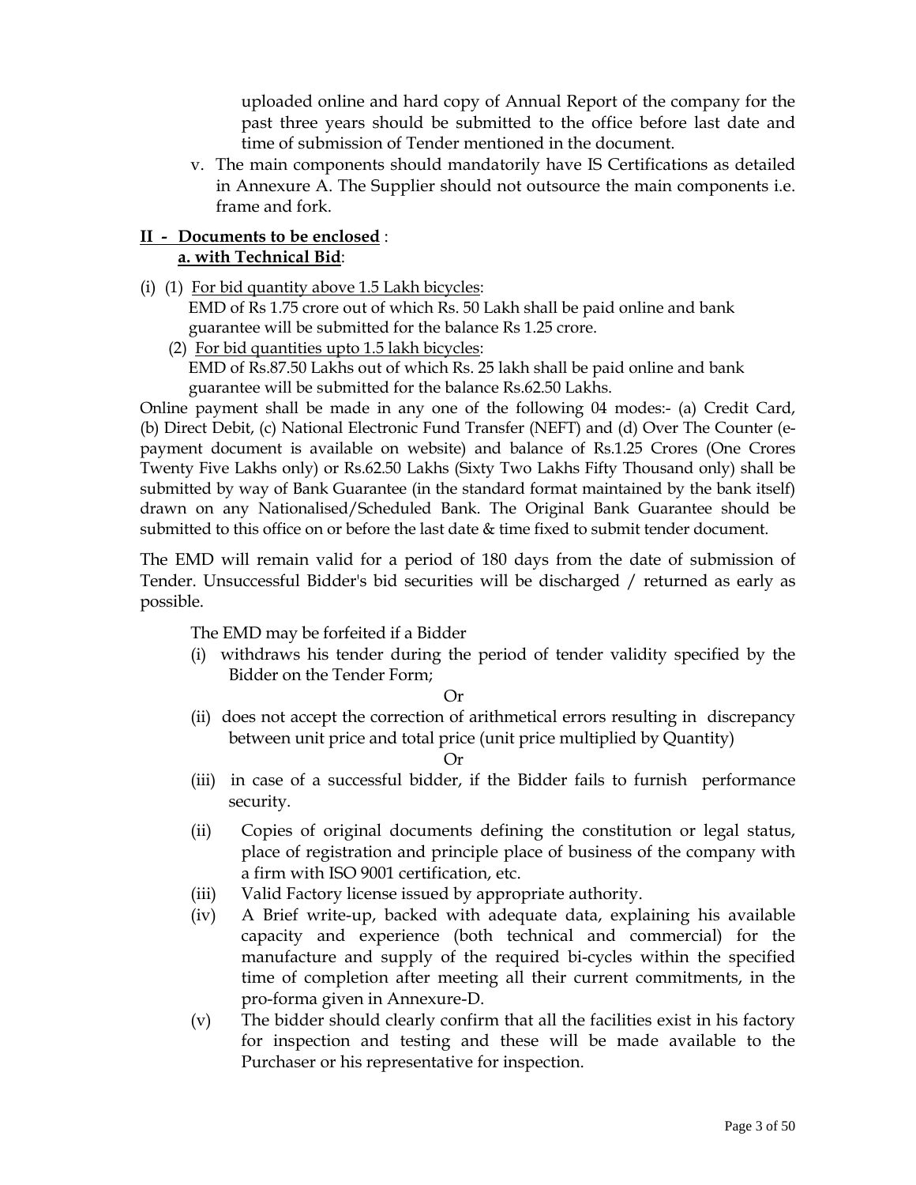uploaded online and hard copy of Annual Report of the company for the past three years should be submitted to the office before last date and time of submission of Tender mentioned in the document.

v. The main components should mandatorily have IS Certifications as detailed in Annexure A. The Supplier should not outsource the main components i.e. frame and fork.

**II - <u>Documents to be enclosed</u>** :

**<u>a. with Technical Bid</u>**:

(i) (1) <u>For bid quantity above 1.5 Lakh bicycles</u>:
EMD of Rs 1.75 crore out of which Rs. 50 Lakh shall be paid online and bank guarantee will be submitted for the balance Rs 1.25 crore.

(2) <u>For bid quantities upto 1.5 lakh bicycles</u>:
EMD of Rs.87.50 Lakhs out of which Rs. 25 lakh shall be paid online and bank guarantee will be submitted for the balance Rs.62.50 Lakhs.

Online payment shall be made in any one of the following 04 modes:- (a) Credit Card, (b) Direct Debit, (c) National Electronic Fund Transfer (NEFT) and (d) Over The Counter (e-payment document is available on website) and balance of Rs.1.25 Crores (One Crores Twenty Five Lakhs only) or Rs.62.50 Lakhs (Sixty Two Lakhs Fifty Thousand only) shall be submitted by way of Bank Guarantee (in the standard format maintained by the bank itself) drawn on any Nationalised/Scheduled Bank. The Original Bank Guarantee should be submitted to this office on or before the last date & time fixed to submit tender document.

The EMD will remain valid for a period of 180 days from the date of submission of Tender. Unsuccessful Bidder's bid securities will be discharged / returned as early as possible.

The EMD may be forfeited if a Bidder

(i) withdraws his tender during the period of tender validity specified by the Bidder on the Tender Form;

Or

(ii) does not accept the correction of arithmetical errors resulting in discrepancy between unit price and total price (unit price multiplied by Quantity)

Or

(iii) in case of a successful bidder, if the Bidder fails to furnish performance security.

(ii) Copies of original documents defining the constitution or legal status, place of registration and principle place of business of the company with a firm with ISO 9001 certification, etc.

(iii) Valid Factory license issued by appropriate authority.

(iv) A Brief write-up, backed with adequate data, explaining his available capacity and experience (both technical and commercial) for the manufacture and supply of the required bi-cycles within the specified time of completion after meeting all their current commitments, in the pro-forma given in Annexure-D.

(v) The bidder should clearly confirm that all the facilities exist in his factory for inspection and testing and these will be made available to the Purchaser or his representative for inspection.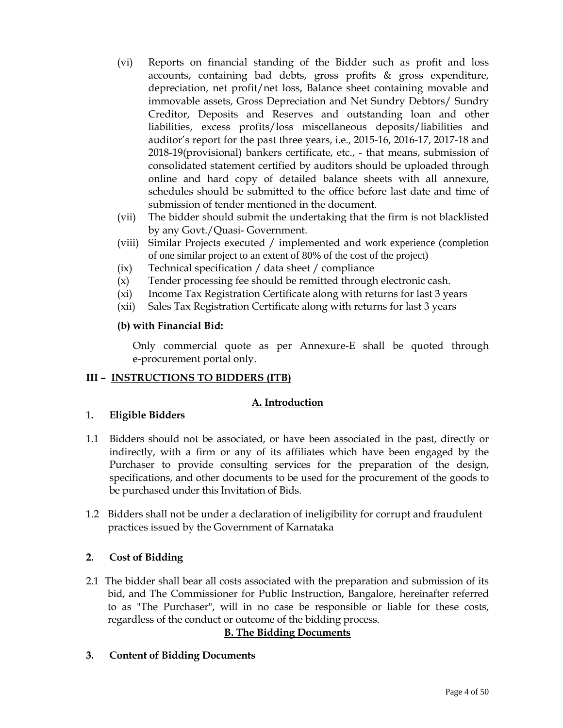(vi) Reports on financial standing of the Bidder such as profit and loss accounts, containing bad debts, gross profits & gross expenditure, depreciation, net profit/net loss, Balance sheet containing movable and immovable assets, Gross Depreciation and Net Sundry Debtors/ Sundry Creditor, Deposits and Reserves and outstanding loan and other liabilities, excess profits/loss miscellaneous deposits/liabilities and auditor's report for the past three years, i.e., 2015-16, 2016-17, 2017-18 and 2018-19(provisional) bankers certificate, etc., - that means, submission of consolidated statement certified by auditors should be uploaded through online and hard copy of detailed balance sheets with all annexure, schedules should be submitted to the office before last date and time of submission of tender mentioned in the document.

(vii) The bidder should submit the undertaking that the firm is not blacklisted by any Govt./Quasi- Government.

(viii) Similar Projects executed / implemented and work experience (completion of one similar project to an extent of 80% of the cost of the project)

(ix) Technical specification / data sheet / compliance

(x) Tender processing fee should be remitted through electronic cash.

(xi) Income Tax Registration Certificate along with returns for last 3 years

(xii) Sales Tax Registration Certificate along with returns for last 3 years

**(b) with Financial Bid:**

Only commercial quote as per Annexure-E shall be quoted through e-procurement portal only.

## III – INSTRUCTIONS TO BIDDERS (ITB)

### A. Introduction

**1. Eligible Bidders**

1.1 Bidders should not be associated, or have been associated in the past, directly or indirectly, with a firm or any of its affiliates which have been engaged by the Purchaser to provide consulting services for the preparation of the design, specifications, and other documents to be used for the procurement of the goods to be purchased under this Invitation of Bids.

1.2 Bidders shall not be under a declaration of ineligibility for corrupt and fraudulent practices issued by the Government of Karnataka

**2. Cost of Bidding**

2.1 The bidder shall bear all costs associated with the preparation and submission of its bid, and The Commissioner for Public Instruction, Bangalore, hereinafter referred to as "The Purchaser", will in no case be responsible or liable for these costs, regardless of the conduct or outcome of the bidding process.

### B. The Bidding Documents

**3. Content of Bidding Documents**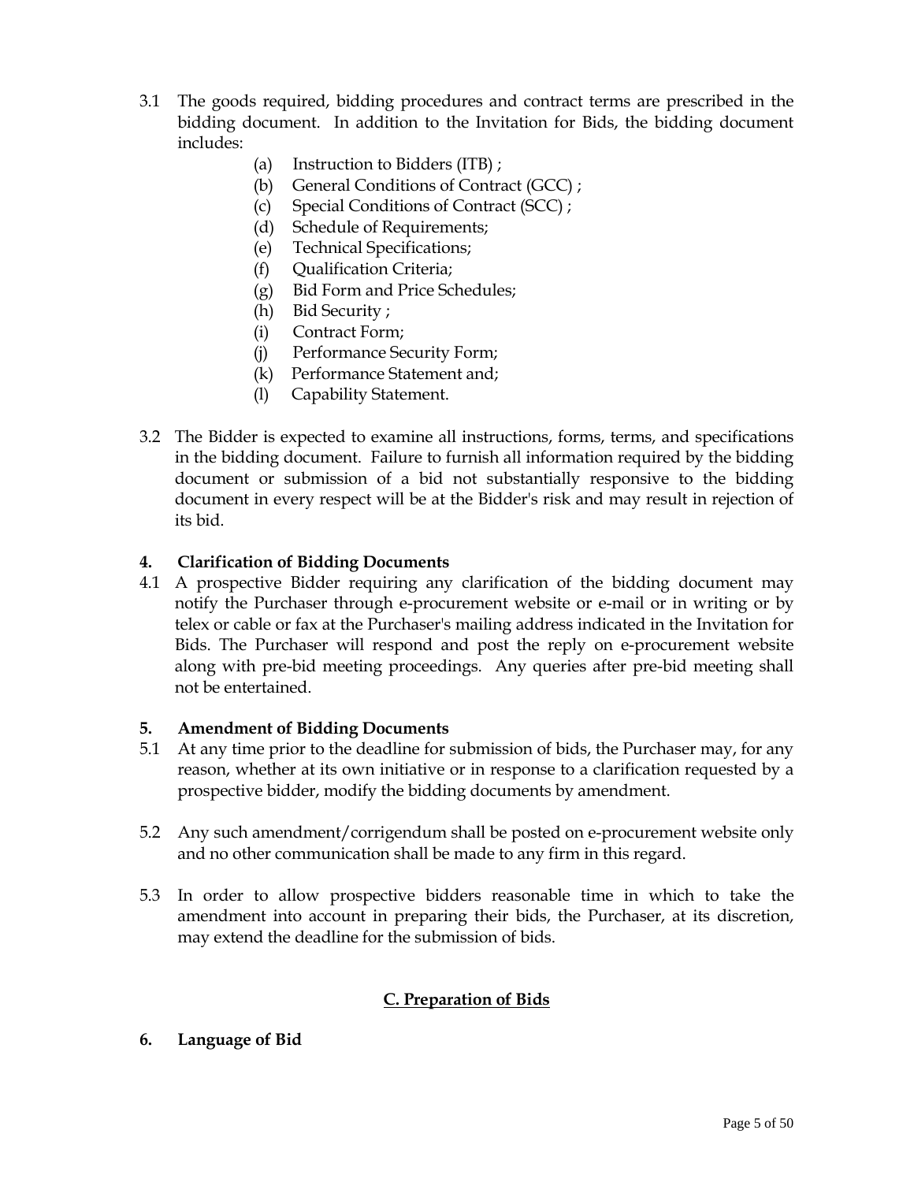3.1 The goods required, bidding procedures and contract terms are prescribed in the bidding document. In addition to the Invitation for Bids, the bidding document includes:

- (a) Instruction to Bidders (ITB) ;
- (b) General Conditions of Contract (GCC) ;
- (c) Special Conditions of Contract (SCC) ;
- (d) Schedule of Requirements;
- (e) Technical Specifications;
- (f) Qualification Criteria;
- (g) Bid Form and Price Schedules;
- (h) Bid Security ;
- (i) Contract Form;
- (j) Performance Security Form;
- (k) Performance Statement and;
- (l) Capability Statement.

3.2 The Bidder is expected to examine all instructions, forms, terms, and specifications in the bidding document. Failure to furnish all information required by the bidding document or submission of a bid not substantially responsive to the bidding document in every respect will be at the Bidder's risk and may result in rejection of its bid.

**4. Clarification of Bidding Documents**

4.1 A prospective Bidder requiring any clarification of the bidding document may notify the Purchaser through e-procurement website or e-mail or in writing or by telex or cable or fax at the Purchaser's mailing address indicated in the Invitation for Bids. The Purchaser will respond and post the reply on e-procurement website along with pre-bid meeting proceedings. Any queries after pre-bid meeting shall not be entertained.

**5. Amendment of Bidding Documents**

5.1 At any time prior to the deadline for submission of bids, the Purchaser may, for any reason, whether at its own initiative or in response to a clarification requested by a prospective bidder, modify the bidding documents by amendment.

5.2 Any such amendment/corrigendum shall be posted on e-procurement website only and no other communication shall be made to any firm in this regard.

5.3 In order to allow prospective bidders reasonable time in which to take the amendment into account in preparing their bids, the Purchaser, at its discretion, may extend the deadline for the submission of bids.

## C. Preparation of Bids

**6. Language of Bid**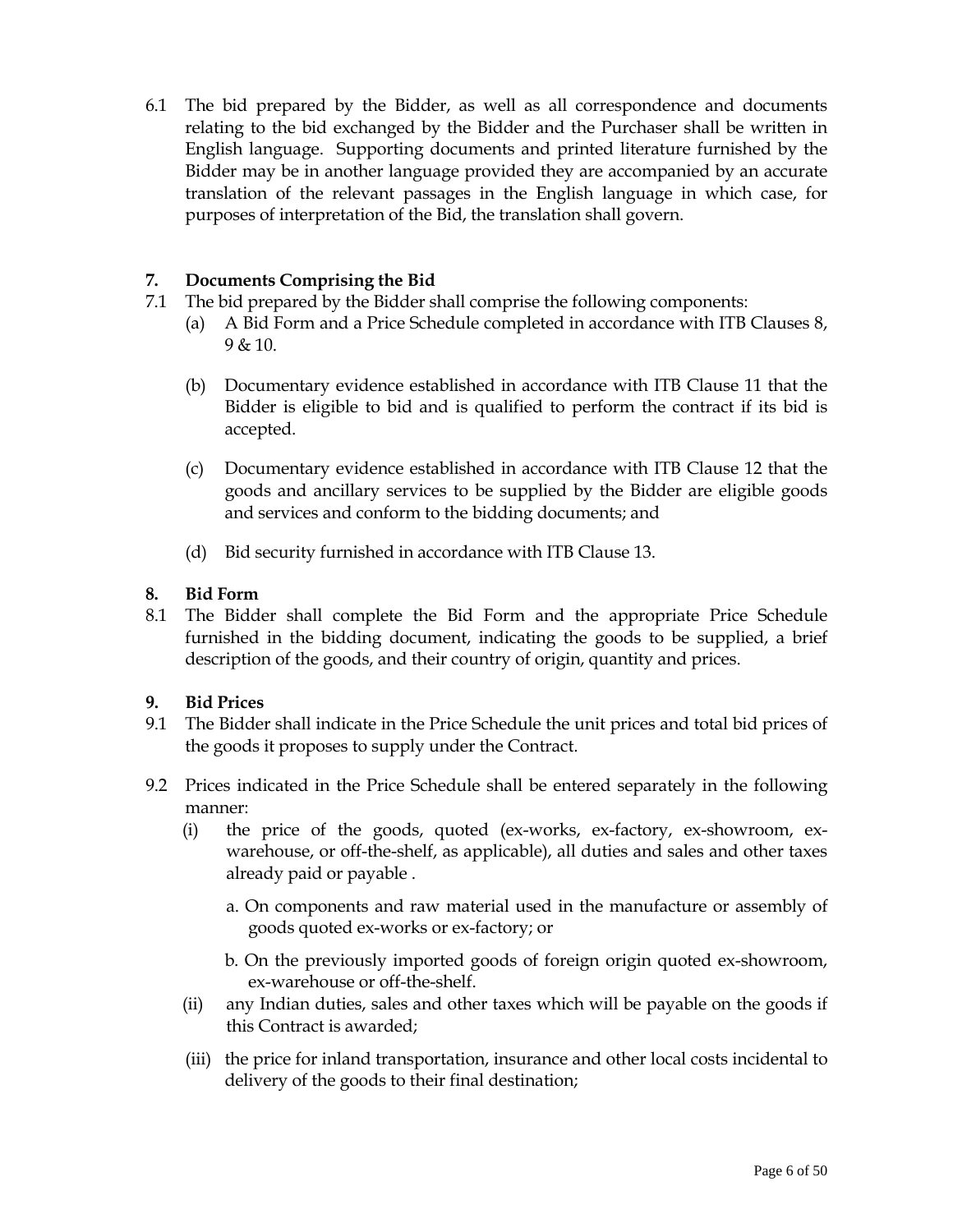6.1 The bid prepared by the Bidder, as well as all correspondence and documents relating to the bid exchanged by the Bidder and the Purchaser shall be written in English language. Supporting documents and printed literature furnished by the Bidder may be in another language provided they are accompanied by an accurate translation of the relevant passages in the English language in which case, for purposes of interpretation of the Bid, the translation shall govern.

## 7. Documents Comprising the Bid

7.1 The bid prepared by the Bidder shall comprise the following components:

(a) A Bid Form and a Price Schedule completed in accordance with ITB Clauses 8, 9 & 10.

(b) Documentary evidence established in accordance with ITB Clause 11 that the Bidder is eligible to bid and is qualified to perform the contract if its bid is accepted.

(c) Documentary evidence established in accordance with ITB Clause 12 that the goods and ancillary services to be supplied by the Bidder are eligible goods and services and conform to the bidding documents; and

(d) Bid security furnished in accordance with ITB Clause 13.

## 8. Bid Form

8.1 The Bidder shall complete the Bid Form and the appropriate Price Schedule furnished in the bidding document, indicating the goods to be supplied, a brief description of the goods, and their country of origin, quantity and prices.

## 9. Bid Prices

9.1 The Bidder shall indicate in the Price Schedule the unit prices and total bid prices of the goods it proposes to supply under the Contract.

9.2 Prices indicated in the Price Schedule shall be entered separately in the following manner:

(i) the price of the goods, quoted (ex-works, ex-factory, ex-showroom, ex-warehouse, or off-the-shelf, as applicable), all duties and sales and other taxes already paid or payable .

a. On components and raw material used in the manufacture or assembly of goods quoted ex-works or ex-factory; or

b. On the previously imported goods of foreign origin quoted ex-showroom, ex-warehouse or off-the-shelf.

(ii) any Indian duties, sales and other taxes which will be payable on the goods if this Contract is awarded;

(iii) the price for inland transportation, insurance and other local costs incidental to delivery of the goods to their final destination;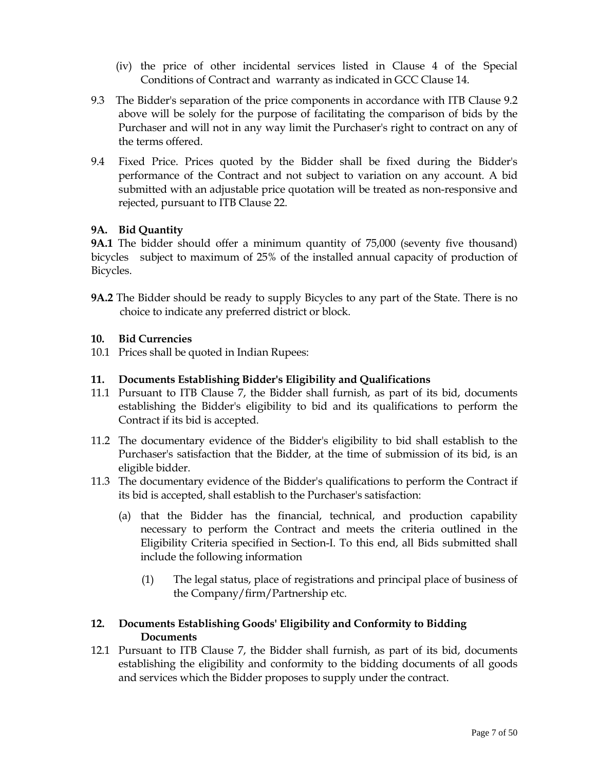(iv) the price of other incidental services listed in Clause 4 of the Special Conditions of Contract and warranty as indicated in GCC Clause 14.

9.3 The Bidder's separation of the price components in accordance with ITB Clause 9.2 above will be solely for the purpose of facilitating the comparison of bids by the Purchaser and will not in any way limit the Purchaser's right to contract on any of the terms offered.

9.4 Fixed Price. Prices quoted by the Bidder shall be fixed during the Bidder's performance of the Contract and not subject to variation on any account. A bid submitted with an adjustable price quotation will be treated as non-responsive and rejected, pursuant to ITB Clause 22.

**9A. Bid Quantity**

**9A.1** The bidder should offer a minimum quantity of 75,000 (seventy five thousand) bicycles subject to maximum of 25% of the installed annual capacity of production of Bicycles.

**9A.2** The Bidder should be ready to supply Bicycles to any part of the State. There is no choice to indicate any preferred district or block.

**10. Bid Currencies**

10.1 Prices shall be quoted in Indian Rupees:

**11. Documents Establishing Bidder's Eligibility and Qualifications**

11.1 Pursuant to ITB Clause 7, the Bidder shall furnish, as part of its bid, documents establishing the Bidder's eligibility to bid and its qualifications to perform the Contract if its bid is accepted.

11.2 The documentary evidence of the Bidder's eligibility to bid shall establish to the Purchaser's satisfaction that the Bidder, at the time of submission of its bid, is an eligible bidder.

11.3 The documentary evidence of the Bidder's qualifications to perform the Contract if its bid is accepted, shall establish to the Purchaser's satisfaction:

(a) that the Bidder has the financial, technical, and production capability necessary to perform the Contract and meets the criteria outlined in the Eligibility Criteria specified in Section-I. To this end, all Bids submitted shall include the following information

(1) The legal status, place of registrations and principal place of business of the Company/firm/Partnership etc.

**12. Documents Establishing Goods' Eligibility and Conformity to Bidding Documents**

12.1 Pursuant to ITB Clause 7, the Bidder shall furnish, as part of its bid, documents establishing the eligibility and conformity to the bidding documents of all goods and services which the Bidder proposes to supply under the contract.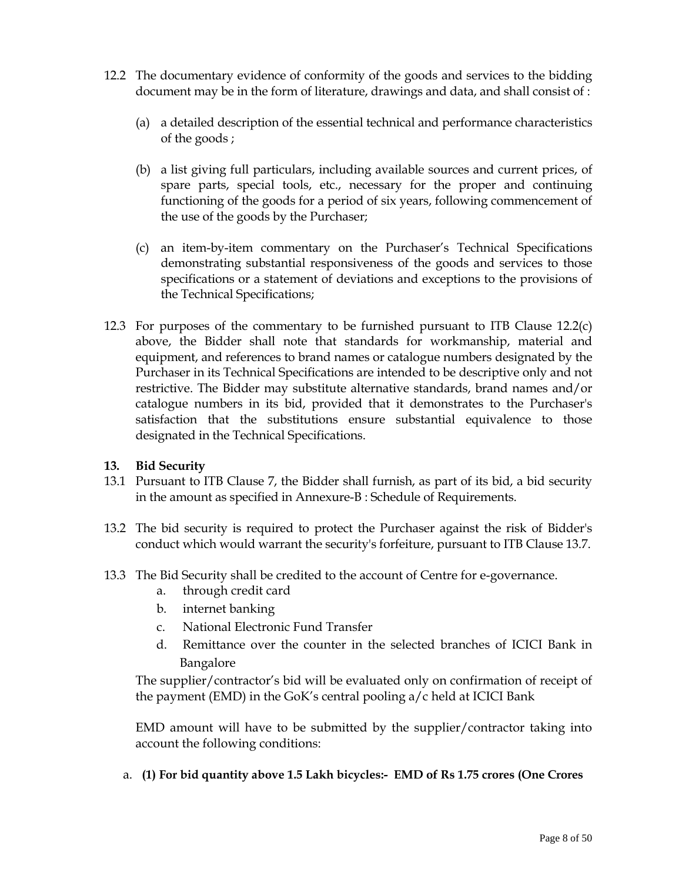12.2 The documentary evidence of conformity of the goods and services to the bidding document may be in the form of literature, drawings and data, and shall consist of :

(a) a detailed description of the essential technical and performance characteristics of the goods ;

(b) a list giving full particulars, including available sources and current prices, of spare parts, special tools, etc., necessary for the proper and continuing functioning of the goods for a period of six years, following commencement of the use of the goods by the Purchaser;

(c) an item-by-item commentary on the Purchaser's Technical Specifications demonstrating substantial responsiveness of the goods and services to those specifications or a statement of deviations and exceptions to the provisions of the Technical Specifications;

12.3 For purposes of the commentary to be furnished pursuant to ITB Clause 12.2(c) above, the Bidder shall note that standards for workmanship, material and equipment, and references to brand names or catalogue numbers designated by the Purchaser in its Technical Specifications are intended to be descriptive only and not restrictive. The Bidder may substitute alternative standards, brand names and/or catalogue numbers in its bid, provided that it demonstrates to the Purchaser's satisfaction that the substitutions ensure substantial equivalence to those designated in the Technical Specifications.

**13. Bid Security**

13.1 Pursuant to ITB Clause 7, the Bidder shall furnish, as part of its bid, a bid security in the amount as specified in Annexure-B : Schedule of Requirements.

13.2 The bid security is required to protect the Purchaser against the risk of Bidder's conduct which would warrant the security's forfeiture, pursuant to ITB Clause 13.7.

13.3 The Bid Security shall be credited to the account of Centre for e-governance.

a. through credit card
b. internet banking
c. National Electronic Fund Transfer
d. Remittance over the counter in the selected branches of ICICI Bank in Bangalore

The supplier/contractor's bid will be evaluated only on confirmation of receipt of the payment (EMD) in the GoK's central pooling a/c held at ICICI Bank

EMD amount will have to be submitted by the supplier/contractor taking into account the following conditions:

a. **(1) For bid quantity above 1.5 Lakh bicycles:- EMD of Rs 1.75 crores (One Crores**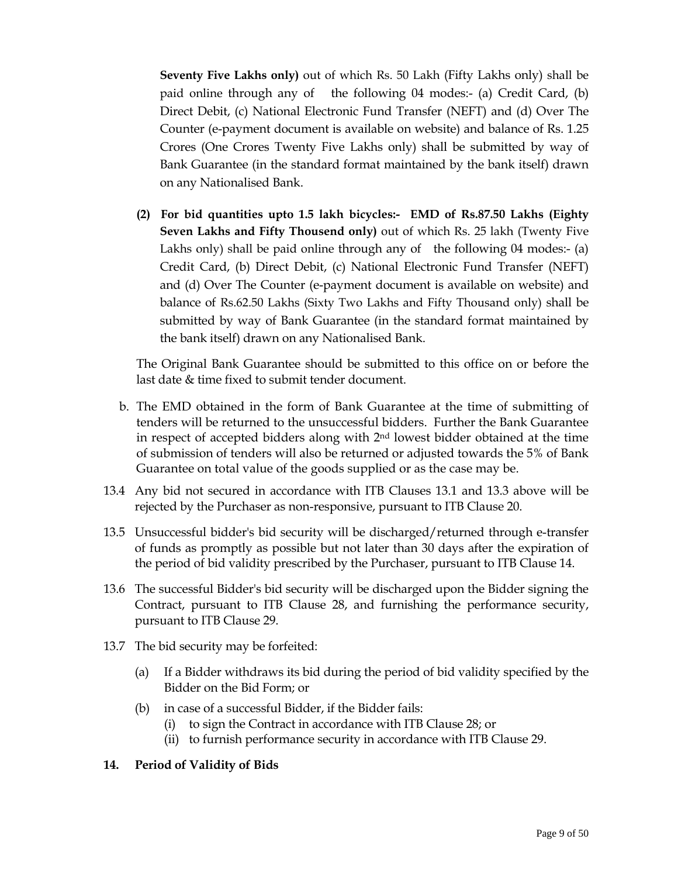**Seventy Five Lakhs only)** out of which Rs. 50 Lakh (Fifty Lakhs only) shall be paid online through any of the following 04 modes:- (a) Credit Card, (b) Direct Debit, (c) National Electronic Fund Transfer (NEFT) and (d) Over The Counter (e-payment document is available on website) and balance of Rs. 1.25 Crores (One Crores Twenty Five Lakhs only) shall be submitted by way of Bank Guarantee (in the standard format maintained by the bank itself) drawn on any Nationalised Bank.

**(2) For bid quantities upto 1.5 lakh bicycles:- EMD of Rs.87.50 Lakhs (Eighty Seven Lakhs and Fifty Thousend only)** out of which Rs. 25 lakh (Twenty Five Lakhs only) shall be paid online through any of the following 04 modes:- (a) Credit Card, (b) Direct Debit, (c) National Electronic Fund Transfer (NEFT) and (d) Over The Counter (e-payment document is available on website) and balance of Rs.62.50 Lakhs (Sixty Two Lakhs and Fifty Thousand only) shall be submitted by way of Bank Guarantee (in the standard format maintained by the bank itself) drawn on any Nationalised Bank.

The Original Bank Guarantee should be submitted to this office on or before the last date & time fixed to submit tender document.

b. The EMD obtained in the form of Bank Guarantee at the time of submitting of tenders will be returned to the unsuccessful bidders. Further the Bank Guarantee in respect of accepted bidders along with 2nd lowest bidder obtained at the time of submission of tenders will also be returned or adjusted towards the 5% of Bank Guarantee on total value of the goods supplied or as the case may be.

13.4 Any bid not secured in accordance with ITB Clauses 13.1 and 13.3 above will be rejected by the Purchaser as non-responsive, pursuant to ITB Clause 20.

13.5 Unsuccessful bidder's bid security will be discharged/returned through e-transfer of funds as promptly as possible but not later than 30 days after the expiration of the period of bid validity prescribed by the Purchaser, pursuant to ITB Clause 14.

13.6 The successful Bidder's bid security will be discharged upon the Bidder signing the Contract, pursuant to ITB Clause 28, and furnishing the performance security, pursuant to ITB Clause 29.

13.7 The bid security may be forfeited:

(a) If a Bidder withdraws its bid during the period of bid validity specified by the Bidder on the Bid Form; or

(b) in case of a successful Bidder, if the Bidder fails:
  (i) to sign the Contract in accordance with ITB Clause 28; or
  (ii) to furnish performance security in accordance with ITB Clause 29.

**14. Period of Validity of Bids**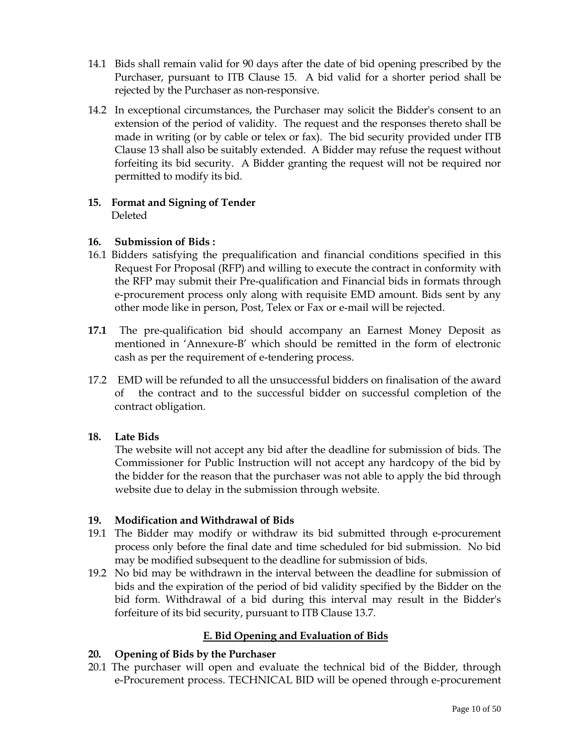14.1 Bids shall remain valid for 90 days after the date of bid opening prescribed by the Purchaser, pursuant to ITB Clause 15. A bid valid for a shorter period shall be rejected by the Purchaser as non-responsive.

14.2 In exceptional circumstances, the Purchaser may solicit the Bidder's consent to an extension of the period of validity. The request and the responses thereto shall be made in writing (or by cable or telex or fax). The bid security provided under ITB Clause 13 shall also be suitably extended. A Bidder may refuse the request without forfeiting its bid security. A Bidder granting the request will not be required nor permitted to modify its bid.

**15. Format and Signing of Tender**
Deleted

**16. Submission of Bids :**

16.1 Bidders satisfying the prequalification and financial conditions specified in this Request For Proposal (RFP) and willing to execute the contract in conformity with the RFP may submit their Pre-qualification and Financial bids in formats through e-procurement process only along with requisite EMD amount. Bids sent by any other mode like in person, Post, Telex or Fax or e-mail will be rejected.

**17.1** The pre-qualification bid should accompany an Earnest Money Deposit as mentioned in 'Annexure-B' which should be remitted in the form of electronic cash as per the requirement of e-tendering process.

17.2 EMD will be refunded to all the unsuccessful bidders on finalisation of the award of the contract and to the successful bidder on successful completion of the contract obligation.

**18. Late Bids**

The website will not accept any bid after the deadline for submission of bids. The Commissioner for Public Instruction will not accept any hardcopy of the bid by the bidder for the reason that the purchaser was not able to apply the bid through website due to delay in the submission through website.

**19. Modification and Withdrawal of Bids**

19.1 The Bidder may modify or withdraw its bid submitted through e-procurement process only before the final date and time scheduled for bid submission. No bid may be modified subsequent to the deadline for submission of bids.

19.2 No bid may be withdrawn in the interval between the deadline for submission of bids and the expiration of the period of bid validity specified by the Bidder on the bid form. Withdrawal of a bid during this interval may result in the Bidder's forfeiture of its bid security, pursuant to ITB Clause 13.7.

## E. Bid Opening and Evaluation of Bids

**20. Opening of Bids by the Purchaser**

20.1 The purchaser will open and evaluate the technical bid of the Bidder, through e-Procurement process. TECHNICAL BID will be opened through e-procurement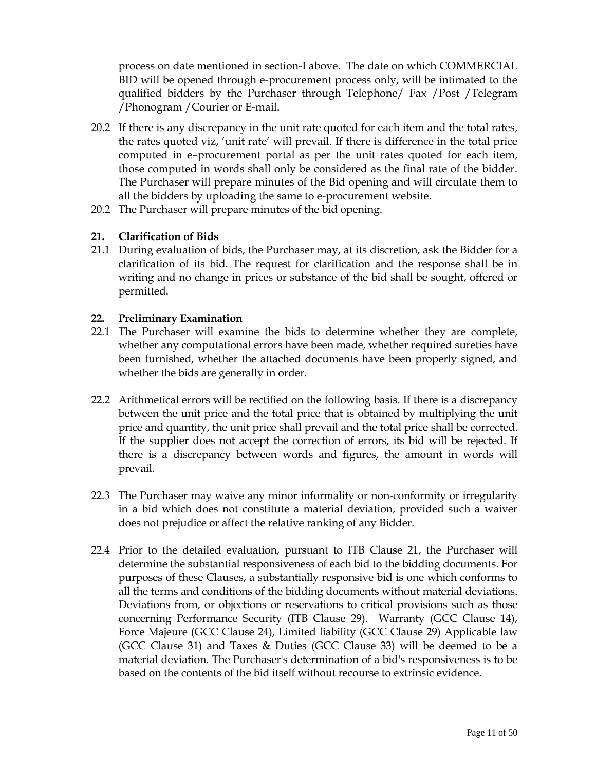process on date mentioned in section-I above. The date on which COMMERCIAL BID will be opened through e-procurement process only, will be intimated to the qualified bidders by the Purchaser through Telephone/ Fax /Post /Telegram /Phonogram /Courier or E-mail.

20.2 If there is any discrepancy in the unit rate quoted for each item and the total rates, the rates quoted viz, 'unit rate' will prevail. If there is difference in the total price computed in e–procurement portal as per the unit rates quoted for each item, those computed in words shall only be considered as the final rate of the bidder. The Purchaser will prepare minutes of the Bid opening and will circulate them to all the bidders by uploading the same to e-procurement website.

20.2 The Purchaser will prepare minutes of the bid opening.

**21. Clarification of Bids**

21.1 During evaluation of bids, the Purchaser may, at its discretion, ask the Bidder for a clarification of its bid. The request for clarification and the response shall be in writing and no change in prices or substance of the bid shall be sought, offered or permitted.

**22. Preliminary Examination**

22.1 The Purchaser will examine the bids to determine whether they are complete, whether any computational errors have been made, whether required sureties have been furnished, whether the attached documents have been properly signed, and whether the bids are generally in order.

22.2 Arithmetical errors will be rectified on the following basis. If there is a discrepancy between the unit price and the total price that is obtained by multiplying the unit price and quantity, the unit price shall prevail and the total price shall be corrected. If the supplier does not accept the correction of errors, its bid will be rejected. If there is a discrepancy between words and figures, the amount in words will prevail.

22.3 The Purchaser may waive any minor informality or non-conformity or irregularity in a bid which does not constitute a material deviation, provided such a waiver does not prejudice or affect the relative ranking of any Bidder.

22.4 Prior to the detailed evaluation, pursuant to ITB Clause 21, the Purchaser will determine the substantial responsiveness of each bid to the bidding documents. For purposes of these Clauses, a substantially responsive bid is one which conforms to all the terms and conditions of the bidding documents without material deviations. Deviations from, or objections or reservations to critical provisions such as those concerning Performance Security (ITB Clause 29). Warranty (GCC Clause 14), Force Majeure (GCC Clause 24), Limited liability (GCC Clause 29) Applicable law (GCC Clause 31) and Taxes & Duties (GCC Clause 33) will be deemed to be a material deviation. The Purchaser's determination of a bid's responsiveness is to be based on the contents of the bid itself without recourse to extrinsic evidence.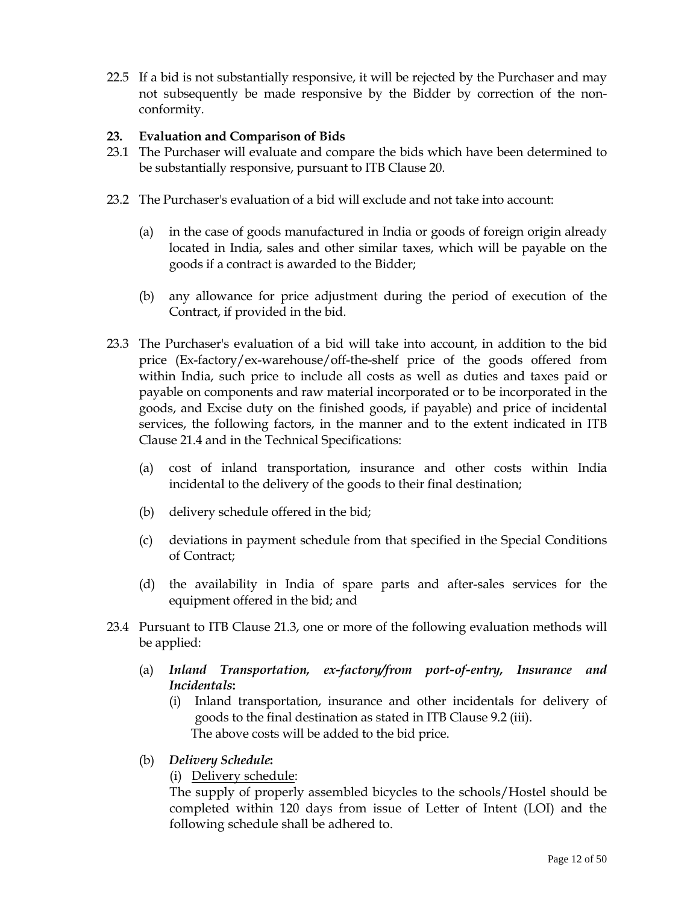22.5 If a bid is not substantially responsive, it will be rejected by the Purchaser and may not subsequently be made responsive by the Bidder by correction of the non-conformity.

## 23. Evaluation and Comparison of Bids

23.1 The Purchaser will evaluate and compare the bids which have been determined to be substantially responsive, pursuant to ITB Clause 20.

23.2 The Purchaser's evaluation of a bid will exclude and not take into account:

(a) in the case of goods manufactured in India or goods of foreign origin already located in India, sales and other similar taxes, which will be payable on the goods if a contract is awarded to the Bidder;

(b) any allowance for price adjustment during the period of execution of the Contract, if provided in the bid.

23.3 The Purchaser's evaluation of a bid will take into account, in addition to the bid price (Ex-factory/ex-warehouse/off-the-shelf price of the goods offered from within India, such price to include all costs as well as duties and taxes paid or payable on components and raw material incorporated or to be incorporated in the goods, and Excise duty on the finished goods, if payable) and price of incidental services, the following factors, in the manner and to the extent indicated in ITB Clause 21.4 and in the Technical Specifications:

(a) cost of inland transportation, insurance and other costs within India incidental to the delivery of the goods to their final destination;

(b) delivery schedule offered in the bid;

(c) deviations in payment schedule from that specified in the Special Conditions of Contract;

(d) the availability in India of spare parts and after-sales services for the equipment offered in the bid; and

23.4 Pursuant to ITB Clause 21.3, one or more of the following evaluation methods will be applied:

(a) ***Inland Transportation, ex-factory/from port-of-entry, Insurance and Incidentals*:**

(i) Inland transportation, insurance and other incidentals for delivery of goods to the final destination as stated in ITB Clause 9.2 (iii).
The above costs will be added to the bid price.

(b) ***Delivery Schedule*:**

(i) Delivery schedule:
The supply of properly assembled bicycles to the schools/Hostel should be completed within 120 days from issue of Letter of Intent (LOI) and the following schedule shall be adhered to.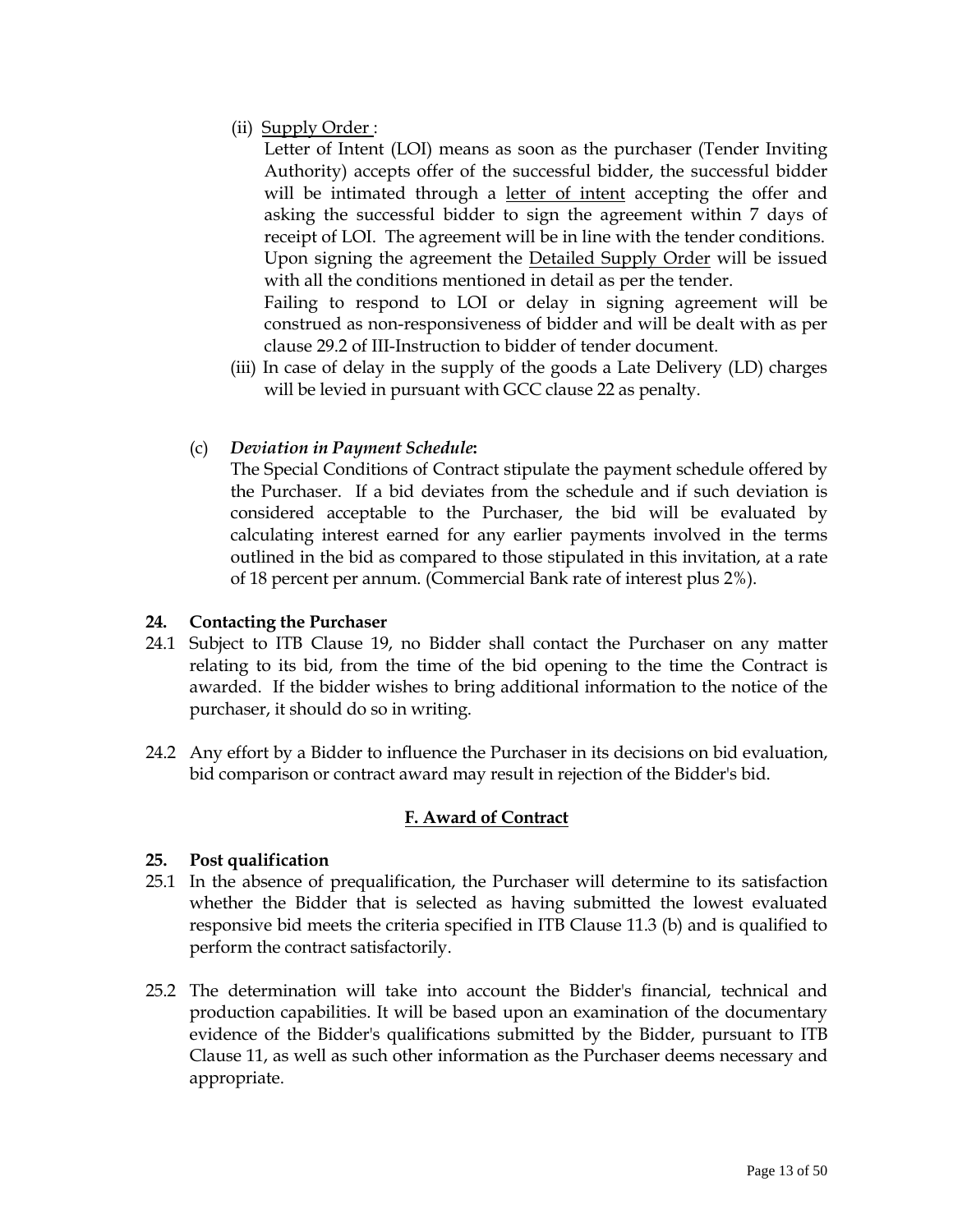(ii) Supply Order :

Letter of Intent (LOI) means as soon as the purchaser (Tender Inviting Authority) accepts offer of the successful bidder, the successful bidder will be intimated through a letter of intent accepting the offer and asking the successful bidder to sign the agreement within 7 days of receipt of LOI. The agreement will be in line with the tender conditions. Upon signing the agreement the Detailed Supply Order will be issued with all the conditions mentioned in detail as per the tender.

Failing to respond to LOI or delay in signing agreement will be construed as non-responsiveness of bidder and will be dealt with as per clause 29.2 of III-Instruction to bidder of tender document.

(iii) In case of delay in the supply of the goods a Late Delivery (LD) charges will be levied in pursuant with GCC clause 22 as penalty.

(c) ***Deviation in Payment Schedule*:**

The Special Conditions of Contract stipulate the payment schedule offered by the Purchaser. If a bid deviates from the schedule and if such deviation is considered acceptable to the Purchaser, the bid will be evaluated by calculating interest earned for any earlier payments involved in the terms outlined in the bid as compared to those stipulated in this invitation, at a rate of 18 percent per annum. (Commercial Bank rate of interest plus 2%).

**24. Contacting the Purchaser**

24.1 Subject to ITB Clause 19, no Bidder shall contact the Purchaser on any matter relating to its bid, from the time of the bid opening to the time the Contract is awarded. If the bidder wishes to bring additional information to the notice of the purchaser, it should do so in writing.

24.2 Any effort by a Bidder to influence the Purchaser in its decisions on bid evaluation, bid comparison or contract award may result in rejection of the Bidder's bid.

## F. Award of Contract

**25. Post qualification**

25.1 In the absence of prequalification, the Purchaser will determine to its satisfaction whether the Bidder that is selected as having submitted the lowest evaluated responsive bid meets the criteria specified in ITB Clause 11.3 (b) and is qualified to perform the contract satisfactorily.

25.2 The determination will take into account the Bidder's financial, technical and production capabilities. It will be based upon an examination of the documentary evidence of the Bidder's qualifications submitted by the Bidder, pursuant to ITB Clause 11, as well as such other information as the Purchaser deems necessary and appropriate.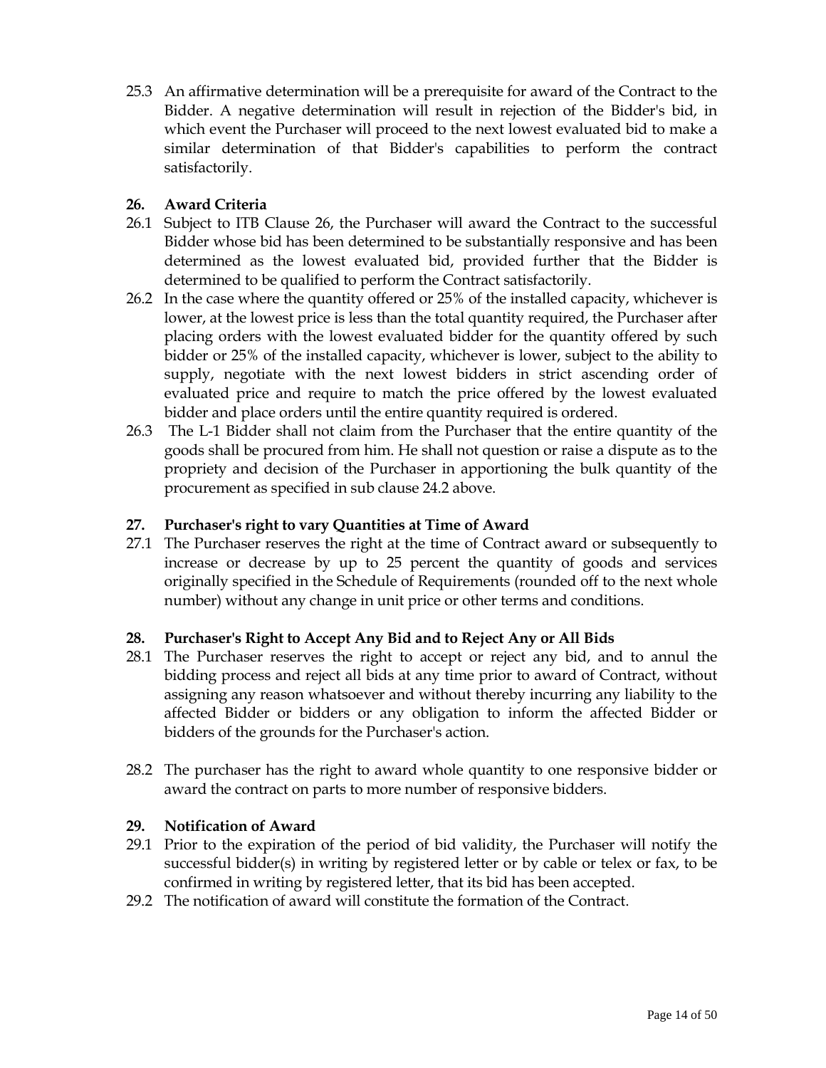25.3 An affirmative determination will be a prerequisite for award of the Contract to the Bidder. A negative determination will result in rejection of the Bidder's bid, in which event the Purchaser will proceed to the next lowest evaluated bid to make a similar determination of that Bidder's capabilities to perform the contract satisfactorily.

**26. Award Criteria**

26.1 Subject to ITB Clause 26, the Purchaser will award the Contract to the successful Bidder whose bid has been determined to be substantially responsive and has been determined as the lowest evaluated bid, provided further that the Bidder is determined to be qualified to perform the Contract satisfactorily.

26.2 In the case where the quantity offered or 25% of the installed capacity, whichever is lower, at the lowest price is less than the total quantity required, the Purchaser after placing orders with the lowest evaluated bidder for the quantity offered by such bidder or 25% of the installed capacity, whichever is lower, subject to the ability to supply, negotiate with the next lowest bidders in strict ascending order of evaluated price and require to match the price offered by the lowest evaluated bidder and place orders until the entire quantity required is ordered.

26.3 The L-1 Bidder shall not claim from the Purchaser that the entire quantity of the goods shall be procured from him. He shall not question or raise a dispute as to the propriety and decision of the Purchaser in apportioning the bulk quantity of the procurement as specified in sub clause 24.2 above.

**27. Purchaser's right to vary Quantities at Time of Award**

27.1 The Purchaser reserves the right at the time of Contract award or subsequently to increase or decrease by up to 25 percent the quantity of goods and services originally specified in the Schedule of Requirements (rounded off to the next whole number) without any change in unit price or other terms and conditions.

**28. Purchaser's Right to Accept Any Bid and to Reject Any or All Bids**

28.1 The Purchaser reserves the right to accept or reject any bid, and to annul the bidding process and reject all bids at any time prior to award of Contract, without assigning any reason whatsoever and without thereby incurring any liability to the affected Bidder or bidders or any obligation to inform the affected Bidder or bidders of the grounds for the Purchaser's action.

28.2 The purchaser has the right to award whole quantity to one responsive bidder or award the contract on parts to more number of responsive bidders.

**29. Notification of Award**

29.1 Prior to the expiration of the period of bid validity, the Purchaser will notify the successful bidder(s) in writing by registered letter or by cable or telex or fax, to be confirmed in writing by registered letter, that its bid has been accepted.

29.2 The notification of award will constitute the formation of the Contract.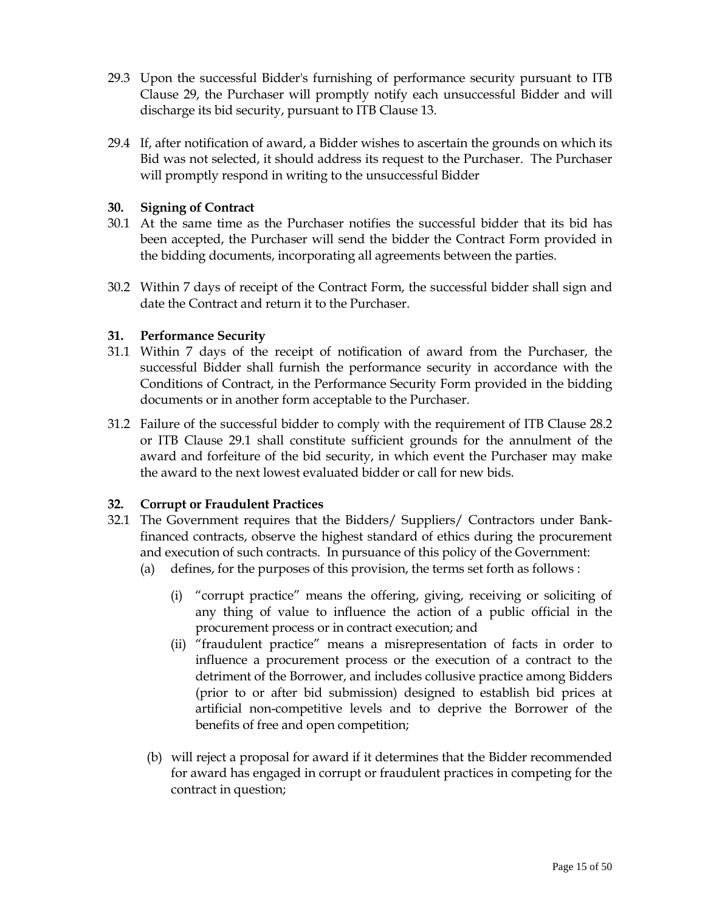29.3 Upon the successful Bidder's furnishing of performance security pursuant to ITB Clause 29, the Purchaser will promptly notify each unsuccessful Bidder and will discharge its bid security, pursuant to ITB Clause 13.

29.4 If, after notification of award, a Bidder wishes to ascertain the grounds on which its Bid was not selected, it should address its request to the Purchaser. The Purchaser will promptly respond in writing to the unsuccessful Bidder

### 30. Signing of Contract

30.1 At the same time as the Purchaser notifies the successful bidder that its bid has been accepted, the Purchaser will send the bidder the Contract Form provided in the bidding documents, incorporating all agreements between the parties.

30.2 Within 7 days of receipt of the Contract Form, the successful bidder shall sign and date the Contract and return it to the Purchaser.

### 31. Performance Security

31.1 Within 7 days of the receipt of notification of award from the Purchaser, the successful Bidder shall furnish the performance security in accordance with the Conditions of Contract, in the Performance Security Form provided in the bidding documents or in another form acceptable to the Purchaser.

31.2 Failure of the successful bidder to comply with the requirement of ITB Clause 28.2 or ITB Clause 29.1 shall constitute sufficient grounds for the annulment of the award and forfeiture of the bid security, in which event the Purchaser may make the award to the next lowest evaluated bidder or call for new bids.

### 32. Corrupt or Fraudulent Practices

32.1 The Government requires that the Bidders/ Suppliers/ Contractors under Bank-financed contracts, observe the highest standard of ethics during the procurement and execution of such contracts. In pursuance of this policy of the Government:

(a) defines, for the purposes of this provision, the terms set forth as follows :

(i) "corrupt practice" means the offering, giving, receiving or soliciting of any thing of value to influence the action of a public official in the procurement process or in contract execution; and

(ii) "fraudulent practice" means a misrepresentation of facts in order to influence a procurement process or the execution of a contract to the detriment of the Borrower, and includes collusive practice among Bidders (prior to or after bid submission) designed to establish bid prices at artificial non-competitive levels and to deprive the Borrower of the benefits of free and open competition;

(b) will reject a proposal for award if it determines that the Bidder recommended for award has engaged in corrupt or fraudulent practices in competing for the contract in question;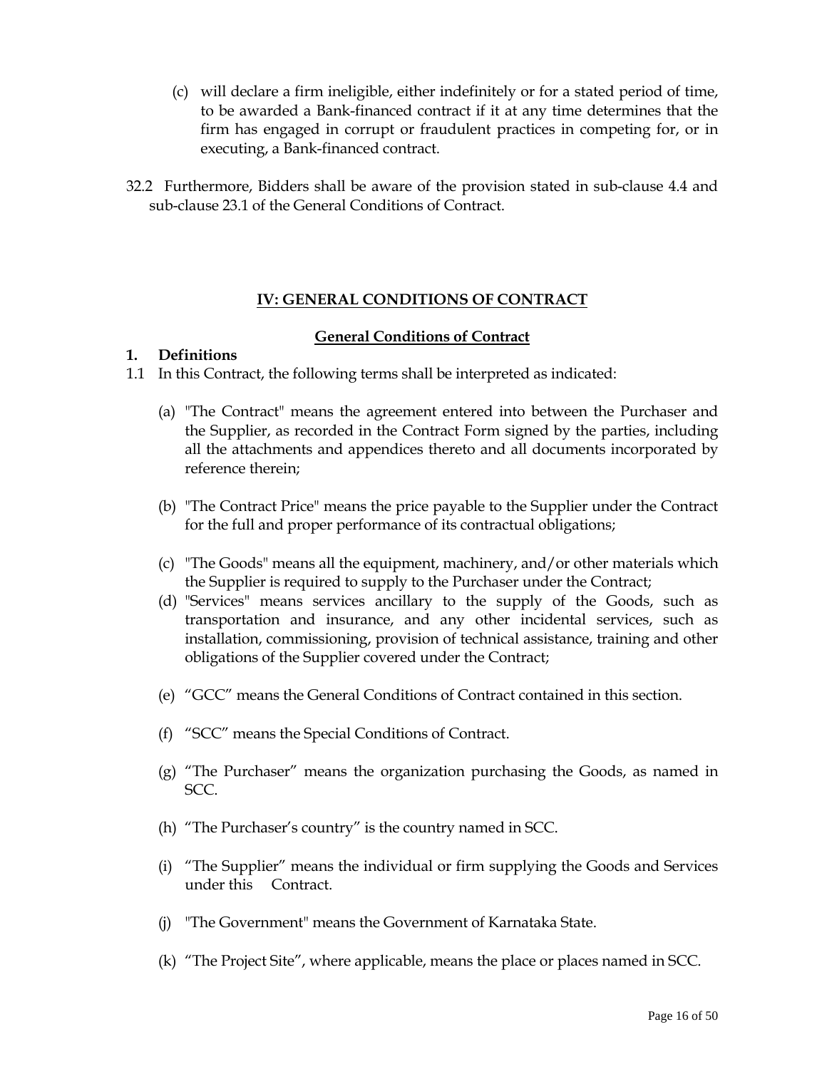(c) will declare a firm ineligible, either indefinitely or for a stated period of time, to be awarded a Bank-financed contract if it at any time determines that the firm has engaged in corrupt or fraudulent practices in competing for, or in executing, a Bank-financed contract.

32.2 Furthermore, Bidders shall be aware of the provision stated in sub-clause 4.4 and sub-clause 23.1 of the General Conditions of Contract.

## IV: GENERAL CONDITIONS OF CONTRACT

### General Conditions of Contract

**1. Definitions**

1.1 In this Contract, the following terms shall be interpreted as indicated:

(a) "The Contract" means the agreement entered into between the Purchaser and the Supplier, as recorded in the Contract Form signed by the parties, including all the attachments and appendices thereto and all documents incorporated by reference therein;

(b) "The Contract Price" means the price payable to the Supplier under the Contract for the full and proper performance of its contractual obligations;

(c) "The Goods" means all the equipment, machinery, and/or other materials which the Supplier is required to supply to the Purchaser under the Contract;

(d) "Services" means services ancillary to the supply of the Goods, such as transportation and insurance, and any other incidental services, such as installation, commissioning, provision of technical assistance, training and other obligations of the Supplier covered under the Contract;

(e) "GCC" means the General Conditions of Contract contained in this section.

(f) "SCC" means the Special Conditions of Contract.

(g) "The Purchaser" means the organization purchasing the Goods, as named in SCC.

(h) "The Purchaser's country" is the country named in SCC.

(i) "The Supplier" means the individual or firm supplying the Goods and Services under this Contract.

(j) "The Government" means the Government of Karnataka State.

(k) "The Project Site", where applicable, means the place or places named in SCC.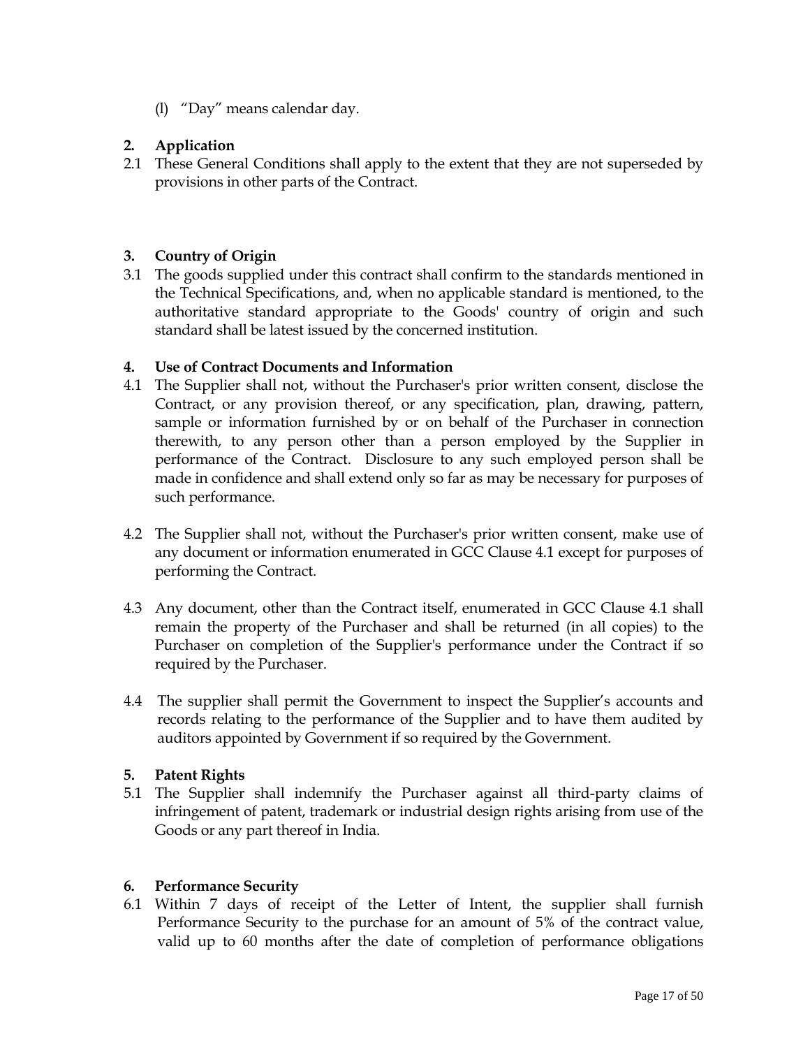(l) "Day" means calendar day.

**2. Application**

2.1 These General Conditions shall apply to the extent that they are not superseded by provisions in other parts of the Contract.

**3. Country of Origin**

3.1 The goods supplied under this contract shall confirm to the standards mentioned in the Technical Specifications, and, when no applicable standard is mentioned, to the authoritative standard appropriate to the Goods' country of origin and such standard shall be latest issued by the concerned institution.

**4. Use of Contract Documents and Information**

4.1 The Supplier shall not, without the Purchaser's prior written consent, disclose the Contract, or any provision thereof, or any specification, plan, drawing, pattern, sample or information furnished by or on behalf of the Purchaser in connection therewith, to any person other than a person employed by the Supplier in performance of the Contract. Disclosure to any such employed person shall be made in confidence and shall extend only so far as may be necessary for purposes of such performance.

4.2 The Supplier shall not, without the Purchaser's prior written consent, make use of any document or information enumerated in GCC Clause 4.1 except for purposes of performing the Contract.

4.3 Any document, other than the Contract itself, enumerated in GCC Clause 4.1 shall remain the property of the Purchaser and shall be returned (in all copies) to the Purchaser on completion of the Supplier's performance under the Contract if so required by the Purchaser.

4.4 The supplier shall permit the Government to inspect the Supplier's accounts and records relating to the performance of the Supplier and to have them audited by auditors appointed by Government if so required by the Government.

**5. Patent Rights**

5.1 The Supplier shall indemnify the Purchaser against all third-party claims of infringement of patent, trademark or industrial design rights arising from use of the Goods or any part thereof in India.

**6. Performance Security**

6.1 Within 7 days of receipt of the Letter of Intent, the supplier shall furnish Performance Security to the purchase for an amount of 5% of the contract value, valid up to 60 months after the date of completion of performance obligations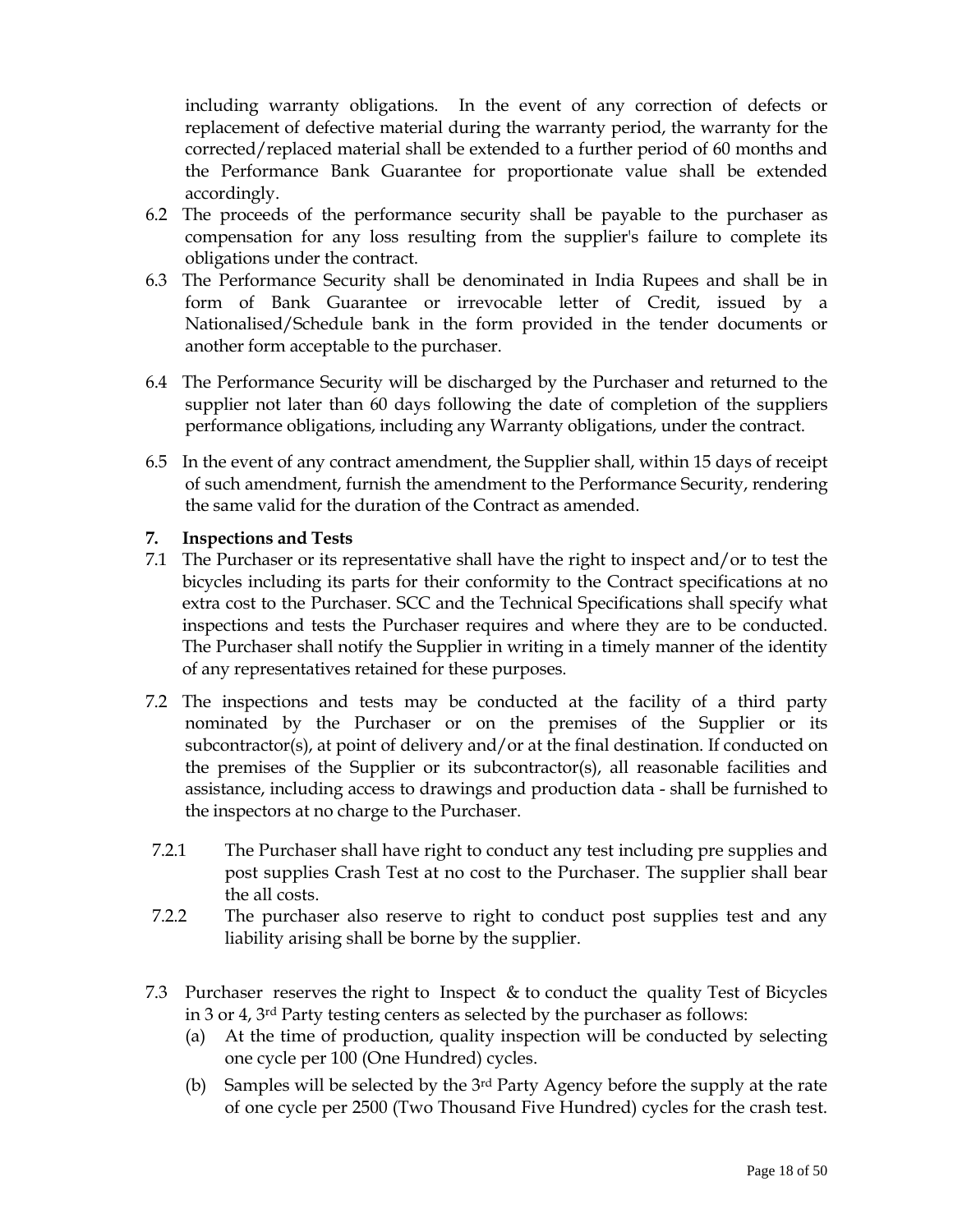including warranty obligations. In the event of any correction of defects or replacement of defective material during the warranty period, the warranty for the corrected/replaced material shall be extended to a further period of 60 months and the Performance Bank Guarantee for proportionate value shall be extended accordingly.

6.2 The proceeds of the performance security shall be payable to the purchaser as compensation for any loss resulting from the supplier's failure to complete its obligations under the contract.

6.3 The Performance Security shall be denominated in India Rupees and shall be in form of Bank Guarantee or irrevocable letter of Credit, issued by a Nationalised/Schedule bank in the form provided in the tender documents or another form acceptable to the purchaser.

6.4 The Performance Security will be discharged by the Purchaser and returned to the supplier not later than 60 days following the date of completion of the suppliers performance obligations, including any Warranty obligations, under the contract.

6.5 In the event of any contract amendment, the Supplier shall, within 15 days of receipt of such amendment, furnish the amendment to the Performance Security, rendering the same valid for the duration of the Contract as amended.

**7. Inspections and Tests**

7.1 The Purchaser or its representative shall have the right to inspect and/or to test the bicycles including its parts for their conformity to the Contract specifications at no extra cost to the Purchaser. SCC and the Technical Specifications shall specify what inspections and tests the Purchaser requires and where they are to be conducted. The Purchaser shall notify the Supplier in writing in a timely manner of the identity of any representatives retained for these purposes.

7.2 The inspections and tests may be conducted at the facility of a third party nominated by the Purchaser or on the premises of the Supplier or its subcontractor(s), at point of delivery and/or at the final destination. If conducted on the premises of the Supplier or its subcontractor(s), all reasonable facilities and assistance, including access to drawings and production data - shall be furnished to the inspectors at no charge to the Purchaser.

7.2.1 The Purchaser shall have right to conduct any test including pre supplies and post supplies Crash Test at no cost to the Purchaser. The supplier shall bear the all costs.

7.2.2 The purchaser also reserve to right to conduct post supplies test and any liability arising shall be borne by the supplier.

7.3 Purchaser reserves the right to Inspect & to conduct the quality Test of Bicycles in 3 or 4, 3rd Party testing centers as selected by the purchaser as follows:

(a) At the time of production, quality inspection will be conducted by selecting one cycle per 100 (One Hundred) cycles.

(b) Samples will be selected by the 3rd Party Agency before the supply at the rate of one cycle per 2500 (Two Thousand Five Hundred) cycles for the crash test.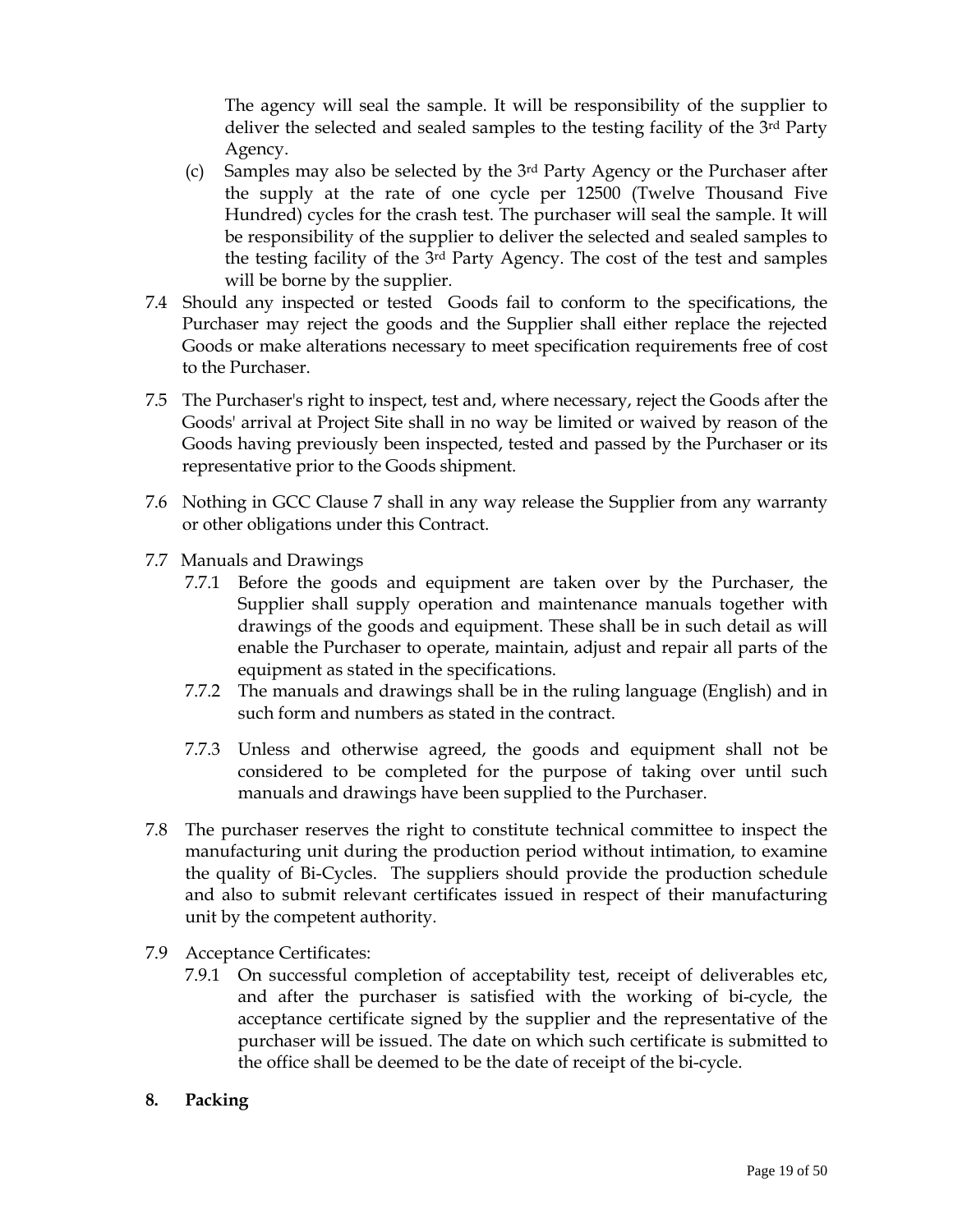The agency will seal the sample. It will be responsibility of the supplier to deliver the selected and sealed samples to the testing facility of the 3rd Party Agency.

(c) Samples may also be selected by the 3rd Party Agency or the Purchaser after the supply at the rate of one cycle per 12500 (Twelve Thousand Five Hundred) cycles for the crash test. The purchaser will seal the sample. It will be responsibility of the supplier to deliver the selected and sealed samples to the testing facility of the 3rd Party Agency. The cost of the test and samples will be borne by the supplier.

7.4 Should any inspected or tested Goods fail to conform to the specifications, the Purchaser may reject the goods and the Supplier shall either replace the rejected Goods or make alterations necessary to meet specification requirements free of cost to the Purchaser.

7.5 The Purchaser's right to inspect, test and, where necessary, reject the Goods after the Goods' arrival at Project Site shall in no way be limited or waived by reason of the Goods having previously been inspected, tested and passed by the Purchaser or its representative prior to the Goods shipment.

7.6 Nothing in GCC Clause 7 shall in any way release the Supplier from any warranty or other obligations under this Contract.

7.7 Manuals and Drawings

7.7.1 Before the goods and equipment are taken over by the Purchaser, the Supplier shall supply operation and maintenance manuals together with drawings of the goods and equipment. These shall be in such detail as will enable the Purchaser to operate, maintain, adjust and repair all parts of the equipment as stated in the specifications.

7.7.2 The manuals and drawings shall be in the ruling language (English) and in such form and numbers as stated in the contract.

7.7.3 Unless and otherwise agreed, the goods and equipment shall not be considered to be completed for the purpose of taking over until such manuals and drawings have been supplied to the Purchaser.

7.8 The purchaser reserves the right to constitute technical committee to inspect the manufacturing unit during the production period without intimation, to examine the quality of Bi-Cycles. The suppliers should provide the production schedule and also to submit relevant certificates issued in respect of their manufacturing unit by the competent authority.

7.9 Acceptance Certificates:

7.9.1 On successful completion of acceptability test, receipt of deliverables etc, and after the purchaser is satisfied with the working of bi-cycle, the acceptance certificate signed by the supplier and the representative of the purchaser will be issued. The date on which such certificate is submitted to the office shall be deemed to be the date of receipt of the bi-cycle.

**8. Packing**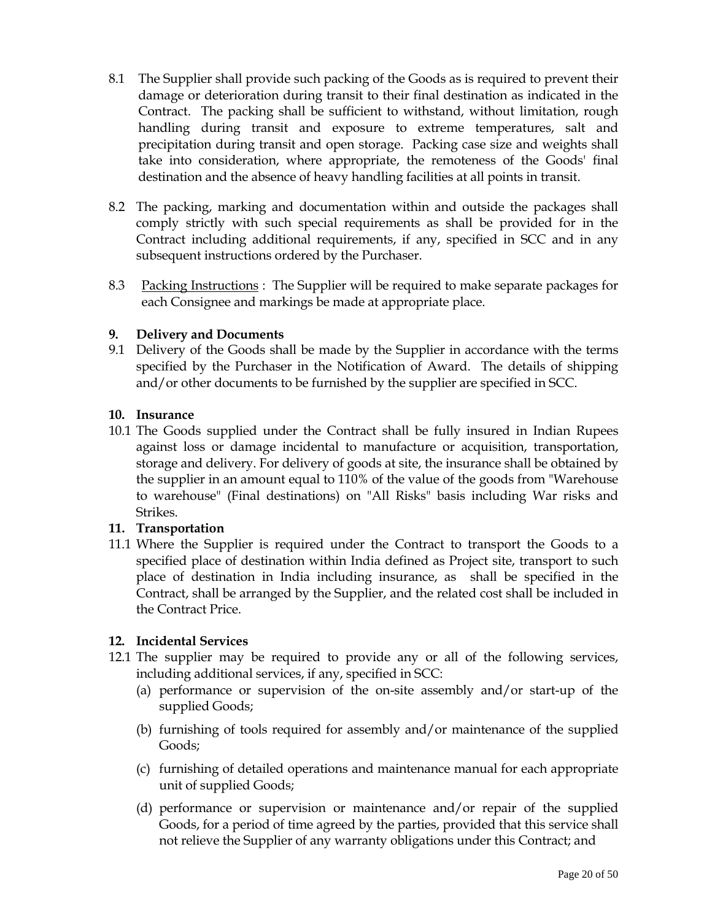8.1 The Supplier shall provide such packing of the Goods as is required to prevent their damage or deterioration during transit to their final destination as indicated in the Contract. The packing shall be sufficient to withstand, without limitation, rough handling during transit and exposure to extreme temperatures, salt and precipitation during transit and open storage. Packing case size and weights shall take into consideration, where appropriate, the remoteness of the Goods' final destination and the absence of heavy handling facilities at all points in transit.

8.2 The packing, marking and documentation within and outside the packages shall comply strictly with such special requirements as shall be provided for in the Contract including additional requirements, if any, specified in SCC and in any subsequent instructions ordered by the Purchaser.

8.3 Packing Instructions : The Supplier will be required to make separate packages for each Consignee and markings be made at appropriate place.

**9. Delivery and Documents**

9.1 Delivery of the Goods shall be made by the Supplier in accordance with the terms specified by the Purchaser in the Notification of Award. The details of shipping and/or other documents to be furnished by the supplier are specified in SCC.

**10. Insurance**

10.1 The Goods supplied under the Contract shall be fully insured in Indian Rupees against loss or damage incidental to manufacture or acquisition, transportation, storage and delivery. For delivery of goods at site, the insurance shall be obtained by the supplier in an amount equal to 110% of the value of the goods from "Warehouse to warehouse" (Final destinations) on "All Risks" basis including War risks and Strikes.

**11. Transportation**

11.1 Where the Supplier is required under the Contract to transport the Goods to a specified place of destination within India defined as Project site, transport to such place of destination in India including insurance, as shall be specified in the Contract, shall be arranged by the Supplier, and the related cost shall be included in the Contract Price.

**12. Incidental Services**

12.1 The supplier may be required to provide any or all of the following services, including additional services, if any, specified in SCC:

(a) performance or supervision of the on-site assembly and/or start-up of the supplied Goods;

(b) furnishing of tools required for assembly and/or maintenance of the supplied Goods;

(c) furnishing of detailed operations and maintenance manual for each appropriate unit of supplied Goods;

(d) performance or supervision or maintenance and/or repair of the supplied Goods, for a period of time agreed by the parties, provided that this service shall not relieve the Supplier of any warranty obligations under this Contract; and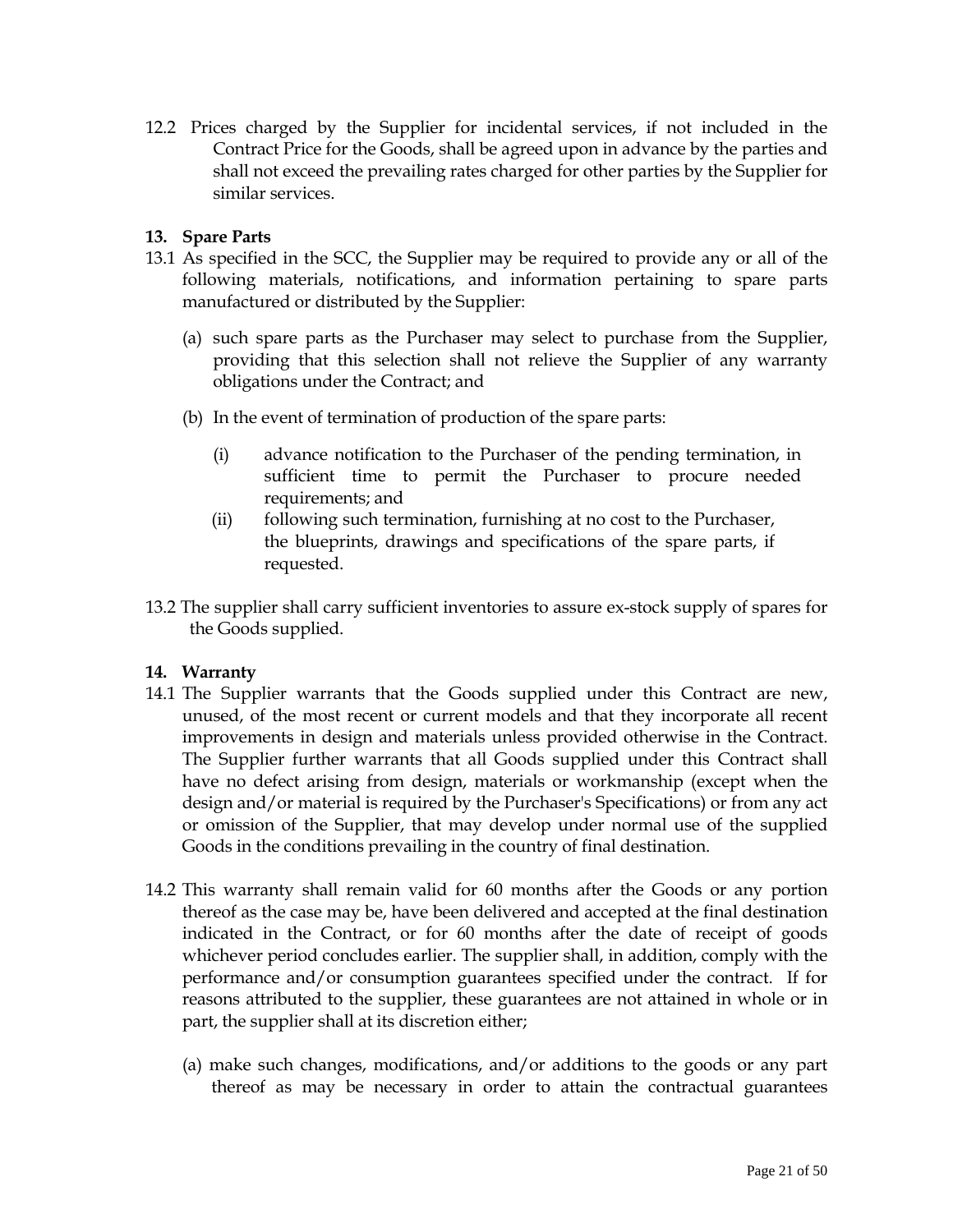12.2 Prices charged by the Supplier for incidental services, if not included in the Contract Price for the Goods, shall be agreed upon in advance by the parties and shall not exceed the prevailing rates charged for other parties by the Supplier for similar services.

**13. Spare Parts**

13.1 As specified in the SCC, the Supplier may be required to provide any or all of the following materials, notifications, and information pertaining to spare parts manufactured or distributed by the Supplier:

(a) such spare parts as the Purchaser may select to purchase from the Supplier, providing that this selection shall not relieve the Supplier of any warranty obligations under the Contract; and

(b) In the event of termination of production of the spare parts:

(i) advance notification to the Purchaser of the pending termination, in sufficient time to permit the Purchaser to procure needed requirements; and

(ii) following such termination, furnishing at no cost to the Purchaser, the blueprints, drawings and specifications of the spare parts, if requested.

13.2 The supplier shall carry sufficient inventories to assure ex-stock supply of spares for the Goods supplied.

**14. Warranty**

14.1 The Supplier warrants that the Goods supplied under this Contract are new, unused, of the most recent or current models and that they incorporate all recent improvements in design and materials unless provided otherwise in the Contract. The Supplier further warrants that all Goods supplied under this Contract shall have no defect arising from design, materials or workmanship (except when the design and/or material is required by the Purchaser's Specifications) or from any act or omission of the Supplier, that may develop under normal use of the supplied Goods in the conditions prevailing in the country of final destination.

14.2 This warranty shall remain valid for 60 months after the Goods or any portion thereof as the case may be, have been delivered and accepted at the final destination indicated in the Contract, or for 60 months after the date of receipt of goods whichever period concludes earlier. The supplier shall, in addition, comply with the performance and/or consumption guarantees specified under the contract. If for reasons attributed to the supplier, these guarantees are not attained in whole or in part, the supplier shall at its discretion either;

(a) make such changes, modifications, and/or additions to the goods or any part thereof as may be necessary in order to attain the contractual guarantees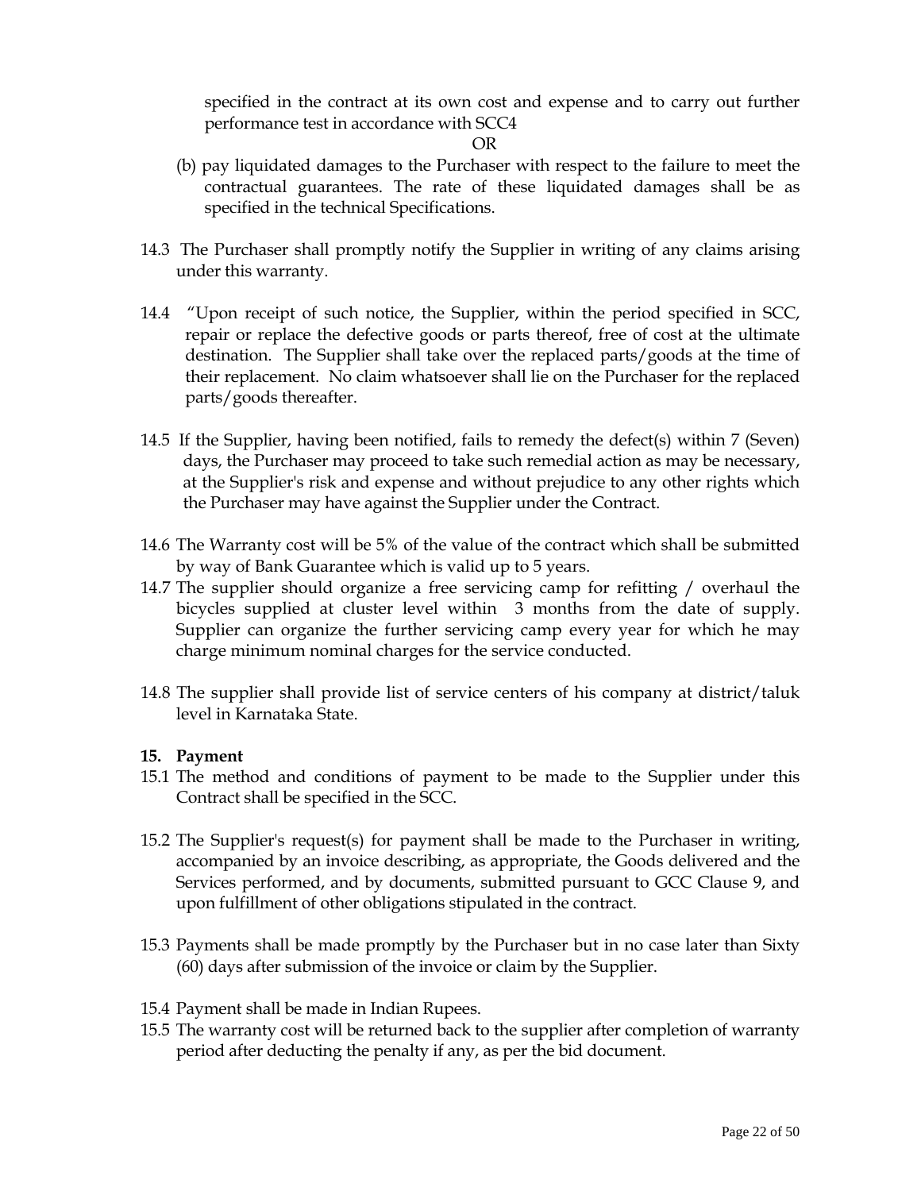specified in the contract at its own cost and expense and to carry out further performance test in accordance with SCC4

OR

(b) pay liquidated damages to the Purchaser with respect to the failure to meet the contractual guarantees. The rate of these liquidated damages shall be as specified in the technical Specifications.

14.3 The Purchaser shall promptly notify the Supplier in writing of any claims arising under this warranty.

14.4 "Upon receipt of such notice, the Supplier, within the period specified in SCC, repair or replace the defective goods or parts thereof, free of cost at the ultimate destination. The Supplier shall take over the replaced parts/goods at the time of their replacement. No claim whatsoever shall lie on the Purchaser for the replaced parts/goods thereafter.

14.5 If the Supplier, having been notified, fails to remedy the defect(s) within 7 (Seven) days, the Purchaser may proceed to take such remedial action as may be necessary, at the Supplier's risk and expense and without prejudice to any other rights which the Purchaser may have against the Supplier under the Contract.

14.6 The Warranty cost will be 5% of the value of the contract which shall be submitted by way of Bank Guarantee which is valid up to 5 years.

14.7 The supplier should organize a free servicing camp for refitting / overhaul the bicycles supplied at cluster level within 3 months from the date of supply. Supplier can organize the further servicing camp every year for which he may charge minimum nominal charges for the service conducted.

14.8 The supplier shall provide list of service centers of his company at district/taluk level in Karnataka State.

**15. Payment**

15.1 The method and conditions of payment to be made to the Supplier under this Contract shall be specified in the SCC.

15.2 The Supplier's request(s) for payment shall be made to the Purchaser in writing, accompanied by an invoice describing, as appropriate, the Goods delivered and the Services performed, and by documents, submitted pursuant to GCC Clause 9, and upon fulfillment of other obligations stipulated in the contract.

15.3 Payments shall be made promptly by the Purchaser but in no case later than Sixty (60) days after submission of the invoice or claim by the Supplier.

15.4 Payment shall be made in Indian Rupees.

15.5 The warranty cost will be returned back to the supplier after completion of warranty period after deducting the penalty if any, as per the bid document.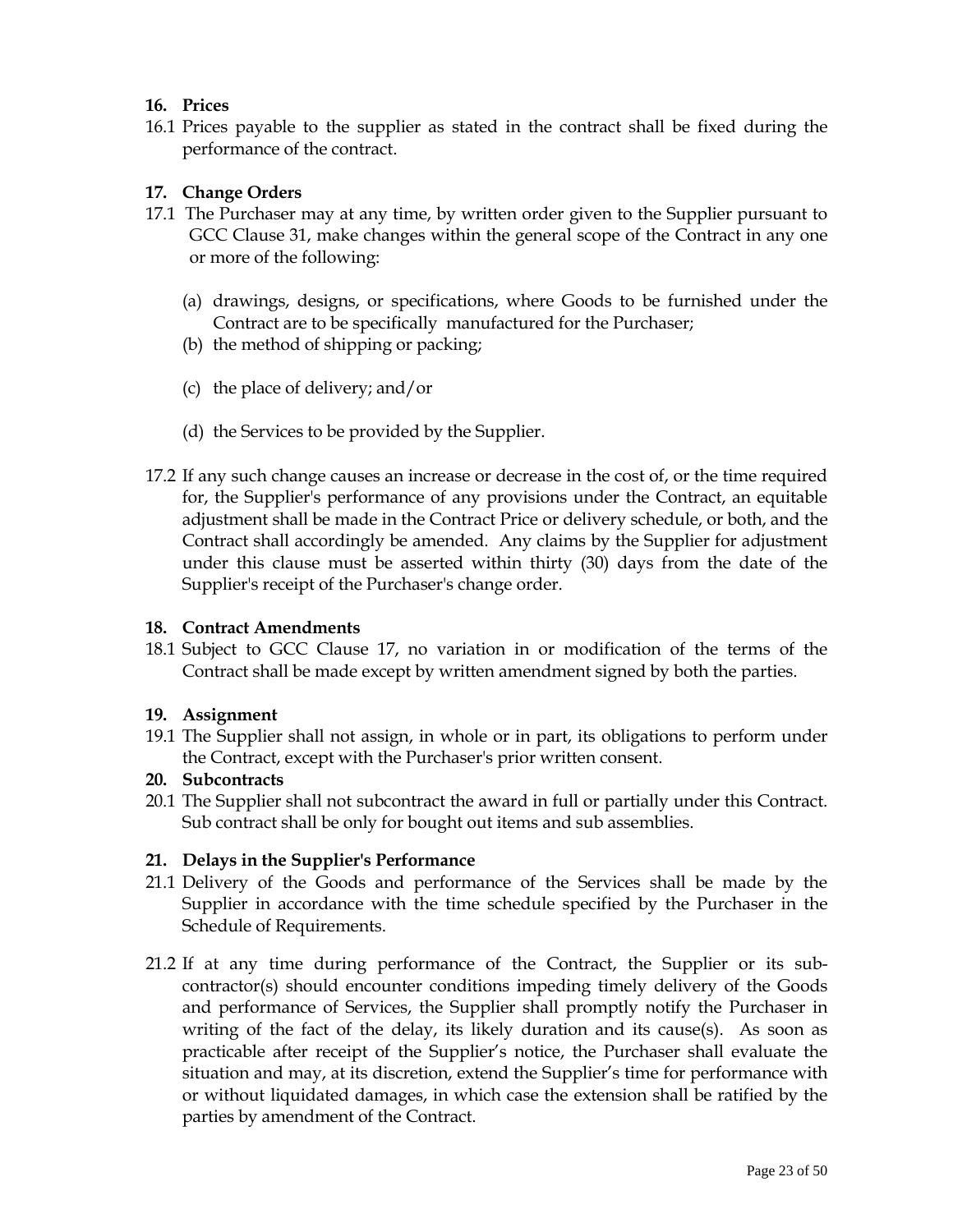### 16. Prices

16.1 Prices payable to the supplier as stated in the contract shall be fixed during the performance of the contract.

### 17. Change Orders

17.1 The Purchaser may at any time, by written order given to the Supplier pursuant to GCC Clause 31, make changes within the general scope of the Contract in any one or more of the following:

(a) drawings, designs, or specifications, where Goods to be furnished under the Contract are to be specifically manufactured for the Purchaser;

(b) the method of shipping or packing;

(c) the place of delivery; and/or

(d) the Services to be provided by the Supplier.

17.2 If any such change causes an increase or decrease in the cost of, or the time required for, the Supplier's performance of any provisions under the Contract, an equitable adjustment shall be made in the Contract Price or delivery schedule, or both, and the Contract shall accordingly be amended. Any claims by the Supplier for adjustment under this clause must be asserted within thirty (30) days from the date of the Supplier's receipt of the Purchaser's change order.

### 18. Contract Amendments

18.1 Subject to GCC Clause 17, no variation in or modification of the terms of the Contract shall be made except by written amendment signed by both the parties.

### 19. Assignment

19.1 The Supplier shall not assign, in whole or in part, its obligations to perform under the Contract, except with the Purchaser's prior written consent.

### 20. Subcontracts

20.1 The Supplier shall not subcontract the award in full or partially under this Contract. Sub contract shall be only for bought out items and sub assemblies.

### 21. Delays in the Supplier's Performance

21.1 Delivery of the Goods and performance of the Services shall be made by the Supplier in accordance with the time schedule specified by the Purchaser in the Schedule of Requirements.

21.2 If at any time during performance of the Contract, the Supplier or its sub-contractor(s) should encounter conditions impeding timely delivery of the Goods and performance of Services, the Supplier shall promptly notify the Purchaser in writing of the fact of the delay, its likely duration and its cause(s). As soon as practicable after receipt of the Supplier's notice, the Purchaser shall evaluate the situation and may, at its discretion, extend the Supplier's time for performance with or without liquidated damages, in which case the extension shall be ratified by the parties by amendment of the Contract.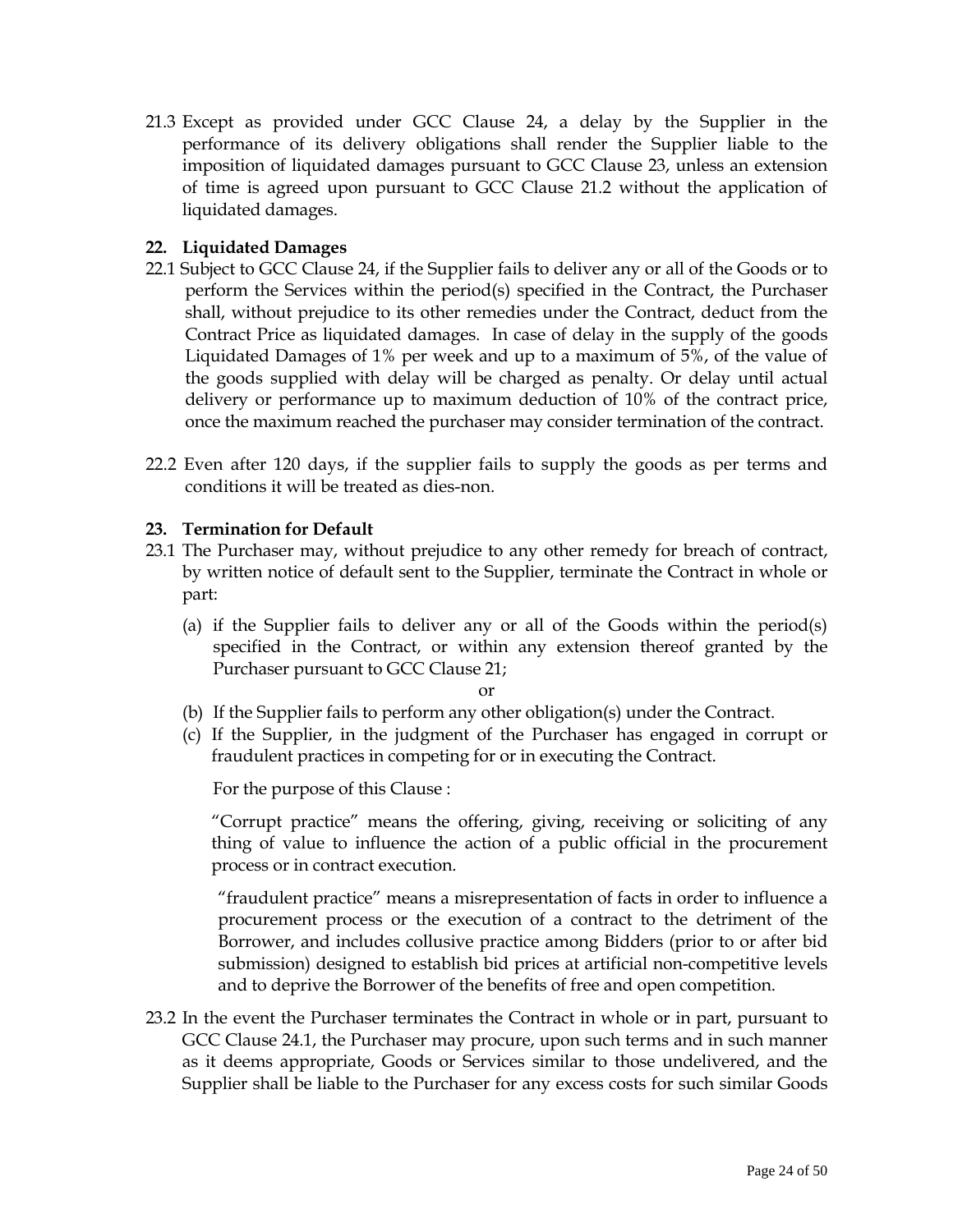21.3 Except as provided under GCC Clause 24, a delay by the Supplier in the performance of its delivery obligations shall render the Supplier liable to the imposition of liquidated damages pursuant to GCC Clause 23, unless an extension of time is agreed upon pursuant to GCC Clause 21.2 without the application of liquidated damages.

**22. Liquidated Damages**

22.1 Subject to GCC Clause 24, if the Supplier fails to deliver any or all of the Goods or to perform the Services within the period(s) specified in the Contract, the Purchaser shall, without prejudice to its other remedies under the Contract, deduct from the Contract Price as liquidated damages. In case of delay in the supply of the goods Liquidated Damages of 1% per week and up to a maximum of 5%, of the value of the goods supplied with delay will be charged as penalty. Or delay until actual delivery or performance up to maximum deduction of 10% of the contract price, once the maximum reached the purchaser may consider termination of the contract.

22.2 Even after 120 days, if the supplier fails to supply the goods as per terms and conditions it will be treated as dies-non.

**23. Termination for Default**

23.1 The Purchaser may, without prejudice to any other remedy for breach of contract, by written notice of default sent to the Supplier, terminate the Contract in whole or part:

(a) if the Supplier fails to deliver any or all of the Goods within the period(s) specified in the Contract, or within any extension thereof granted by the Purchaser pursuant to GCC Clause 21;

or

(b) If the Supplier fails to perform any other obligation(s) under the Contract.

(c) If the Supplier, in the judgment of the Purchaser has engaged in corrupt or fraudulent practices in competing for or in executing the Contract.

For the purpose of this Clause :

"Corrupt practice" means the offering, giving, receiving or soliciting of any thing of value to influence the action of a public official in the procurement process or in contract execution.

"fraudulent practice" means a misrepresentation of facts in order to influence a procurement process or the execution of a contract to the detriment of the Borrower, and includes collusive practice among Bidders (prior to or after bid submission) designed to establish bid prices at artificial non-competitive levels and to deprive the Borrower of the benefits of free and open competition.

23.2 In the event the Purchaser terminates the Contract in whole or in part, pursuant to GCC Clause 24.1, the Purchaser may procure, upon such terms and in such manner as it deems appropriate, Goods or Services similar to those undelivered, and the Supplier shall be liable to the Purchaser for any excess costs for such similar Goods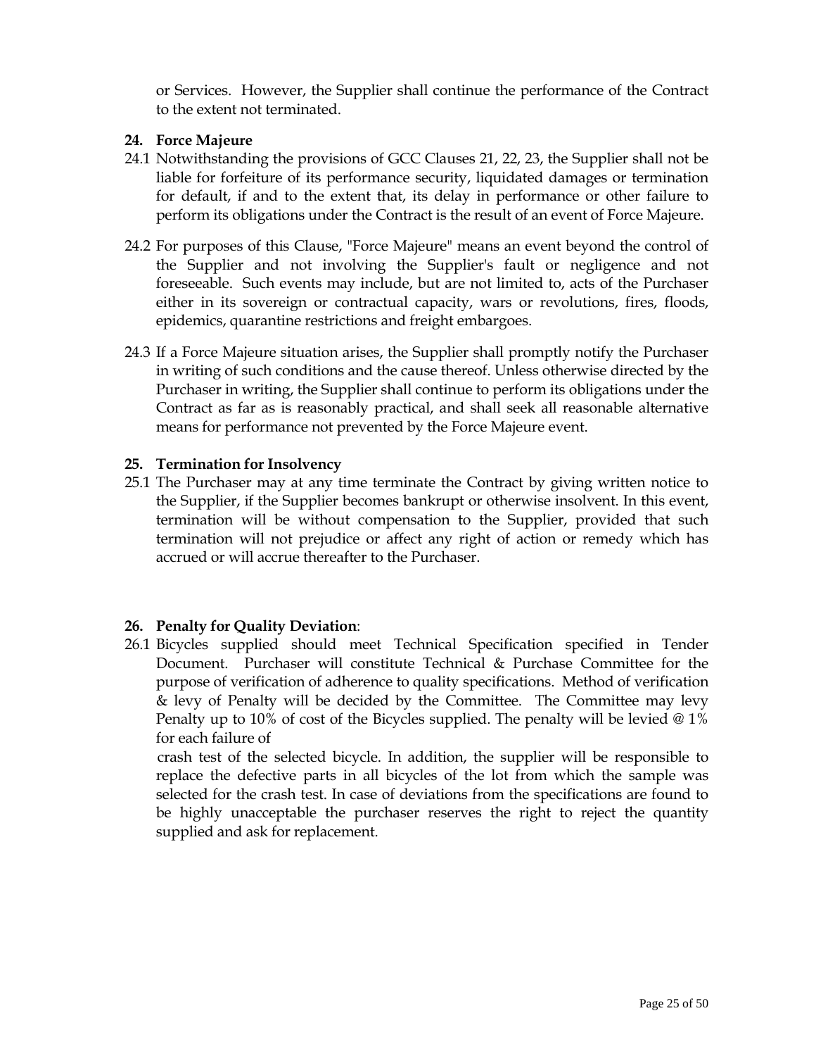or Services. However, the Supplier shall continue the performance of the Contract to the extent not terminated.

**24. Force Majeure**

24.1 Notwithstanding the provisions of GCC Clauses 21, 22, 23, the Supplier shall not be liable for forfeiture of its performance security, liquidated damages or termination for default, if and to the extent that, its delay in performance or other failure to perform its obligations under the Contract is the result of an event of Force Majeure.

24.2 For purposes of this Clause, "Force Majeure" means an event beyond the control of the Supplier and not involving the Supplier's fault or negligence and not foreseeable. Such events may include, but are not limited to, acts of the Purchaser either in its sovereign or contractual capacity, wars or revolutions, fires, floods, epidemics, quarantine restrictions and freight embargoes.

24.3 If a Force Majeure situation arises, the Supplier shall promptly notify the Purchaser in writing of such conditions and the cause thereof. Unless otherwise directed by the Purchaser in writing, the Supplier shall continue to perform its obligations under the Contract as far as is reasonably practical, and shall seek all reasonable alternative means for performance not prevented by the Force Majeure event.

**25. Termination for Insolvency**

25.1 The Purchaser may at any time terminate the Contract by giving written notice to the Supplier, if the Supplier becomes bankrupt or otherwise insolvent. In this event, termination will be without compensation to the Supplier, provided that such termination will not prejudice or affect any right of action or remedy which has accrued or will accrue thereafter to the Purchaser.

**26. Penalty for Quality Deviation**:

26.1 Bicycles supplied should meet Technical Specification specified in Tender Document. Purchaser will constitute Technical & Purchase Committee for the purpose of verification of adherence to quality specifications. Method of verification & levy of Penalty will be decided by the Committee. The Committee may levy Penalty up to 10% of cost of the Bicycles supplied. The penalty will be levied @ 1% for each failure of

crash test of the selected bicycle. In addition, the supplier will be responsible to replace the defective parts in all bicycles of the lot from which the sample was selected for the crash test. In case of deviations from the specifications are found to be highly unacceptable the purchaser reserves the right to reject the quantity supplied and ask for replacement.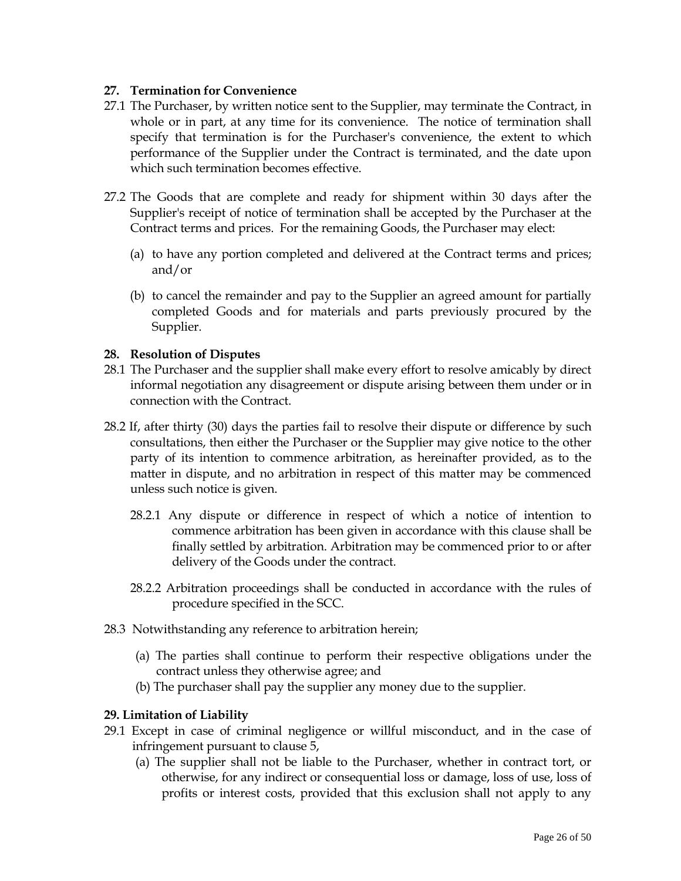### 27. Termination for Convenience

27.1 The Purchaser, by written notice sent to the Supplier, may terminate the Contract, in whole or in part, at any time for its convenience. The notice of termination shall specify that termination is for the Purchaser's convenience, the extent to which performance of the Supplier under the Contract is terminated, and the date upon which such termination becomes effective.

27.2 The Goods that are complete and ready for shipment within 30 days after the Supplier's receipt of notice of termination shall be accepted by the Purchaser at the Contract terms and prices. For the remaining Goods, the Purchaser may elect:

(a) to have any portion completed and delivered at the Contract terms and prices; and/or

(b) to cancel the remainder and pay to the Supplier an agreed amount for partially completed Goods and for materials and parts previously procured by the Supplier.

### 28. Resolution of Disputes

28.1 The Purchaser and the supplier shall make every effort to resolve amicably by direct informal negotiation any disagreement or dispute arising between them under or in connection with the Contract.

28.2 If, after thirty (30) days the parties fail to resolve their dispute or difference by such consultations, then either the Purchaser or the Supplier may give notice to the other party of its intention to commence arbitration, as hereinafter provided, as to the matter in dispute, and no arbitration in respect of this matter may be commenced unless such notice is given.

28.2.1 Any dispute or difference in respect of which a notice of intention to commence arbitration has been given in accordance with this clause shall be finally settled by arbitration. Arbitration may be commenced prior to or after delivery of the Goods under the contract.

28.2.2 Arbitration proceedings shall be conducted in accordance with the rules of procedure specified in the SCC.

28.3 Notwithstanding any reference to arbitration herein;

(a) The parties shall continue to perform their respective obligations under the contract unless they otherwise agree; and

(b) The purchaser shall pay the supplier any money due to the supplier.

### 29. Limitation of Liability

29.1 Except in case of criminal negligence or willful misconduct, and in the case of infringement pursuant to clause 5,

(a) The supplier shall not be liable to the Purchaser, whether in contract tort, or otherwise, for any indirect or consequential loss or damage, loss of use, loss of profits or interest costs, provided that this exclusion shall not apply to any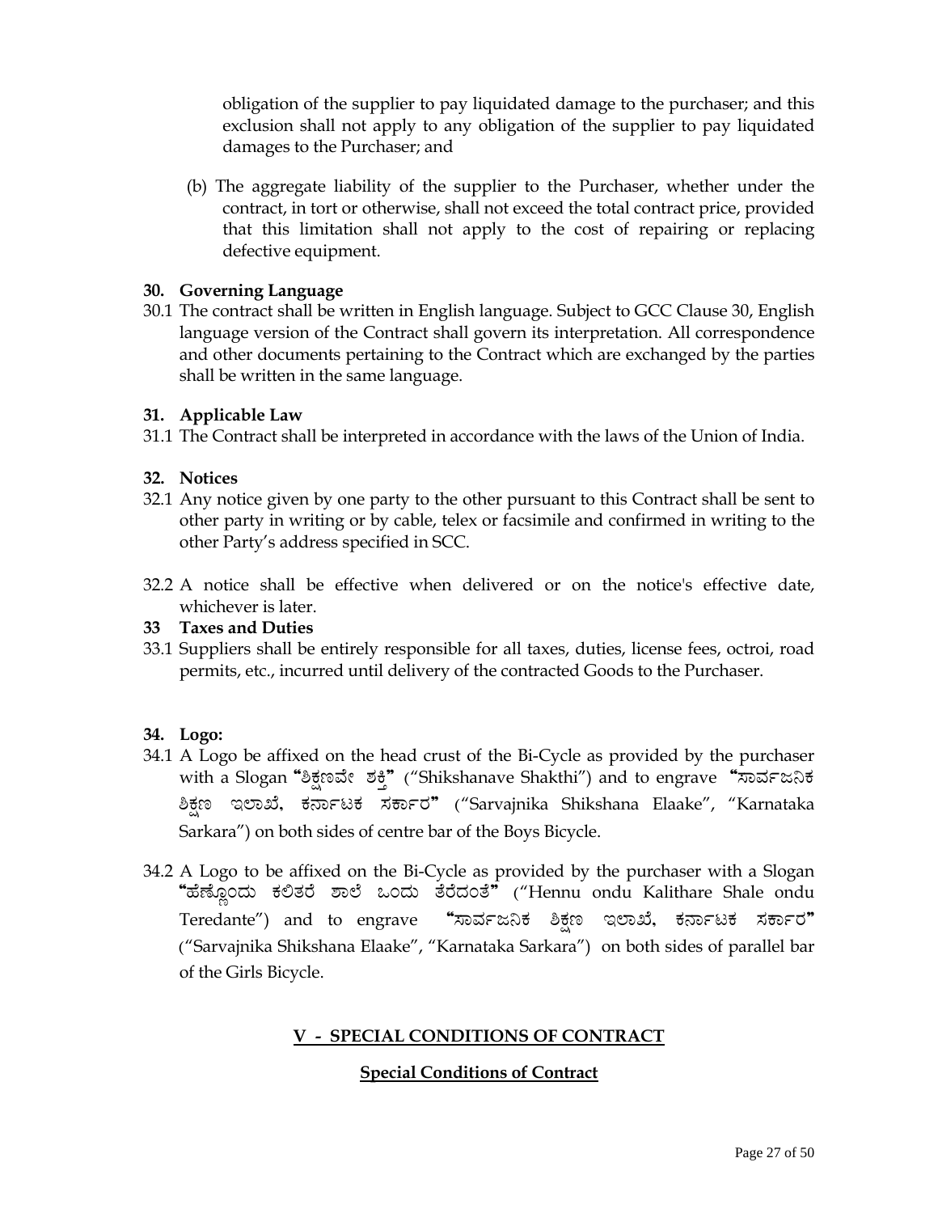obligation of the supplier to pay liquidated damage to the purchaser; and this exclusion shall not apply to any obligation of the supplier to pay liquidated damages to the Purchaser; and

(b) The aggregate liability of the supplier to the Purchaser, whether under the contract, in tort or otherwise, shall not exceed the total contract price, provided that this limitation shall not apply to the cost of repairing or replacing defective equipment.

**30. Governing Language**

30.1 The contract shall be written in English language. Subject to GCC Clause 30, English language version of the Contract shall govern its interpretation. All correspondence and other documents pertaining to the Contract which are exchanged by the parties shall be written in the same language.

**31. Applicable Law**

31.1 The Contract shall be interpreted in accordance with the laws of the Union of India.

**32. Notices**

32.1 Any notice given by one party to the other pursuant to this Contract shall be sent to other party in writing or by cable, telex or facsimile and confirmed in writing to the other Party's address specified in SCC.

32.2 A notice shall be effective when delivered or on the notice's effective date, whichever is later.

**33 Taxes and Duties**

33.1 Suppliers shall be entirely responsible for all taxes, duties, license fees, octroi, road permits, etc., incurred until delivery of the contracted Goods to the Purchaser.

**34. Logo:**

34.1 A Logo be affixed on the head crust of the Bi-Cycle as provided by the purchaser with a Slogan **"ಶಿಕ್ಷಣವೇ ಶಕ್ತಿ"** ("Shikshanave Shakthi") and to engrave **"ಸಾರ್ವಜನಿಕ ಶಿಕ್ಷಣ ಇಲಾಖೆ, ಕರ್ನಾಟಕ ಸರ್ಕಾರ"** ("Sarvajnika Shikshana Elaake", "Karnataka Sarkara") on both sides of centre bar of the Boys Bicycle.

34.2 A Logo to be affixed on the Bi-Cycle as provided by the purchaser with a Slogan **"ಹೆಣ್ಣೊಂದು ಕಲಿತರೆ ಶಾಲೆ ಒಂದು ತೆರೆದಂತೆ"** ("Hennu ondu Kalithare Shale ondu Teredante") and to engrave **"ಸಾರ್ವಜನಿಕ ಶಿಕ್ಷಣ ಇಲಾಖೆ, ಕರ್ನಾಟಕ ಸರ್ಕಾರ"** ("Sarvajnika Shikshana Elaake", "Karnataka Sarkara") on both sides of parallel bar of the Girls Bicycle.

## V - SPECIAL CONDITIONS OF CONTRACT

### Special Conditions of Contract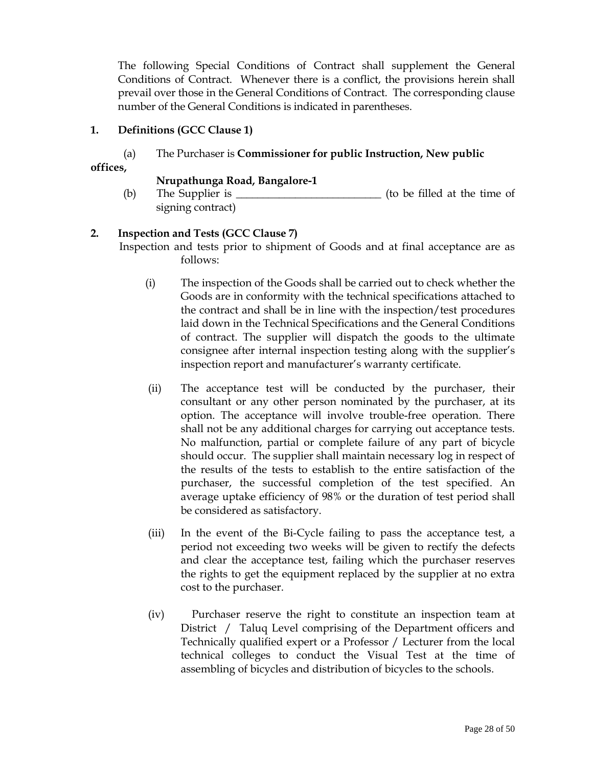The following Special Conditions of Contract shall supplement the General Conditions of Contract. Whenever there is a conflict, the provisions herein shall prevail over those in the General Conditions of Contract. The corresponding clause number of the General Conditions is indicated in parentheses.

**1. Definitions (GCC Clause 1)**

(a) The Purchaser is **Commissioner for public Instruction, New public offices, Nrupathunga Road, Bangalore-1**

(b) The Supplier is ___________________________ (to be filled at the time of signing contract)

**2. Inspection and Tests (GCC Clause 7)**

Inspection and tests prior to shipment of Goods and at final acceptance are as follows:

(i) The inspection of the Goods shall be carried out to check whether the Goods are in conformity with the technical specifications attached to the contract and shall be in line with the inspection/test procedures laid down in the Technical Specifications and the General Conditions of contract. The supplier will dispatch the goods to the ultimate consignee after internal inspection testing along with the supplier's inspection report and manufacturer's warranty certificate.

(ii) The acceptance test will be conducted by the purchaser, their consultant or any other person nominated by the purchaser, at its option. The acceptance will involve trouble-free operation. There shall not be any additional charges for carrying out acceptance tests. No malfunction, partial or complete failure of any part of bicycle should occur. The supplier shall maintain necessary log in respect of the results of the tests to establish to the entire satisfaction of the purchaser, the successful completion of the test specified. An average uptake efficiency of 98% or the duration of test period shall be considered as satisfactory.

(iii) In the event of the Bi-Cycle failing to pass the acceptance test, a period not exceeding two weeks will be given to rectify the defects and clear the acceptance test, failing which the purchaser reserves the rights to get the equipment replaced by the supplier at no extra cost to the purchaser.

(iv) Purchaser reserve the right to constitute an inspection team at District / Taluq Level comprising of the Department officers and Technically qualified expert or a Professor / Lecturer from the local technical colleges to conduct the Visual Test at the time of assembling of bicycles and distribution of bicycles to the schools.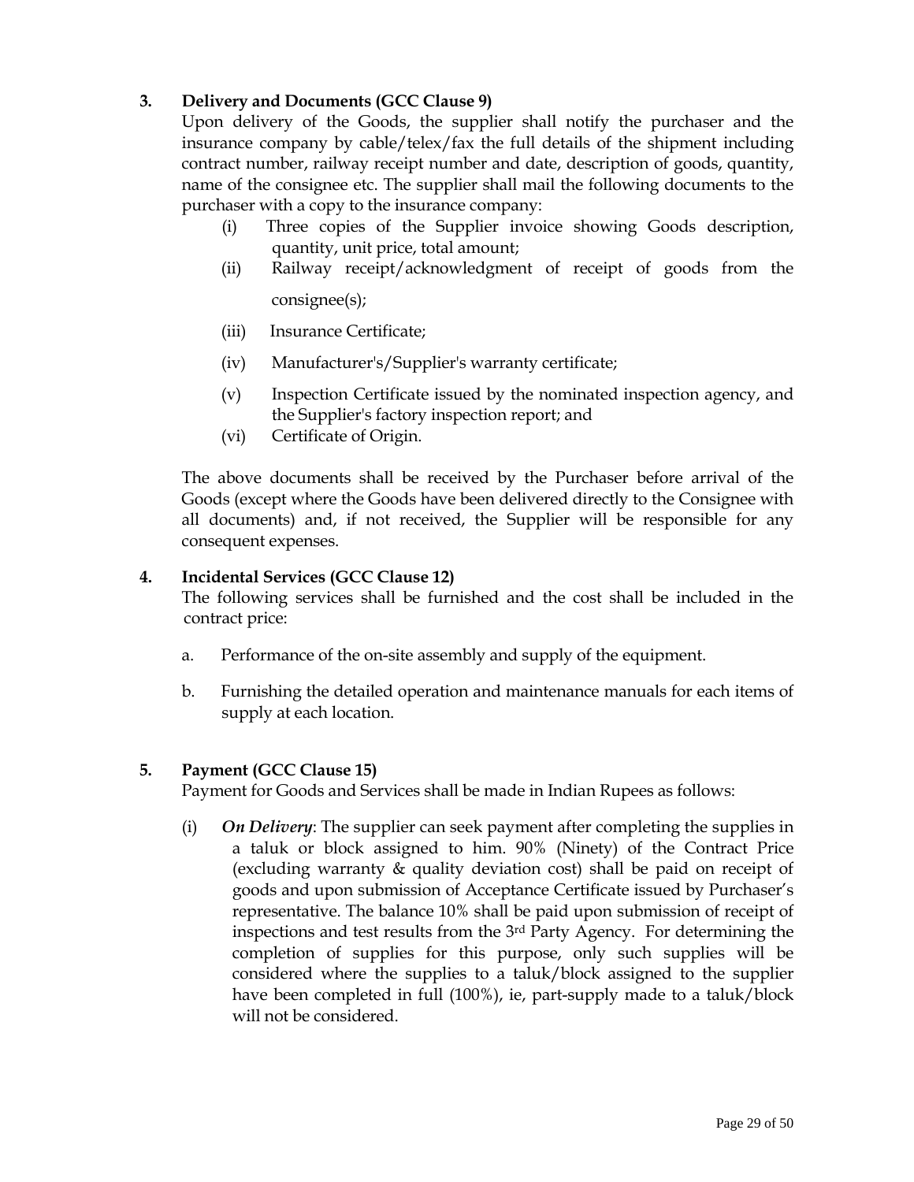**3. Delivery and Documents (GCC Clause 9)**

Upon delivery of the Goods, the supplier shall notify the purchaser and the insurance company by cable/telex/fax the full details of the shipment including contract number, railway receipt number and date, description of goods, quantity, name of the consignee etc. The supplier shall mail the following documents to the purchaser with a copy to the insurance company:

(i) Three copies of the Supplier invoice showing Goods description, quantity, unit price, total amount;

(ii) Railway receipt/acknowledgment of receipt of goods from the consignee(s);

(iii) Insurance Certificate;

(iv) Manufacturer's/Supplier's warranty certificate;

(v) Inspection Certificate issued by the nominated inspection agency, and the Supplier's factory inspection report; and

(vi) Certificate of Origin.

The above documents shall be received by the Purchaser before arrival of the Goods (except where the Goods have been delivered directly to the Consignee with all documents) and, if not received, the Supplier will be responsible for any consequent expenses.

**4. Incidental Services (GCC Clause 12)**

The following services shall be furnished and the cost shall be included in the contract price:

a. Performance of the on-site assembly and supply of the equipment.

b. Furnishing the detailed operation and maintenance manuals for each items of supply at each location.

**5. Payment (GCC Clause 15)**

Payment for Goods and Services shall be made in Indian Rupees as follows:

(i) ***On Delivery***: The supplier can seek payment after completing the supplies in a taluk or block assigned to him. 90% (Ninety) of the Contract Price (excluding warranty & quality deviation cost) shall be paid on receipt of goods and upon submission of Acceptance Certificate issued by Purchaser's representative. The balance 10% shall be paid upon submission of receipt of inspections and test results from the 3rd Party Agency. For determining the completion of supplies for this purpose, only such supplies will be considered where the supplies to a taluk/block assigned to the supplier have been completed in full (100%), ie, part-supply made to a taluk/block will not be considered.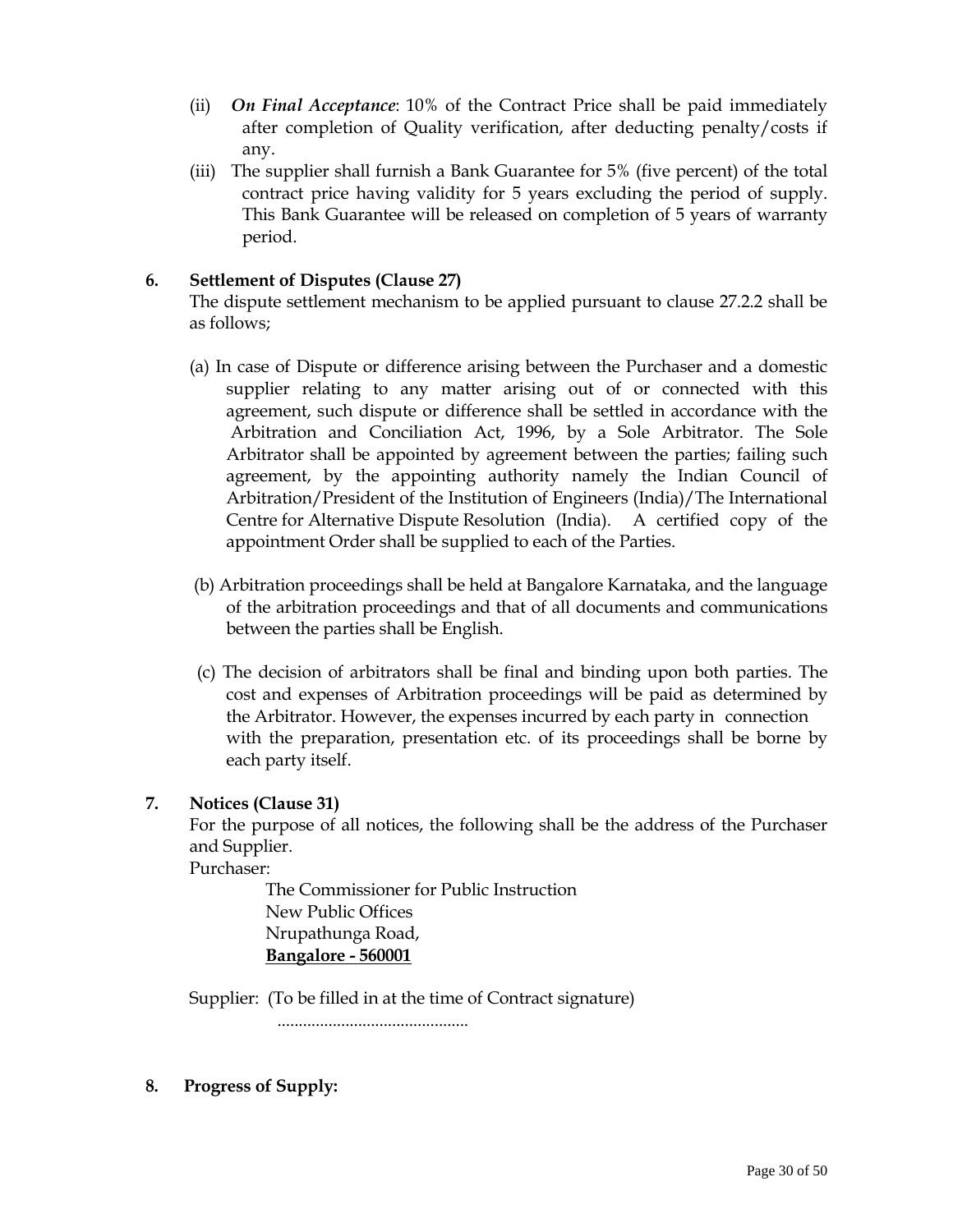(ii) ***On Final Acceptance***: 10% of the Contract Price shall be paid immediately after completion of Quality verification, after deducting penalty/costs if any.

(iii) The supplier shall furnish a Bank Guarantee for 5% (five percent) of the total contract price having validity for 5 years excluding the period of supply. This Bank Guarantee will be released on completion of 5 years of warranty period.

**6. Settlement of Disputes (Clause 27)**

The dispute settlement mechanism to be applied pursuant to clause 27.2.2 shall be as follows;

(a) In case of Dispute or difference arising between the Purchaser and a domestic supplier relating to any matter arising out of or connected with this agreement, such dispute or difference shall be settled in accordance with the Arbitration and Conciliation Act, 1996, by a Sole Arbitrator. The Sole Arbitrator shall be appointed by agreement between the parties; failing such agreement, by the appointing authority namely the Indian Council of Arbitration/President of the Institution of Engineers (India)/The International Centre for Alternative Dispute Resolution (India). A certified copy of the appointment Order shall be supplied to each of the Parties.

(b) Arbitration proceedings shall be held at Bangalore Karnataka, and the language of the arbitration proceedings and that of all documents and communications between the parties shall be English.

(c) The decision of arbitrators shall be final and binding upon both parties. The cost and expenses of Arbitration proceedings will be paid as determined by the Arbitrator. However, the expenses incurred by each party in connection with the preparation, presentation etc. of its proceedings shall be borne by each party itself.

**7. Notices (Clause 31)**

For the purpose of all notices, the following shall be the address of the Purchaser and Supplier.

Purchaser:

The Commissioner for Public Instruction
New Public Offices
Nrupathunga Road,
**Bangalore - 560001**

Supplier: (To be filled in at the time of Contract signature)

............................................

**8. Progress of Supply:**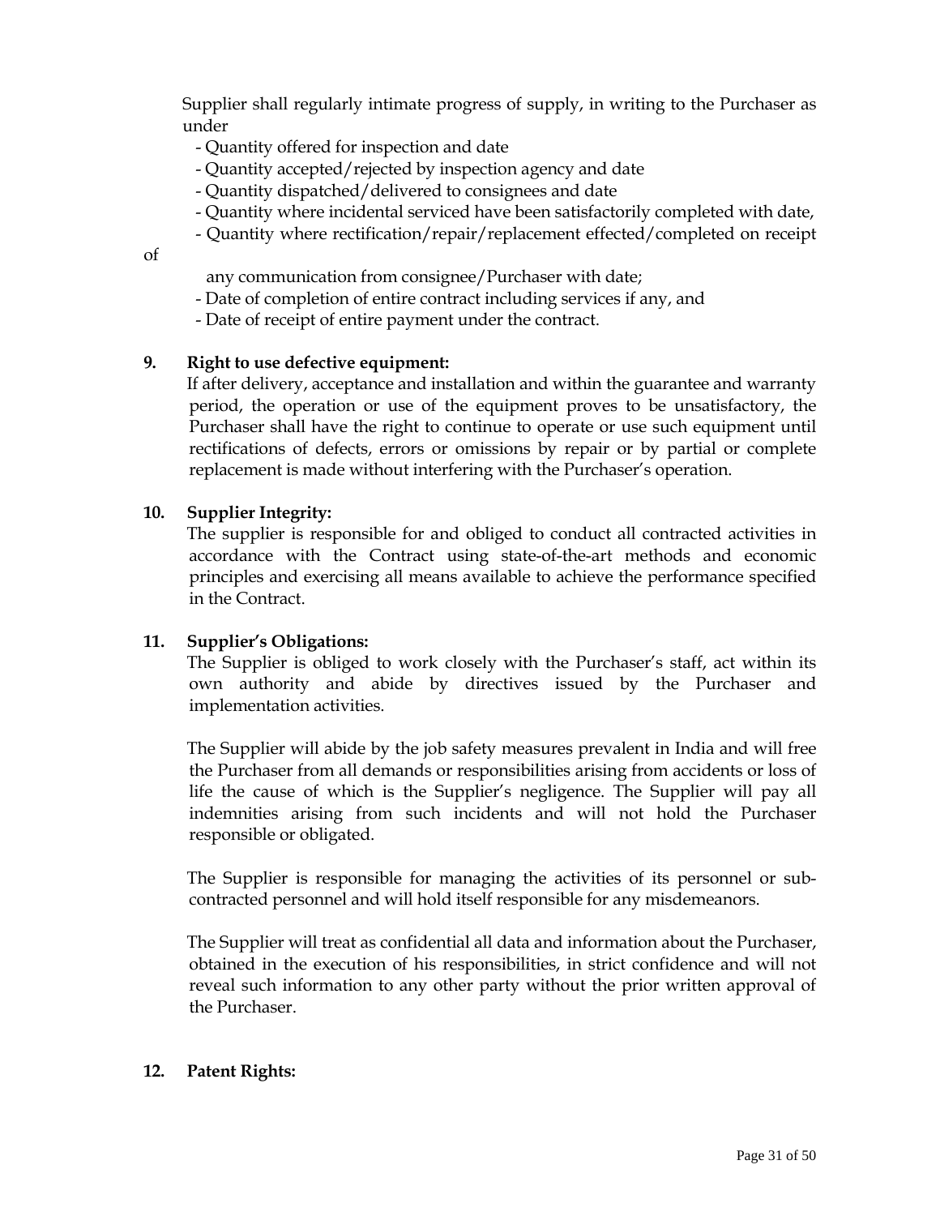Supplier shall regularly intimate progress of supply, in writing to the Purchaser as under

- Quantity offered for inspection and date
- Quantity accepted/rejected by inspection agency and date
- Quantity dispatched/delivered to consignees and date
- Quantity where incidental serviced have been satisfactorily completed with date,
- Quantity where rectification/repair/replacement effected/completed on receipt of any communication from consignee/Purchaser with date;
- Date of completion of entire contract including services if any, and
- Date of receipt of entire payment under the contract.

**9. Right to use defective equipment:**

If after delivery, acceptance and installation and within the guarantee and warranty period, the operation or use of the equipment proves to be unsatisfactory, the Purchaser shall have the right to continue to operate or use such equipment until rectifications of defects, errors or omissions by repair or by partial or complete replacement is made without interfering with the Purchaser's operation.

**10. Supplier Integrity:**

The supplier is responsible for and obliged to conduct all contracted activities in accordance with the Contract using state-of-the-art methods and economic principles and exercising all means available to achieve the performance specified in the Contract.

**11. Supplier's Obligations:**

The Supplier is obliged to work closely with the Purchaser's staff, act within its own authority and abide by directives issued by the Purchaser and implementation activities.

The Supplier will abide by the job safety measures prevalent in India and will free the Purchaser from all demands or responsibilities arising from accidents or loss of life the cause of which is the Supplier's negligence. The Supplier will pay all indemnities arising from such incidents and will not hold the Purchaser responsible or obligated.

The Supplier is responsible for managing the activities of its personnel or sub-contracted personnel and will hold itself responsible for any misdemeanors.

The Supplier will treat as confidential all data and information about the Purchaser, obtained in the execution of his responsibilities, in strict confidence and will not reveal such information to any other party without the prior written approval of the Purchaser.

**12. Patent Rights:**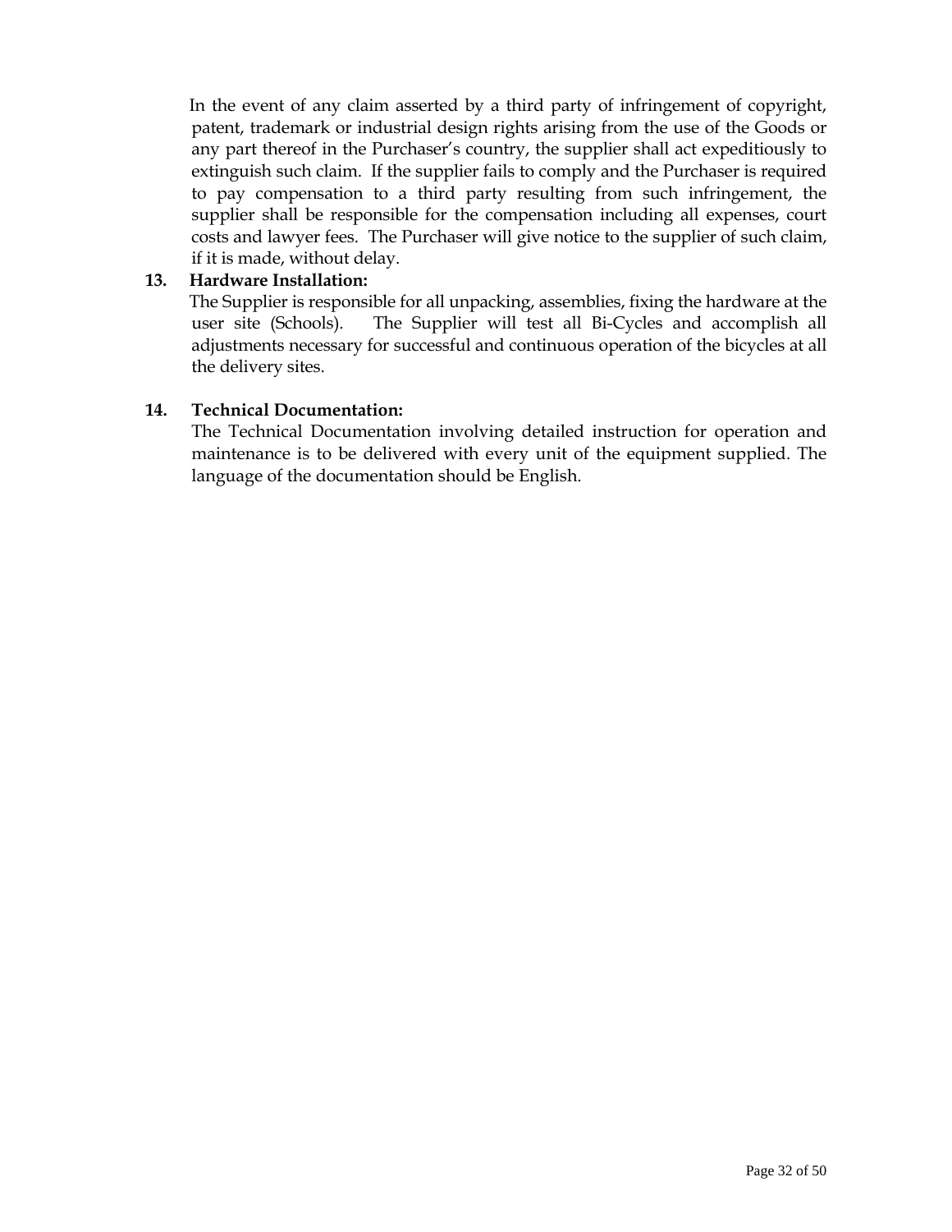In the event of any claim asserted by a third party of infringement of copyright, patent, trademark or industrial design rights arising from the use of the Goods or any part thereof in the Purchaser's country, the supplier shall act expeditiously to extinguish such claim. If the supplier fails to comply and the Purchaser is required to pay compensation to a third party resulting from such infringement, the supplier shall be responsible for the compensation including all expenses, court costs and lawyer fees. The Purchaser will give notice to the supplier of such claim, if it is made, without delay.

**13. Hardware Installation:**

The Supplier is responsible for all unpacking, assemblies, fixing the hardware at the user site (Schools). The Supplier will test all Bi-Cycles and accomplish all adjustments necessary for successful and continuous operation of the bicycles at all the delivery sites.

**14. Technical Documentation:**

The Technical Documentation involving detailed instruction for operation and maintenance is to be delivered with every unit of the equipment supplied. The language of the documentation should be English.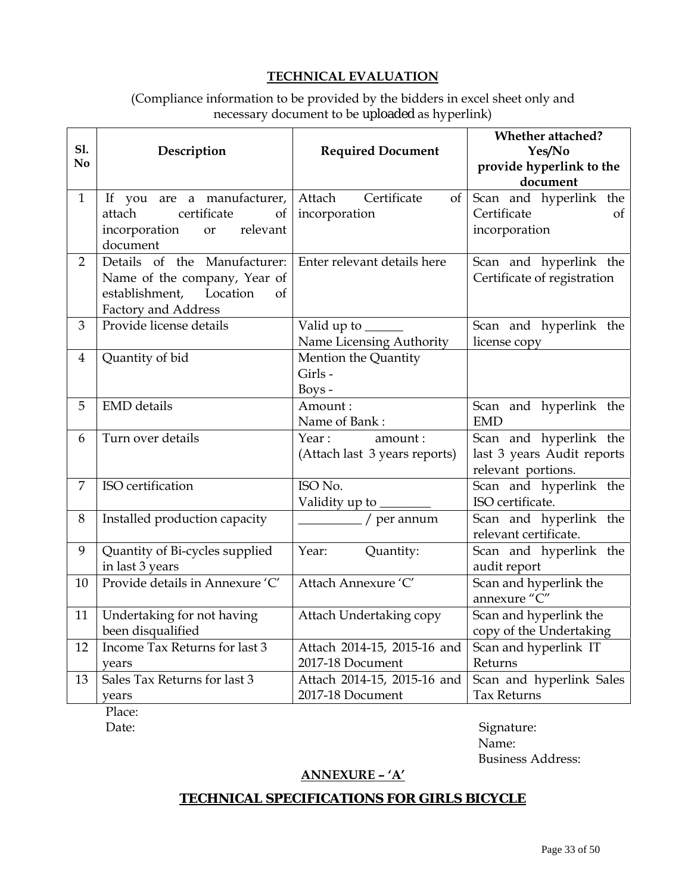## TECHNICAL EVALUATION

(Compliance information to be provided by the bidders in excel sheet only and necessary document to be uploaded as hyperlink)

| Sl. No | Description | Required Document | Whether attached? Yes/No provide hyperlink to the document |
|---|---|---|---|
| 1 | If you are a manufacturer, attach certificate of incorporation or relevant document | Attach Certificate of incorporation | Scan and hyperlink the Certificate of incorporation |
| 2 | Details of the Manufacturer: Name of the company, Year of establishment, Location of Factory and Address | Enter relevant details here | Scan and hyperlink the Certificate of registration |
| 3 | Provide license details | Valid up to ______<br>Name Licensing Authority | Scan and hyperlink the license copy |
| 4 | Quantity of bid | Mention the Quantity<br>Girls -<br>Boys - | |
| 5 | EMD details | Amount :<br>Name of Bank : | Scan and hyperlink the EMD |
| 6 | Turn over details | Year : amount :<br>(Attach last 3 years reports) | Scan and hyperlink the last 3 years Audit reports relevant portions. |
| 7 | ISO certification | ISO No.<br>Validity up to ________ | Scan and hyperlink the ISO certificate. |
| 8 | Installed production capacity | __________ / per annum | Scan and hyperlink the relevant certificate. |
| 9 | Quantity of Bi-cycles supplied in last 3 years | Year: Quantity: | Scan and hyperlink the audit report |
| 10 | Provide details in Annexure 'C' | Attach Annexure 'C' | Scan and hyperlink the annexure "C" |
| 11 | Undertaking for not having been disqualified | Attach Undertaking copy | Scan and hyperlink the copy of the Undertaking |
| 12 | Income Tax Returns for last 3 years | Attach 2014-15, 2015-16 and 2017-18 Document | Scan and hyperlink IT Returns |
| 13 | Sales Tax Returns for last 3 years | Attach 2014-15, 2015-16 and 2017-18 Document | Scan and hyperlink Sales Tax Returns |

Place:

Date:

Signature:

Name:

Business Address:

## ANNEXURE – 'A'

## TECHNICAL SPECIFICATIONS FOR GIRLS BICYCLE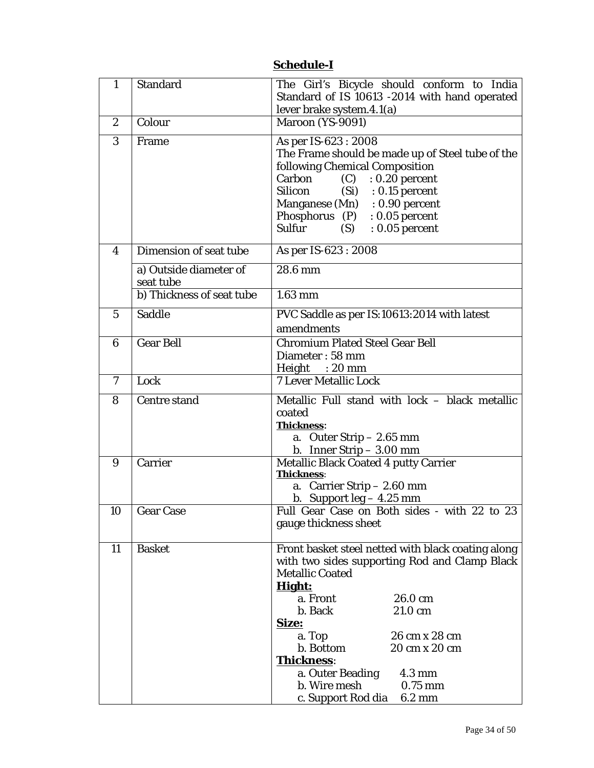## Schedule-I

| 1 | Standard | The Girl's Bicycle should conform to India Standard of IS 10613 -2014 with hand operated lever brake system.4.1(a) |
|---|---|---|
| 2 | Colour | Maroon (YS-9091) |
| 3 | Frame | As per IS-623 : 2008<br>The Frame should be made up of Steel tube of the following Chemical Composition<br>Carbon (C) : 0.20 percent<br>Silicon (Si) : 0.15 percent<br>Manganese (Mn) : 0.90 percent<br>Phosphorus (P) : 0.05 percent<br>Sulfur (S) : 0.05 percent |
| 4 | Dimension of seat tube | As per IS-623 : 2008 |
| | a) Outside diameter of seat tube | 28.6 mm |
| | b) Thickness of seat tube | 1.63 mm |
| 5 | Saddle | PVC Saddle as per IS:10613:2014 with latest amendments |
| 6 | Gear Bell | Chromium Plated Steel Gear Bell<br>Diameter : 58 mm<br>Height : 20 mm |
| 7 | Lock | 7 Lever Metallic Lock |
| 8 | Centre stand | Metallic Full stand with lock – black metallic coated<br>**Thickness**:<br>a. Outer Strip – 2.65 mm<br>b. Inner Strip – 3.00 mm |
| 9 | Carrier | Metallic Black Coated 4 putty Carrier<br>**Thickness**:<br>a. Carrier Strip – 2.60 mm<br>b. Support leg – 4.25 mm |
| 10 | Gear Case | Full Gear Case on Both sides - with 22 to 23 gauge thickness sheet |
| 11 | Basket | Front basket steel netted with black coating along with two sides supporting Rod and Clamp Black Metallic Coated<br>**Hight:**<br>a. Front 26.0 cm<br>b. Back 21.0 cm<br>**Size:**<br>a. Top 26 cm x 28 cm<br>b. Bottom 20 cm x 20 cm<br>**Thickness**:<br>a. Outer Beading 4.3 mm<br>b. Wire mesh 0.75 mm<br>c. Support Rod dia 6.2 mm |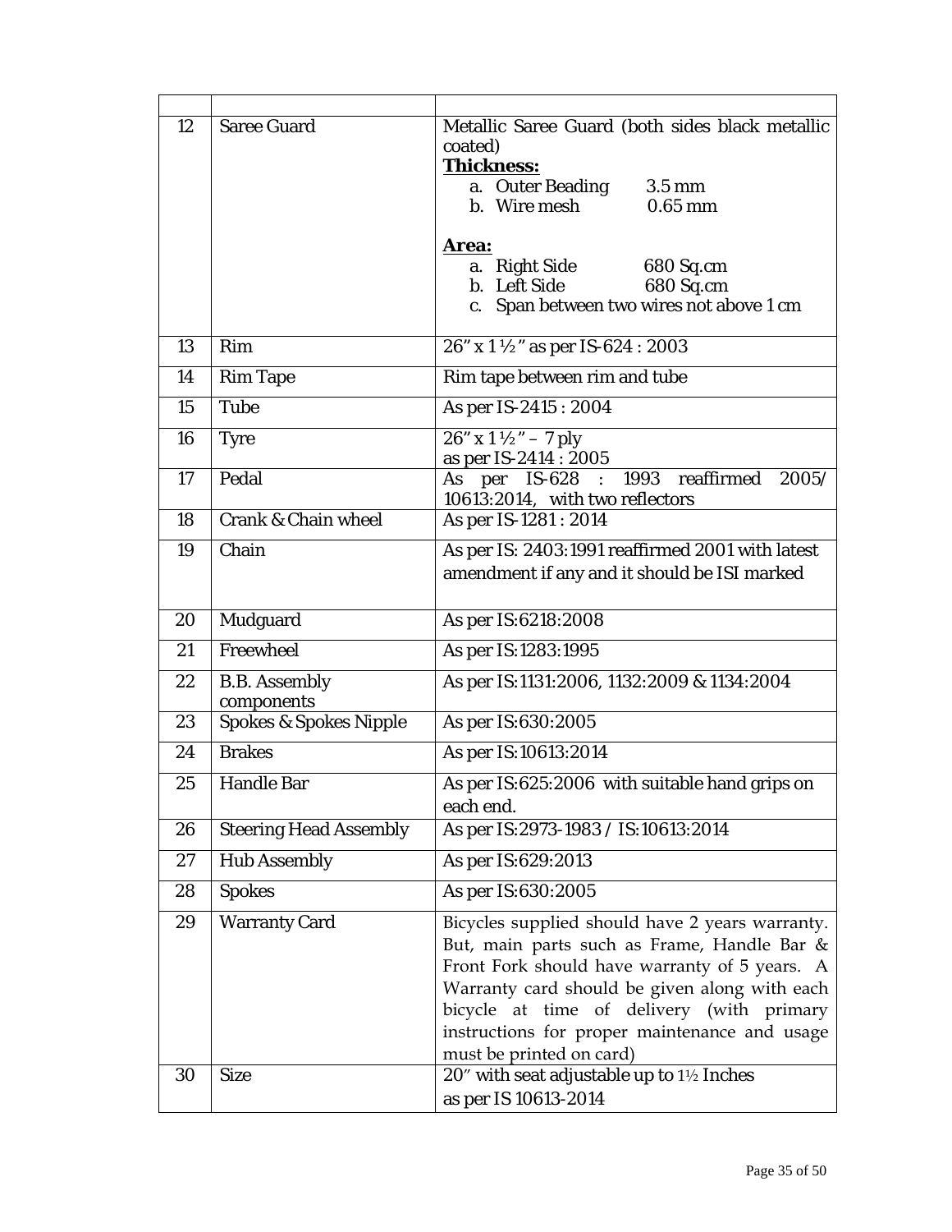| | | |
|---|---|---|
| 12 | Saree Guard | Metallic Saree Guard (both sides black metallic coated)<br>**Thickness:**<br>a. Outer Beading 3.5 mm<br>b. Wire mesh 0.65 mm<br><br>**Area:**<br>a. Right Side 680 Sq.cm<br>b. Left Side 680 Sq.cm<br>c. Span between two wires not above 1 cm |
| 13 | Rim | 26" x 1 ½ " as per IS-624 : 2003 |
| 14 | Rim Tape | Rim tape between rim and tube |
| 15 | Tube | As per IS-2415 : 2004 |
| 16 | Tyre | 26" x 1 ½ " – 7 ply<br>as per IS-2414 : 2005 |
| 17 | Pedal | As per IS-628 : 1993 reaffirmed 2005/ 10613:2014, with two reflectors |
| 18 | Crank & Chain wheel | As per IS-1281 : 2014 |
| 19 | Chain | As per IS: 2403:1991 reaffirmed 2001 with latest amendment if any and it should be ISI marked |
| 20 | Mudguard | As per IS:6218:2008 |
| 21 | Freewheel | As per IS:1283:1995 |
| 22 | B.B. Assembly components | As per IS:1131:2006, 1132:2009 & 1134:2004 |
| 23 | Spokes & Spokes Nipple | As per IS:630:2005 |
| 24 | Brakes | As per IS:10613:2014 |
| 25 | Handle Bar | As per IS:625:2006 with suitable hand grips on each end. |
| 26 | Steering Head Assembly | As per IS:2973-1983 / IS:10613:2014 |
| 27 | Hub Assembly | As per IS:629:2013 |
| 28 | Spokes | As per IS:630:2005 |
| 29 | Warranty Card | Bicycles supplied should have 2 years warranty. But, main parts such as Frame, Handle Bar & Front Fork should have warranty of 5 years. A Warranty card should be given along with each bicycle at time of delivery (with primary instructions for proper maintenance and usage must be printed on card) |
| 30 | Size | 20" with seat adjustable up to 1½ Inches<br>as per IS 10613-2014 |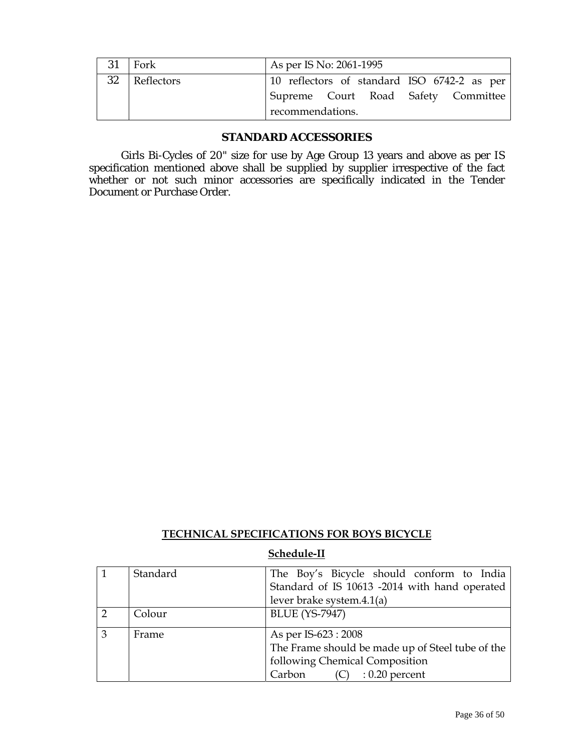| 31 | Fork | As per IS No: 2061-1995 |
|---|---|---|
| 32 | Reflectors | 10 reflectors of standard ISO 6742-2 as per Supreme Court Road Safety Committee recommendations. |

## STANDARD ACCESSORIES

Girls Bi-Cycles of 20" size for use by Age Group 13 years and above as per IS specification mentioned above shall be supplied by supplier irrespective of the fact whether or not such minor accessories are specifically indicated in the Tender Document or Purchase Order.

## TECHNICAL SPECIFICATIONS FOR BOYS BICYCLE

### Schedule-II

| 1 | Standard | The Boy's Bicycle should conform to India Standard of IS 10613 -2014 with hand operated lever brake system.4.1(a) |
|---|---|---|
| 2 | Colour | BLUE (YS-7947) |
| 3 | Frame | As per IS-623 : 2008<br>The Frame should be made up of Steel tube of the following Chemical Composition<br>Carbon (C) : 0.20 percent |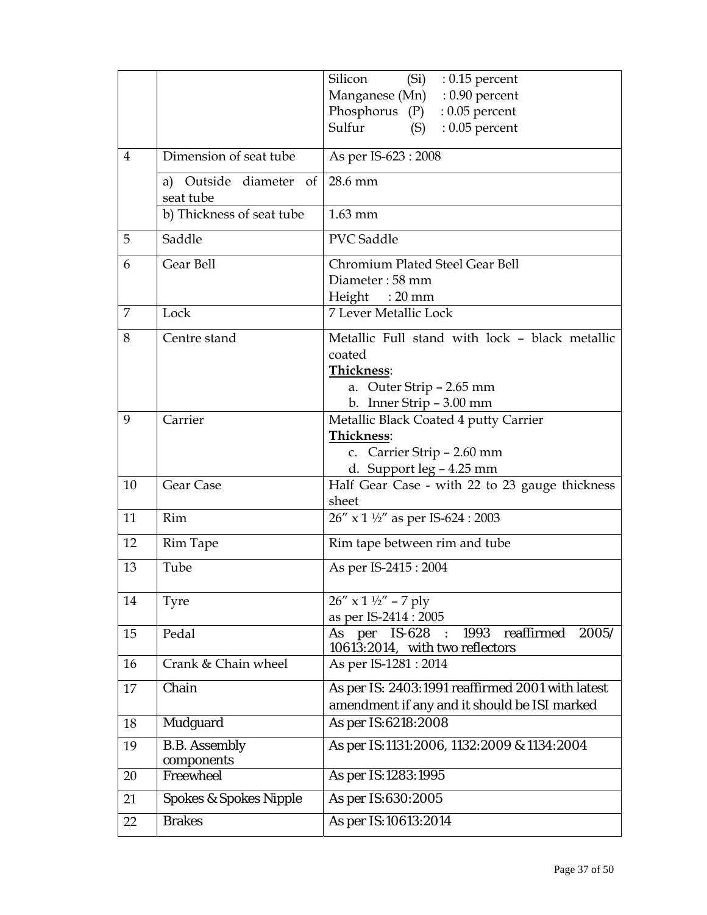| | | |
|---|---|---|
| | | Silicon (Si) : 0.15 percent<br>Manganese (Mn) : 0.90 percent<br>Phosphorus (P) : 0.05 percent<br>Sulfur (S) : 0.05 percent |
| 4 | Dimension of seat tube | As per IS-623 : 2008 |
| | a) Outside diameter of seat tube | 28.6 mm |
| | b) Thickness of seat tube | 1.63 mm |
| 5 | Saddle | PVC Saddle |
| 6 | Gear Bell | Chromium Plated Steel Gear Bell<br>Diameter : 58 mm<br>Height : 20 mm |
| 7 | Lock | 7 Lever Metallic Lock |
| 8 | Centre stand | Metallic Full stand with lock – black metallic coated<br>**Thickness**:<br>a. Outer Strip – 2.65 mm<br>b. Inner Strip – 3.00 mm |
| 9 | Carrier | Metallic Black Coated 4 putty Carrier<br>**Thickness**:<br>c. Carrier Strip – 2.60 mm<br>d. Support leg – 4.25 mm |
| 10 | Gear Case | Half Gear Case - with 22 to 23 gauge thickness sheet |
| 11 | Rim | 26″ x 1 ½″ as per IS-624 : 2003 |
| 12 | Rim Tape | Rim tape between rim and tube |
| 13 | Tube | As per IS-2415 : 2004 |
| 14 | Tyre | 26″ x 1 ½″ – 7 ply<br>as per IS-2414 : 2005 |
| 15 | Pedal | As per IS-628 : 1993 reaffirmed 2005/ 10613:2014, with two reflectors |
| 16 | Crank & Chain wheel | As per IS-1281 : 2014 |
| 17 | Chain | As per IS: 2403:1991 reaffirmed 2001 with latest amendment if any and it should be ISI marked |
| 18 | Mudguard | As per IS:6218:2008 |
| 19 | B.B. Assembly components | As per IS:1131:2006, 1132:2009 & 1134:2004 |
| 20 | Freewheel | As per IS:1283:1995 |
| 21 | Spokes & Spokes Nipple | As per IS:630:2005 |
| 22 | Brakes | As per IS:10613:2014 |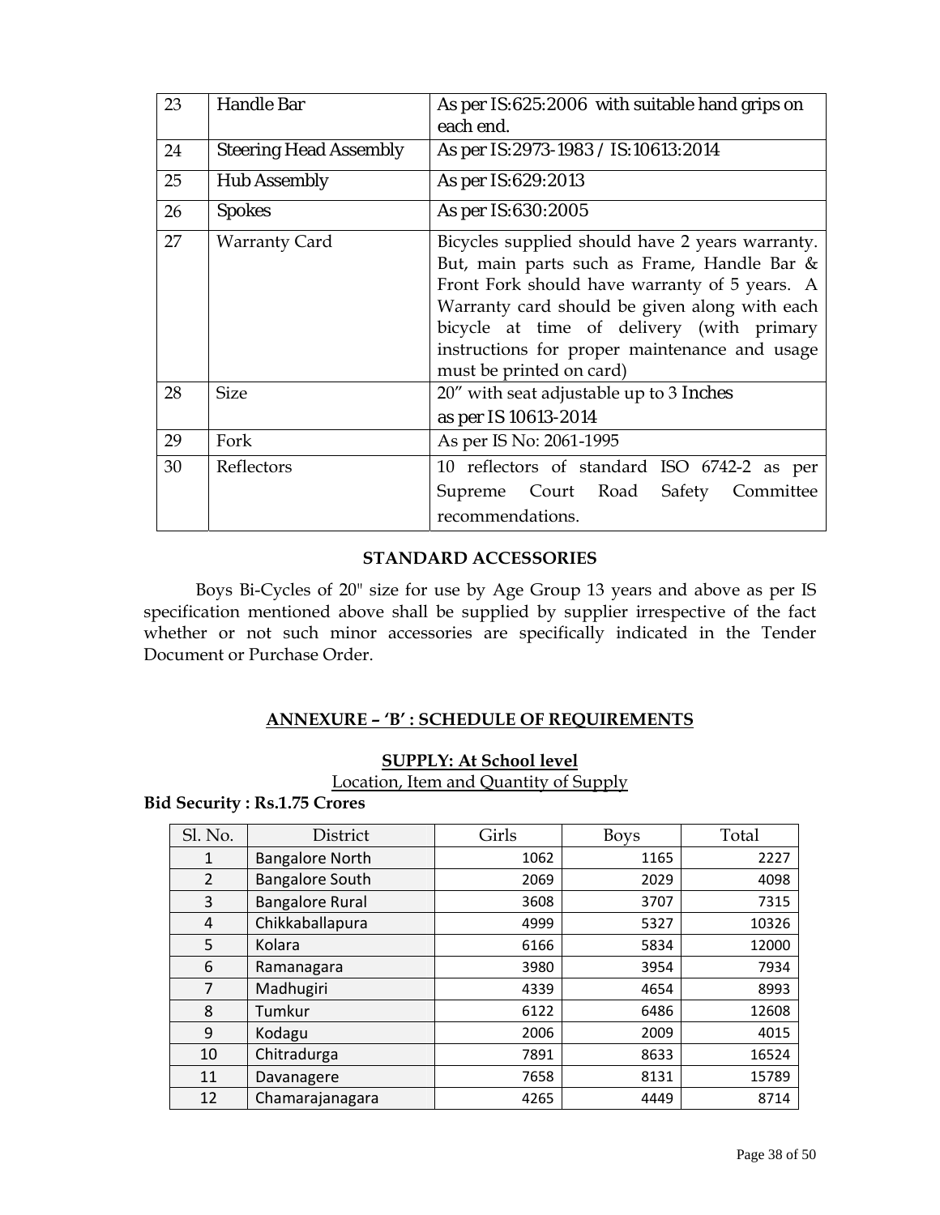| 23 | Handle Bar | As per IS:625:2006 with suitable hand grips on each end. |
|---|---|---|
| 24 | Steering Head Assembly | As per IS:2973-1983 / IS:10613:2014 |
| 25 | Hub Assembly | As per IS:629:2013 |
| 26 | Spokes | As per IS:630:2005 |
| 27 | Warranty Card | Bicycles supplied should have 2 years warranty. But, main parts such as Frame, Handle Bar & Front Fork should have warranty of 5 years. A Warranty card should be given along with each bicycle at time of delivery (with primary instructions for proper maintenance and usage must be printed on card) |
| 28 | Size | 20" with seat adjustable up to 3 Inches as per IS 10613-2014 |
| 29 | Fork | As per IS No: 2061-1995 |
| 30 | Reflectors | 10 reflectors of standard ISO 6742-2 as per Supreme Court Road Safety Committee recommendations. |

**STANDARD ACCESSORIES**

Boys Bi-Cycles of 20" size for use by Age Group 13 years and above as per IS specification mentioned above shall be supplied by supplier irrespective of the fact whether or not such minor accessories are specifically indicated in the Tender Document or Purchase Order.

## ANNEXURE – 'B' : SCHEDULE OF REQUIREMENTS

**SUPPLY: At School level**

Location, Item and Quantity of Supply

**Bid Security : Rs.1.75 Crores**

| Sl. No. | District | Girls | Boys | Total |
|---|---|---|---|---|
| 1 | Bangalore North | 1062 | 1165 | 2227 |
| 2 | Bangalore South | 2069 | 2029 | 4098 |
| 3 | Bangalore Rural | 3608 | 3707 | 7315 |
| 4 | Chikkaballapura | 4999 | 5327 | 10326 |
| 5 | Kolara | 6166 | 5834 | 12000 |
| 6 | Ramanagara | 3980 | 3954 | 7934 |
| 7 | Madhugiri | 4339 | 4654 | 8993 |
| 8 | Tumkur | 6122 | 6486 | 12608 |
| 9 | Kodagu | 2006 | 2009 | 4015 |
| 10 | Chitradurga | 7891 | 8633 | 16524 |
| 11 | Davanagere | 7658 | 8131 | 15789 |
| 12 | Chamarajanagara | 4265 | 4449 | 8714 |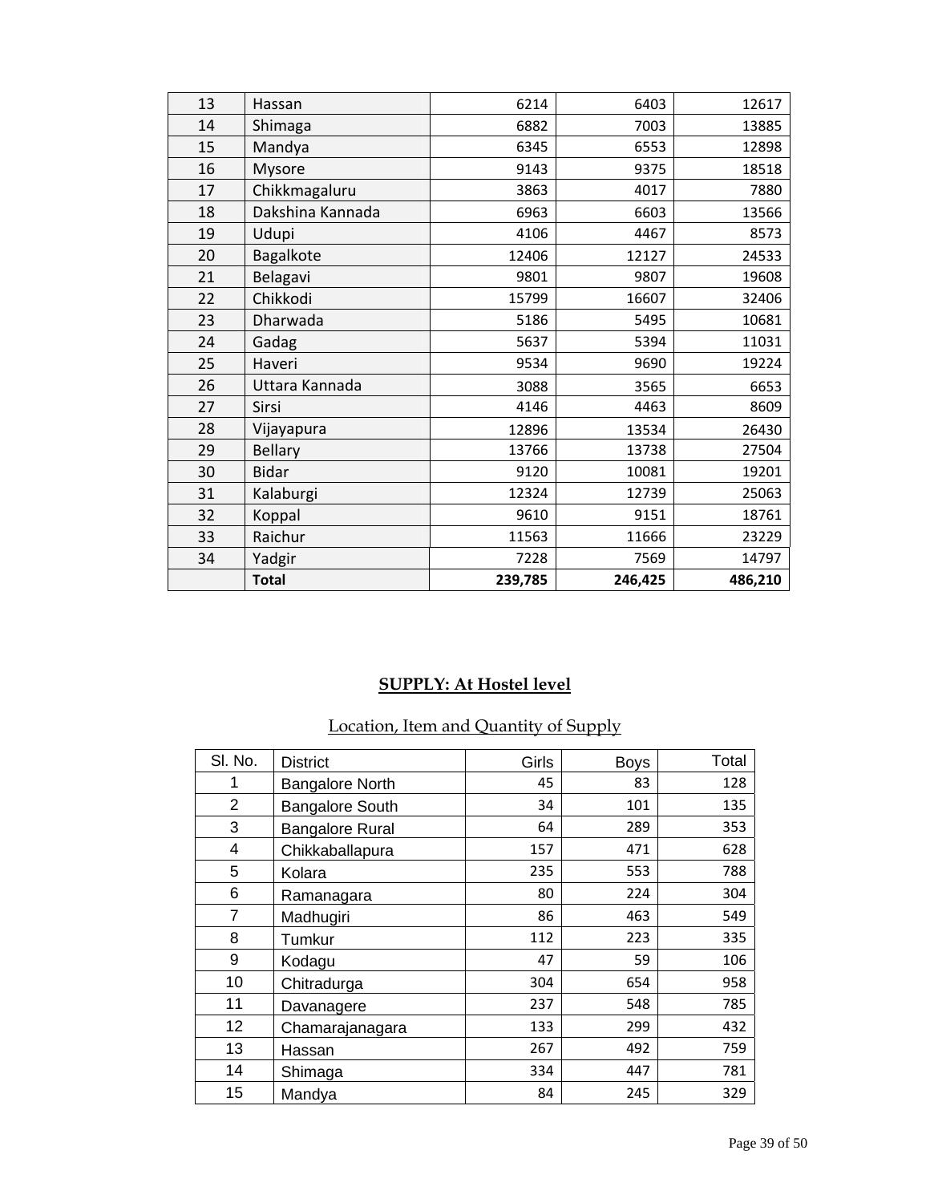| 13 | Hassan | 6214 | 6403 | 12617 |
|---|---|---|---|---|
| 14 | Shimaga | 6882 | 7003 | 13885 |
| 15 | Mandya | 6345 | 6553 | 12898 |
| 16 | Mysore | 9143 | 9375 | 18518 |
| 17 | Chikkmagaluru | 3863 | 4017 | 7880 |
| 18 | Dakshina Kannada | 6963 | 6603 | 13566 |
| 19 | Udupi | 4106 | 4467 | 8573 |
| 20 | Bagalkote | 12406 | 12127 | 24533 |
| 21 | Belagavi | 9801 | 9807 | 19608 |
| 22 | Chikkodi | 15799 | 16607 | 32406 |
| 23 | Dharwada | 5186 | 5495 | 10681 |
| 24 | Gadag | 5637 | 5394 | 11031 |
| 25 | Haveri | 9534 | 9690 | 19224 |
| 26 | Uttara Kannada | 3088 | 3565 | 6653 |
| 27 | Sirsi | 4146 | 4463 | 8609 |
| 28 | Vijayapura | 12896 | 13534 | 26430 |
| 29 | Bellary | 13766 | 13738 | 27504 |
| 30 | Bidar | 9120 | 10081 | 19201 |
| 31 | Kalaburgi | 12324 | 12739 | 25063 |
| 32 | Koppal | 9610 | 9151 | 18761 |
| 33 | Raichur | 11563 | 11666 | 23229 |
| 34 | Yadgir | 7228 | 7569 | 14797 |
| | **Total** | **239,785** | **246,425** | **486,210** |

## SUPPLY: At Hostel level

Location, Item and Quantity of Supply

| Sl. No. | District | Girls | Boys | Total |
|---|---|---|---|---|
| 1 | Bangalore North | 45 | 83 | 128 |
| 2 | Bangalore South | 34 | 101 | 135 |
| 3 | Bangalore Rural | 64 | 289 | 353 |
| 4 | Chikkaballapura | 157 | 471 | 628 |
| 5 | Kolara | 235 | 553 | 788 |
| 6 | Ramanagara | 80 | 224 | 304 |
| 7 | Madhugiri | 86 | 463 | 549 |
| 8 | Tumkur | 112 | 223 | 335 |
| 9 | Kodagu | 47 | 59 | 106 |
| 10 | Chitradurga | 304 | 654 | 958 |
| 11 | Davanagere | 237 | 548 | 785 |
| 12 | Chamarajanagara | 133 | 299 | 432 |
| 13 | Hassan | 267 | 492 | 759 |
| 14 | Shimaga | 334 | 447 | 781 |
| 15 | Mandya | 84 | 245 | 329 |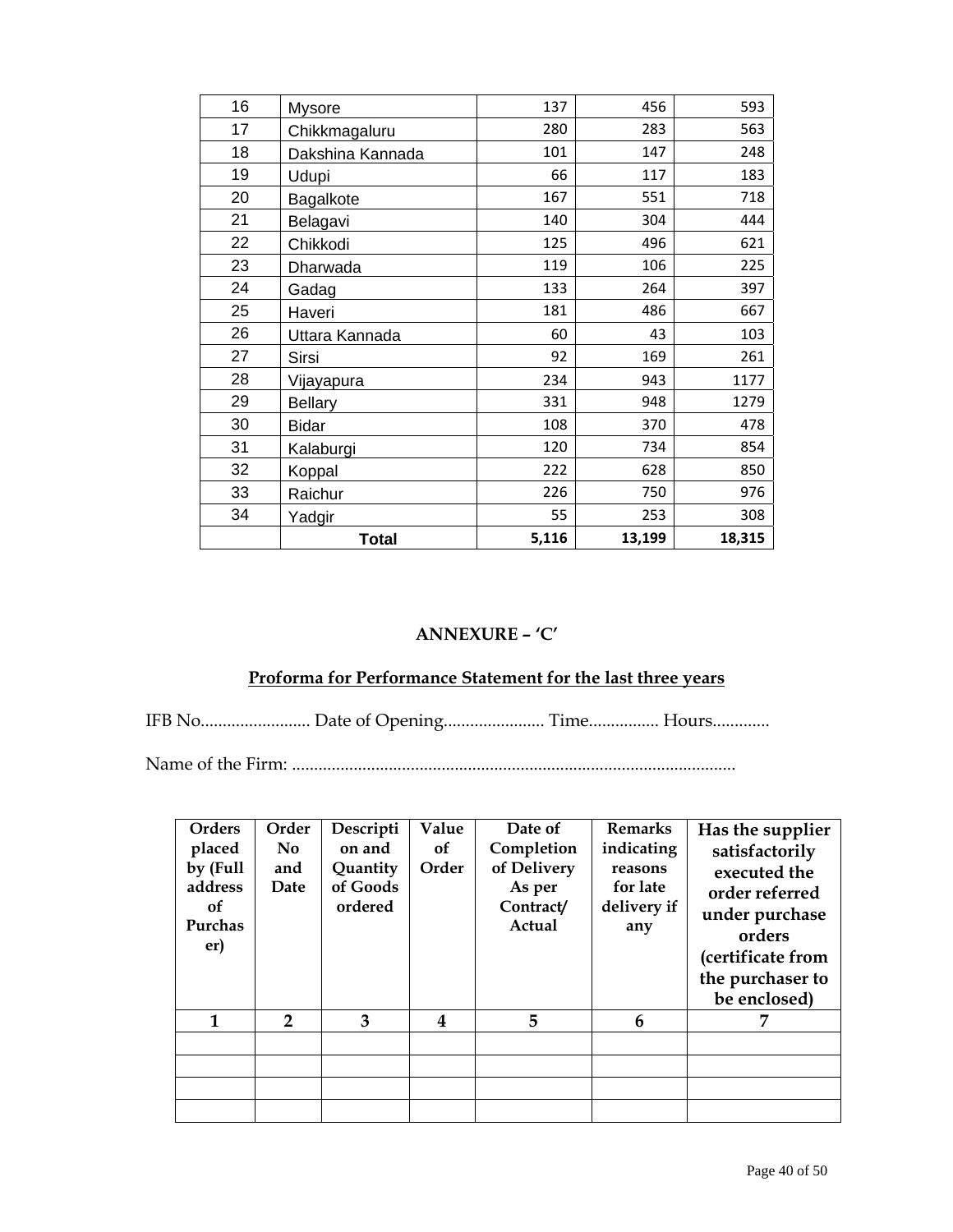| 16 | Mysore | 137 | 456 | 593 |
|---|---|---|---|---|
| 17 | Chikkmagaluru | 280 | 283 | 563 |
| 18 | Dakshina Kannada | 101 | 147 | 248 |
| 19 | Udupi | 66 | 117 | 183 |
| 20 | Bagalkote | 167 | 551 | 718 |
| 21 | Belagavi | 140 | 304 | 444 |
| 22 | Chikkodi | 125 | 496 | 621 |
| 23 | Dharwada | 119 | 106 | 225 |
| 24 | Gadag | 133 | 264 | 397 |
| 25 | Haveri | 181 | 486 | 667 |
| 26 | Uttara Kannada | 60 | 43 | 103 |
| 27 | Sirsi | 92 | 169 | 261 |
| 28 | Vijayapura | 234 | 943 | 1177 |
| 29 | Bellary | 331 | 948 | 1279 |
| 30 | Bidar | 108 | 370 | 478 |
| 31 | Kalaburgi | 120 | 734 | 854 |
| 32 | Koppal | 222 | 628 | 850 |
| 33 | Raichur | 226 | 750 | 976 |
| 34 | Yadgir | 55 | 253 | 308 |
| | **Total** | **5,116** | **13,199** | **18,315** |

## ANNEXURE – 'C'

**Proforma for Performance Statement for the last three years**

IFB No......................... Date of Opening....................... Time................ Hours.............

Name of the Firm: ...................................................................................................

| Orders placed by (Full address of Purchaser) | Order No and Date | Description and Quantity of Goods ordered | Value of Order | Date of Completion of Delivery As per Contract/ Actual | Remarks indicating reasons for late delivery if any | Has the supplier satisfactorily executed the order referred under purchase orders (certificate from the purchaser to be enclosed) |
|---|---|---|---|---|---|---|
| **1** | **2** | **3** | **4** | **5** | **6** | **7** |
| | | | | | | |
| | | | | | | |
| | | | | | | |
| | | | | | | |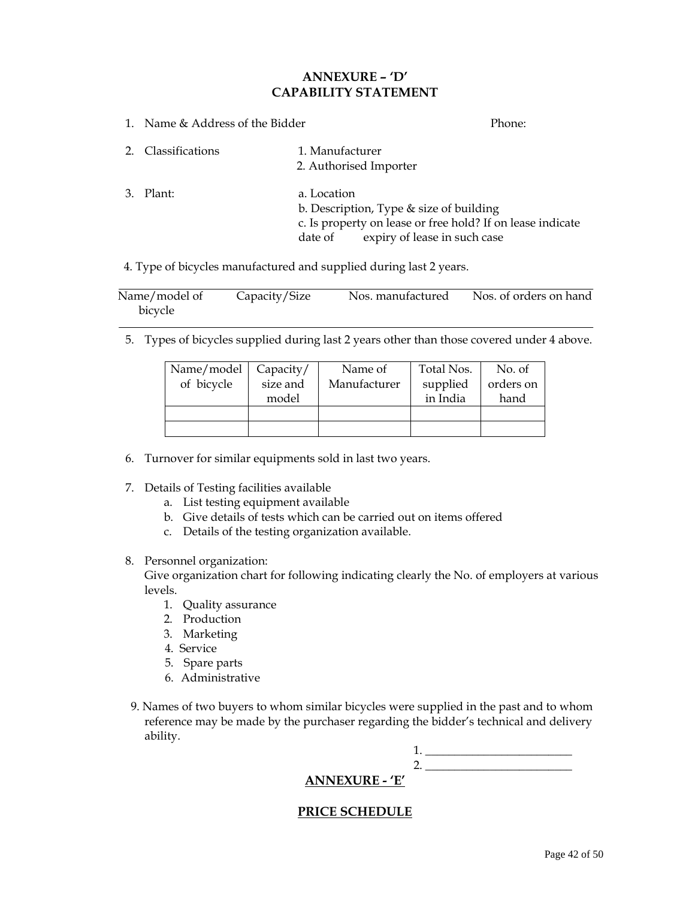# ANNEXURE – 'D'
# CAPABILITY STATEMENT

1. Name & Address of the Bidder Phone:

2. Classifications
   1. Manufacturer
   2. Authorised Importer

3. Plant:
   a. Location
   b. Description, Type & size of building
   c. Is property on lease or free hold? If on lease indicate date of expiry of lease in such case

4. Type of bicycles manufactured and supplied during last 2 years.

| Name/model of bicycle | Capacity/Size | Nos. manufactured | Nos. of orders on hand |
|---|---|---|---|

5. Types of bicycles supplied during last 2 years other than those covered under 4 above.

| Name/model of bicycle | Capacity/ size and model | Name of Manufacturer | Total Nos. supplied in India | No. of orders on hand |
|---|---|---|---|---|
| | | | | |
| | | | | |

6. Turnover for similar equipments sold in last two years.

7. Details of Testing facilities available
   a. List testing equipment available
   b. Give details of tests which can be carried out on items offered
   c. Details of the testing organization available.

8. Personnel organization:
   Give organization chart for following indicating clearly the No. of employers at various levels.
   1. Quality assurance
   2. Production
   3. Marketing
   4. Service
   5. Spare parts
   6. Administrative

9. Names of two buyers to whom similar bicycles were supplied in the past and to whom reference may be made by the purchaser regarding the bidder's technical and delivery ability.

   1. _________________________
   2. _________________________

## ANNEXURE - 'E'

## PRICE SCHEDULE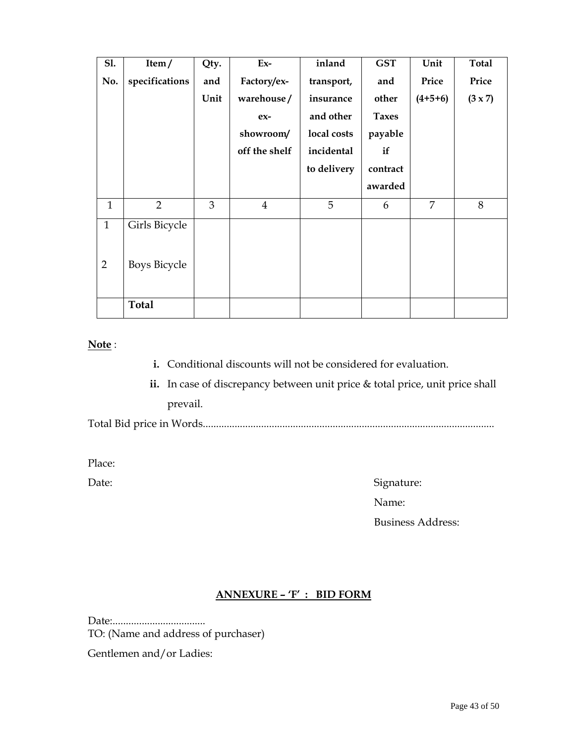| Sl. No. | Item / specifications | Qty. and Unit | Ex-Factory/ex-warehouse / ex-showroom/ off the shelf | inland transport, insurance and other local costs incidental to delivery | GST and other Taxes payable if contract awarded | Unit Price (4+5+6) | Total Price (3 x 7) |
|---|---|---|---|---|---|---|---|
| 1 | 2 | 3 | 4 | 5 | 6 | 7 | 8 |
| 1 | Girls Bicycle | | | | | | |
| 2 | Boys Bicycle | | | | | | |
| | **Total** | | | | | | |

**Note** :

- **i.** Conditional discounts will not be considered for evaluation.
- **ii.** In case of discrepancy between unit price & total price, unit price shall prevail.

Total Bid price in Words.............................................................................................................

Place:

Date:

Signature:

Name:

Business Address:

## ANNEXURE – 'F' : BID FORM

Date:...................................

TO: (Name and address of purchaser)

Gentlemen and/or Ladies: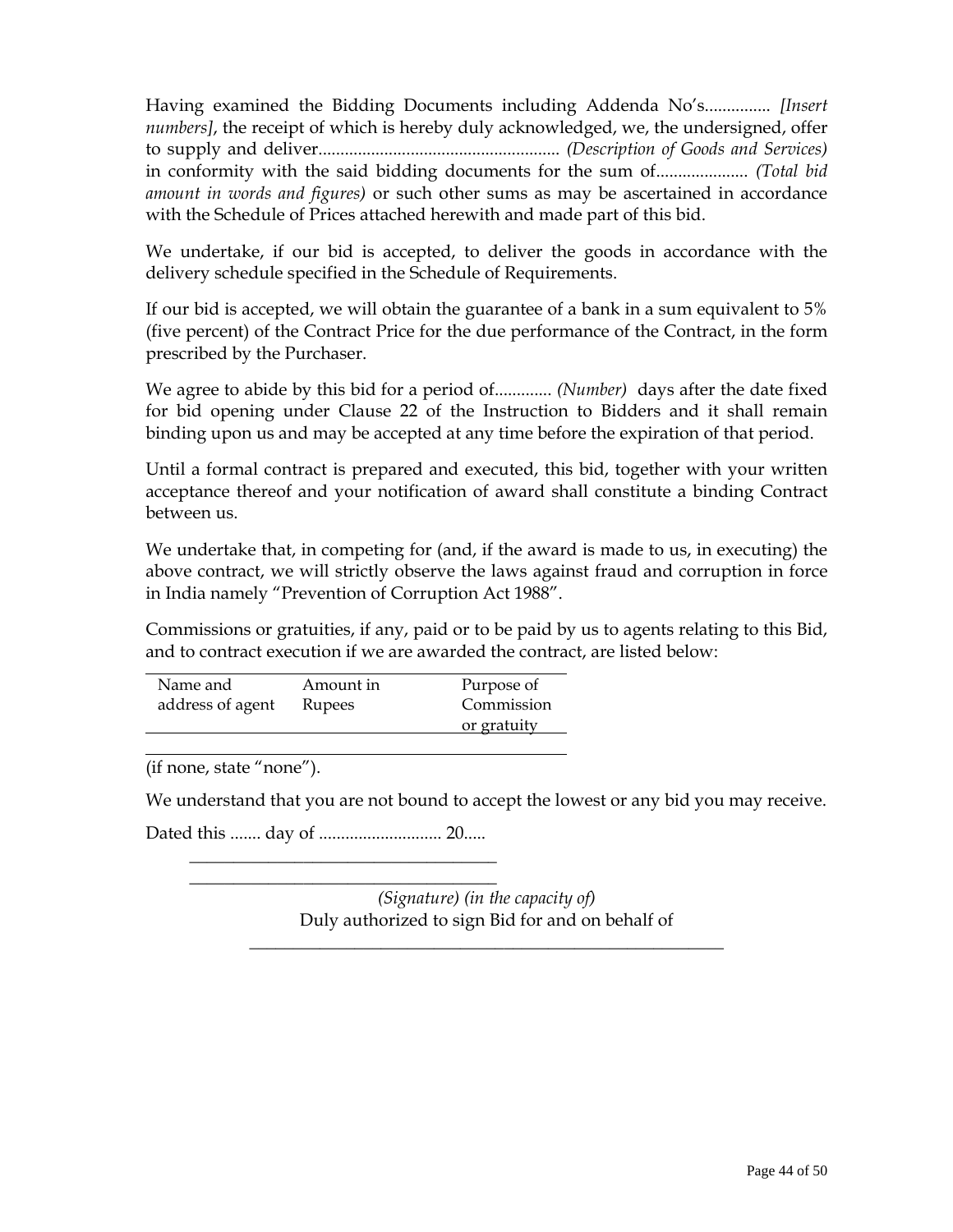Having examined the Bidding Documents including Addenda No's............... *[Insert numbers]*, the receipt of which is hereby duly acknowledged, we, the undersigned, offer to supply and deliver....................................................... *(Description of Goods and Services)* in conformity with the said bidding documents for the sum of..................... *(Total bid amount in words and figures)* or such other sums as may be ascertained in accordance with the Schedule of Prices attached herewith and made part of this bid.

We undertake, if our bid is accepted, to deliver the goods in accordance with the delivery schedule specified in the Schedule of Requirements.

If our bid is accepted, we will obtain the guarantee of a bank in a sum equivalent to 5% (five percent) of the Contract Price for the due performance of the Contract, in the form prescribed by the Purchaser.

We agree to abide by this bid for a period of............. *(Number)* days after the date fixed for bid opening under Clause 22 of the Instruction to Bidders and it shall remain binding upon us and may be accepted at any time before the expiration of that period.

Until a formal contract is prepared and executed, this bid, together with your written acceptance thereof and your notification of award shall constitute a binding Contract between us.

We undertake that, in competing for (and, if the award is made to us, in executing) the above contract, we will strictly observe the laws against fraud and corruption in force in India namely "Prevention of Corruption Act 1988".

Commissions or gratuities, if any, paid or to be paid by us to agents relating to this Bid, and to contract execution if we are awarded the contract, are listed below:

| Name and address of agent | Amount in Rupees | Purpose of Commission or gratuity |
|---|---|---|
| | | |

(if none, state "none").

We understand that you are not bound to accept the lowest or any bid you may receive.

Dated this ....... day of ............................ 20.....

\_\_\_\_\_\_\_\_\_\_\_\_\_\_\_\_\_\_\_\_\_\_\_\_\_\_\_\_\_\_\_\_\_\_\_

\_\_\_\_\_\_\_\_\_\_\_\_\_\_\_\_\_\_\_\_\_\_\_\_\_\_\_\_\_\_\_\_\_\_\_

*(Signature) (in the capacity of)*

Duly authorized to sign Bid for and on behalf of

\_\_\_\_\_\_\_\_\_\_\_\_\_\_\_\_\_\_\_\_\_\_\_\_\_\_\_\_\_\_\_\_\_\_\_\_\_\_\_\_\_\_\_\_\_\_\_\_\_\_\_\_\_\_\_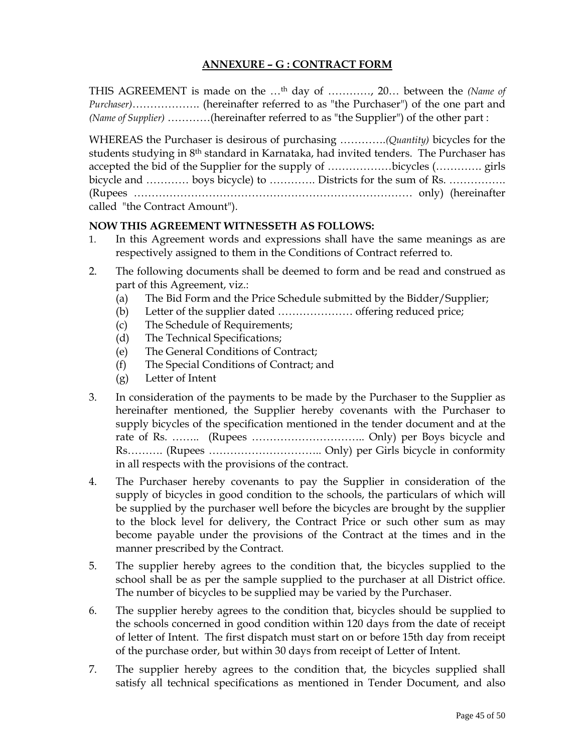## **ANNEXURE – G : CONTRACT FORM**

THIS AGREEMENT is made on the …th day of …………, 20… between the *(Name of Purchaser)*………………. (hereinafter referred to as "the Purchaser") of the one part and *(Name of Supplier)* …………(hereinafter referred to as "the Supplier") of the other part :

WHEREAS the Purchaser is desirous of purchasing ………….*(Quantity)* bicycles for the students studying in 8th standard in Karnataka, had invited tenders. The Purchaser has accepted the bid of the Supplier for the supply of ………………bicycles (…………. girls bicycle and ………… boys bicycle) to …………. Districts for the sum of Rs. ……………. (Rupees …………………………………………………………………… only) (hereinafter called "the Contract Amount").

**NOW THIS AGREEMENT WITNESSETH AS FOLLOWS:**

1. In this Agreement words and expressions shall have the same meanings as are respectively assigned to them in the Conditions of Contract referred to.
2. The following documents shall be deemed to form and be read and construed as part of this Agreement, viz.:
   - (a) The Bid Form and the Price Schedule submitted by the Bidder/Supplier;
   - (b) Letter of the supplier dated ………………… offering reduced price;
   - (c) The Schedule of Requirements;
   - (d) The Technical Specifications;
   - (e) The General Conditions of Contract;
   - (f) The Special Conditions of Contract; and
   - (g) Letter of Intent
3. In consideration of the payments to be made by the Purchaser to the Supplier as hereinafter mentioned, the Supplier hereby covenants with the Purchaser to supply bicycles of the specification mentioned in the tender document and at the rate of Rs. …….. (Rupees ………………………….. Only) per Boys bicycle and Rs………. (Rupees ………………………….. Only) per Girls bicycle in conformity in all respects with the provisions of the contract.
4. The Purchaser hereby covenants to pay the Supplier in consideration of the supply of bicycles in good condition to the schools, the particulars of which will be supplied by the purchaser well before the bicycles are brought by the supplier to the block level for delivery, the Contract Price or such other sum as may become payable under the provisions of the Contract at the times and in the manner prescribed by the Contract.
5. The supplier hereby agrees to the condition that, the bicycles supplied to the school shall be as per the sample supplied to the purchaser at all District office. The number of bicycles to be supplied may be varied by the Purchaser.
6. The supplier hereby agrees to the condition that, bicycles should be supplied to the schools concerned in good condition within 120 days from the date of receipt of letter of Intent. The first dispatch must start on or before 15th day from receipt of the purchase order, but within 30 days from receipt of Letter of Intent.
7. The supplier hereby agrees to the condition that, the bicycles supplied shall satisfy all technical specifications as mentioned in Tender Document, and also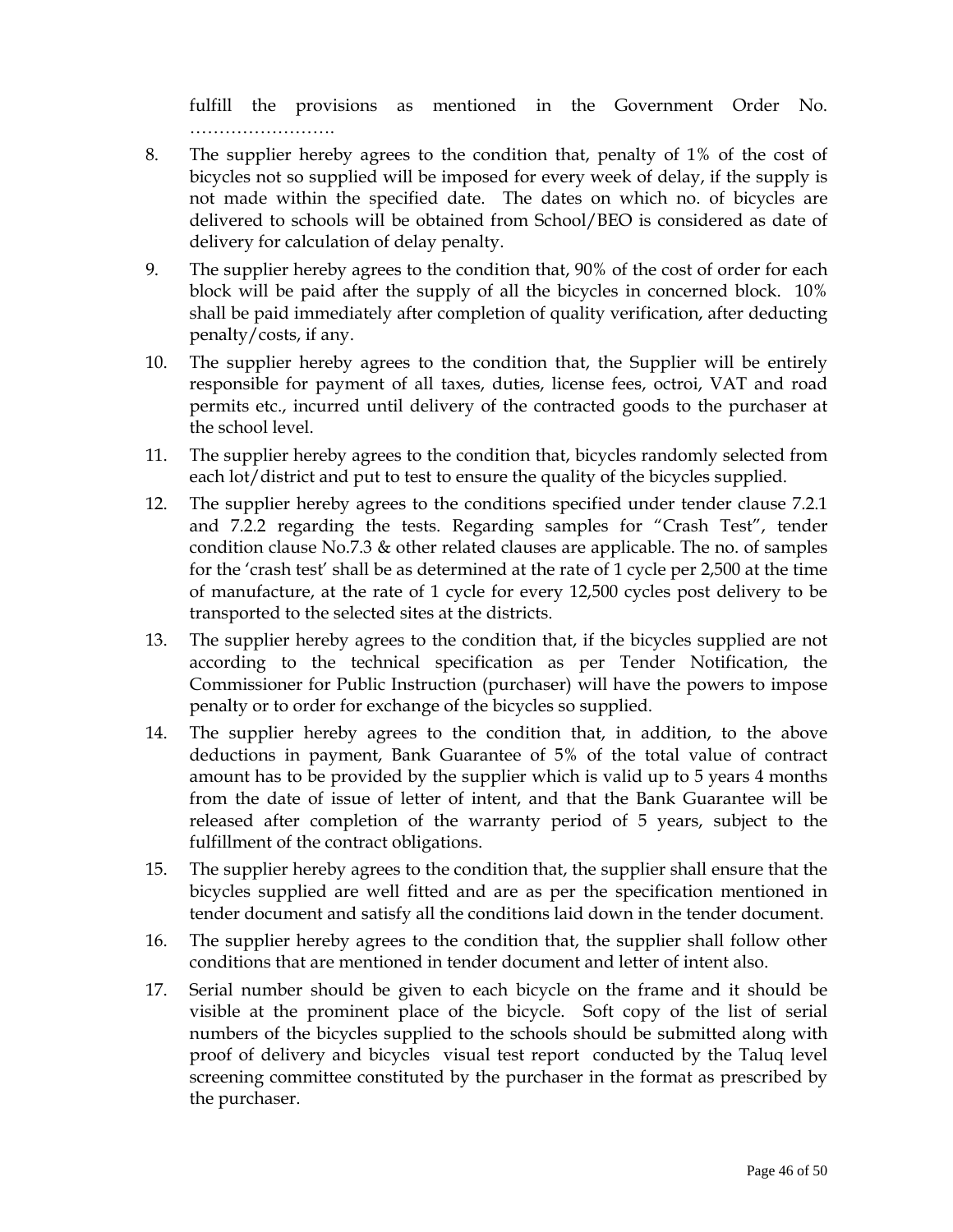fulfill the provisions as mentioned in the Government Order No. …………………….

8. The supplier hereby agrees to the condition that, penalty of 1% of the cost of bicycles not so supplied will be imposed for every week of delay, if the supply is not made within the specified date. The dates on which no. of bicycles are delivered to schools will be obtained from School/BEO is considered as date of delivery for calculation of delay penalty.
9. The supplier hereby agrees to the condition that, 90% of the cost of order for each block will be paid after the supply of all the bicycles in concerned block. 10% shall be paid immediately after completion of quality verification, after deducting penalty/costs, if any.
10. The supplier hereby agrees to the condition that, the Supplier will be entirely responsible for payment of all taxes, duties, license fees, octroi, VAT and road permits etc., incurred until delivery of the contracted goods to the purchaser at the school level.
11. The supplier hereby agrees to the condition that, bicycles randomly selected from each lot/district and put to test to ensure the quality of the bicycles supplied.
12. The supplier hereby agrees to the conditions specified under tender clause 7.2.1 and 7.2.2 regarding the tests. Regarding samples for "Crash Test", tender condition clause No.7.3 & other related clauses are applicable. The no. of samples for the 'crash test' shall be as determined at the rate of 1 cycle per 2,500 at the time of manufacture, at the rate of 1 cycle for every 12,500 cycles post delivery to be transported to the selected sites at the districts.
13. The supplier hereby agrees to the condition that, if the bicycles supplied are not according to the technical specification as per Tender Notification, the Commissioner for Public Instruction (purchaser) will have the powers to impose penalty or to order for exchange of the bicycles so supplied.
14. The supplier hereby agrees to the condition that, in addition, to the above deductions in payment, Bank Guarantee of 5% of the total value of contract amount has to be provided by the supplier which is valid up to 5 years 4 months from the date of issue of letter of intent, and that the Bank Guarantee will be released after completion of the warranty period of 5 years, subject to the fulfillment of the contract obligations.
15. The supplier hereby agrees to the condition that, the supplier shall ensure that the bicycles supplied are well fitted and are as per the specification mentioned in tender document and satisfy all the conditions laid down in the tender document.
16. The supplier hereby agrees to the condition that, the supplier shall follow other conditions that are mentioned in tender document and letter of intent also.
17. Serial number should be given to each bicycle on the frame and it should be visible at the prominent place of the bicycle. Soft copy of the list of serial numbers of the bicycles supplied to the schools should be submitted along with proof of delivery and bicycles visual test report conducted by the Taluq level screening committee constituted by the purchaser in the format as prescribed by the purchaser.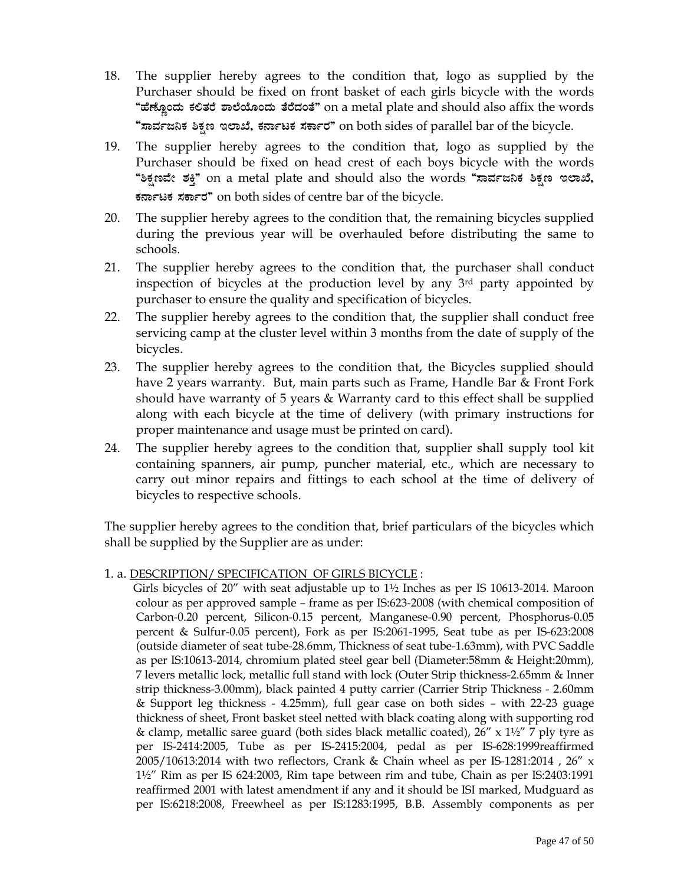18. The supplier hereby agrees to the condition that, logo as supplied by the Purchaser should be fixed on front basket of each girls bicycle with the words **"ಹೆಣ್ಣೊಂದು ಕಲಿತರೆ ಶಾಲೆಯೊಂದು ತೆರೆದಂತೆ"** on a metal plate and should also affix the words **"ಸಾರ್ವಜನಿಕ ಶಿಕ್ಷಣ ಇಲಾಖೆ, ಕರ್ನಾಟಕ ಸರ್ಕಾರ"** on both sides of parallel bar of the bicycle.
19. The supplier hereby agrees to the condition that, logo as supplied by the Purchaser should be fixed on head crest of each boys bicycle with the words **"ಶಿಕ್ಷಣವೇ ಶಕ್ತಿ"** on a metal plate and should also the words **"ಸಾರ್ವಜನಿಕ ಶಿಕ್ಷಣ ಇಲಾಖೆ, ಕರ್ನಾಟಕ ಸರ್ಕಾರ"** on both sides of centre bar of the bicycle.
20. The supplier hereby agrees to the condition that, the remaining bicycles supplied during the previous year will be overhauled before distributing the same to schools.
21. The supplier hereby agrees to the condition that, the purchaser shall conduct inspection of bicycles at the production level by any 3rd party appointed by purchaser to ensure the quality and specification of bicycles.
22. The supplier hereby agrees to the condition that, the supplier shall conduct free servicing camp at the cluster level within 3 months from the date of supply of the bicycles.
23. The supplier hereby agrees to the condition that, the Bicycles supplied should have 2 years warranty. But, main parts such as Frame, Handle Bar & Front Fork should have warranty of 5 years & Warranty card to this effect shall be supplied along with each bicycle at the time of delivery (with primary instructions for proper maintenance and usage must be printed on card).
24. The supplier hereby agrees to the condition that, supplier shall supply tool kit containing spanners, air pump, puncher material, etc., which are necessary to carry out minor repairs and fittings to each school at the time of delivery of bicycles to respective schools.

The supplier hereby agrees to the condition that, brief particulars of the bicycles which shall be supplied by the Supplier are as under:

1. a. DESCRIPTION/ SPECIFICATION OF GIRLS BICYCLE :

Girls bicycles of 20" with seat adjustable up to 1½ Inches as per IS 10613-2014. Maroon colour as per approved sample – frame as per IS:623-2008 (with chemical composition of Carbon-0.20 percent, Silicon-0.15 percent, Manganese-0.90 percent, Phosphorus-0.05 percent & Sulfur-0.05 percent), Fork as per IS:2061-1995, Seat tube as per IS-623:2008 (outside diameter of seat tube-28.6mm, Thickness of seat tube-1.63mm), with PVC Saddle as per IS:10613-2014, chromium plated steel gear bell (Diameter:58mm & Height:20mm), 7 levers metallic lock, metallic full stand with lock (Outer Strip thickness-2.65mm & Inner strip thickness-3.00mm), black painted 4 putty carrier (Carrier Strip Thickness - 2.60mm & Support leg thickness - 4.25mm), full gear case on both sides – with 22-23 guage thickness of sheet, Front basket steel netted with black coating along with supporting rod & clamp, metallic saree guard (both sides black metallic coated), 26" x 1½" 7 ply tyre as per IS-2414:2005, Tube as per IS-2415:2004, pedal as per IS-628:1999reaffirmed 2005/10613:2014 with two reflectors, Crank & Chain wheel as per IS-1281:2014 , 26" x 1½" Rim as per IS 624:2003, Rim tape between rim and tube, Chain as per IS:2403:1991 reaffirmed 2001 with latest amendment if any and it should be ISI marked, Mudguard as per IS:6218:2008, Freewheel as per IS:1283:1995, B.B. Assembly components as per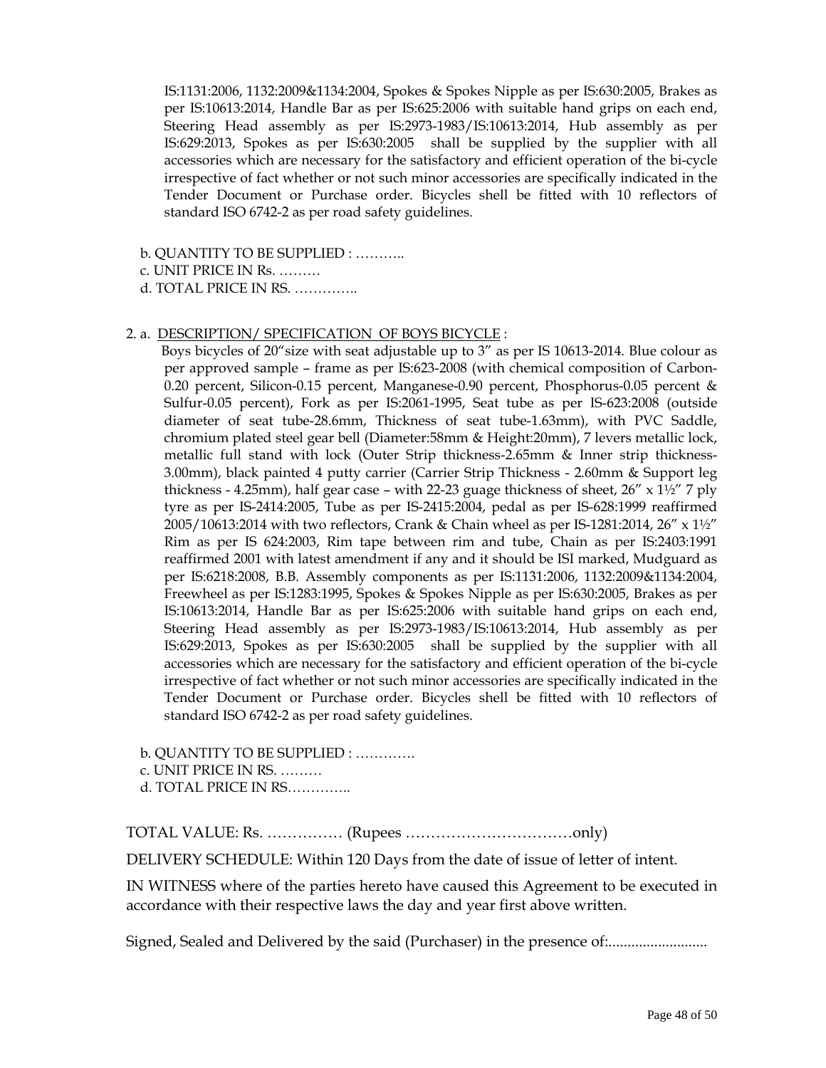IS:1131:2006, 1132:2009&1134:2004, Spokes & Spokes Nipple as per IS:630:2005, Brakes as per IS:10613:2014, Handle Bar as per IS:625:2006 with suitable hand grips on each end, Steering Head assembly as per IS:2973-1983/IS:10613:2014, Hub assembly as per IS:629:2013, Spokes as per IS:630:2005 shall be supplied by the supplier with all accessories which are necessary for the satisfactory and efficient operation of the bi-cycle irrespective of fact whether or not such minor accessories are specifically indicated in the Tender Document or Purchase order. Bicycles shell be fitted with 10 reflectors of standard ISO 6742-2 as per road safety guidelines.

b. QUANTITY TO BE SUPPLIED : ………..
c. UNIT PRICE IN Rs. ………
d. TOTAL PRICE IN RS. …………..

2. a. DESCRIPTION/ SPECIFICATION OF BOYS BICYCLE :

Boys bicycles of 20"size with seat adjustable up to 3" as per IS 10613-2014. Blue colour as per approved sample – frame as per IS:623-2008 (with chemical composition of Carbon-0.20 percent, Silicon-0.15 percent, Manganese-0.90 percent, Phosphorus-0.05 percent & Sulfur-0.05 percent), Fork as per IS:2061-1995, Seat tube as per IS-623:2008 (outside diameter of seat tube-28.6mm, Thickness of seat tube-1.63mm), with PVC Saddle, chromium plated steel gear bell (Diameter:58mm & Height:20mm), 7 levers metallic lock, metallic full stand with lock (Outer Strip thickness-2.65mm & Inner strip thickness-3.00mm), black painted 4 putty carrier (Carrier Strip Thickness - 2.60mm & Support leg thickness - 4.25mm), half gear case – with 22-23 guage thickness of sheet, 26" x 1½" 7 ply tyre as per IS-2414:2005, Tube as per IS-2415:2004, pedal as per IS-628:1999 reaffirmed 2005/10613:2014 with two reflectors, Crank & Chain wheel as per IS-1281:2014, 26" x 1½" Rim as per IS 624:2003, Rim tape between rim and tube, Chain as per IS:2403:1991 reaffirmed 2001 with latest amendment if any and it should be ISI marked, Mudguard as per IS:6218:2008, B.B. Assembly components as per IS:1131:2006, 1132:2009&1134:2004, Freewheel as per IS:1283:1995, Spokes & Spokes Nipple as per IS:630:2005, Brakes as per IS:10613:2014, Handle Bar as per IS:625:2006 with suitable hand grips on each end, Steering Head assembly as per IS:2973-1983/IS:10613:2014, Hub assembly as per IS:629:2013, Spokes as per IS:630:2005 shall be supplied by the supplier with all accessories which are necessary for the satisfactory and efficient operation of the bi-cycle irrespective of fact whether or not such minor accessories are specifically indicated in the Tender Document or Purchase order. Bicycles shell be fitted with 10 reflectors of standard ISO 6742-2 as per road safety guidelines.

b. QUANTITY TO BE SUPPLIED : ………….
c. UNIT PRICE IN RS. ………
d. TOTAL PRICE IN RS…………..

TOTAL VALUE: Rs. …………… (Rupees ……………………………only)

DELIVERY SCHEDULE: Within 120 Days from the date of issue of letter of intent.

IN WITNESS where of the parties hereto have caused this Agreement to be executed in accordance with their respective laws the day and year first above written.

Signed, Sealed and Delivered by the said (Purchaser) in the presence of:..........................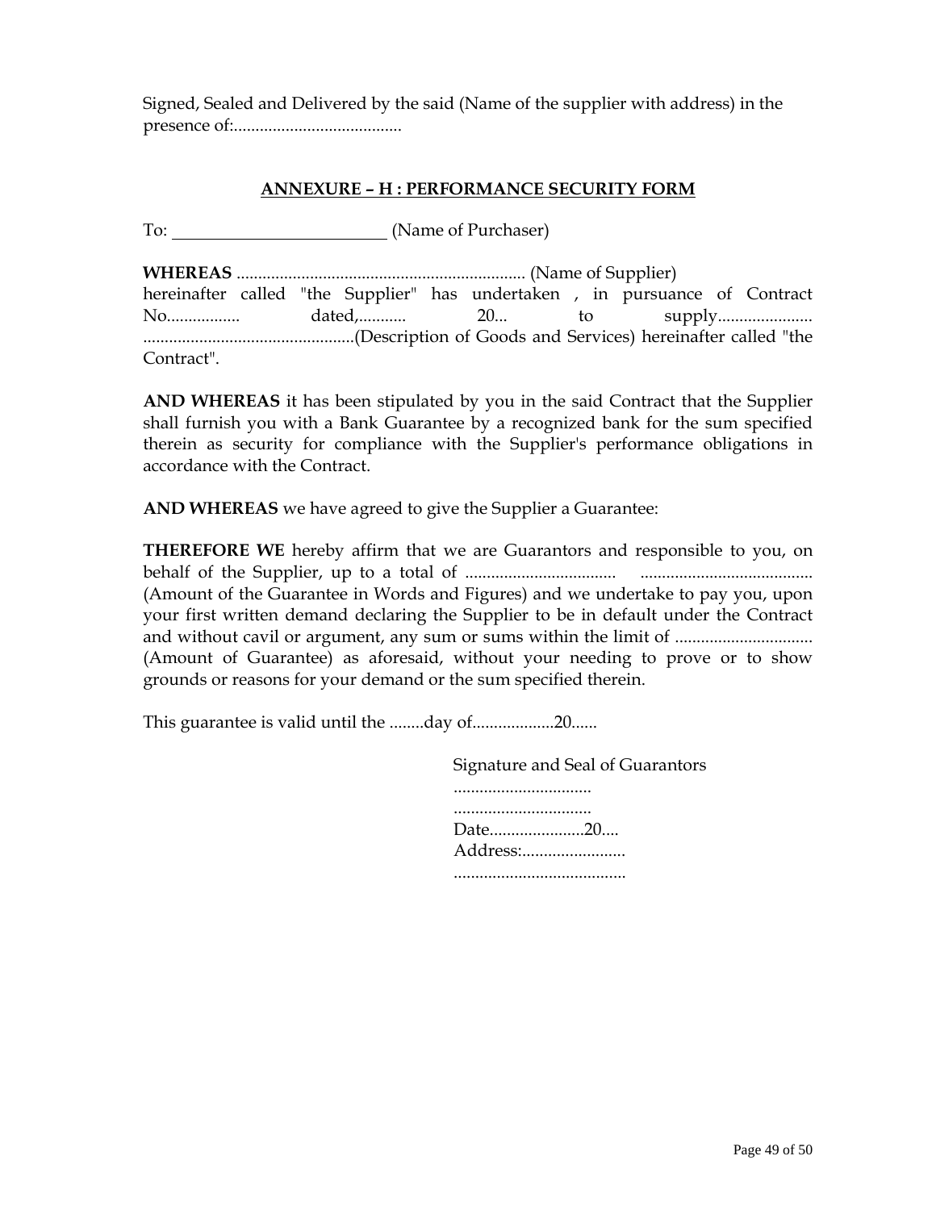Signed, Sealed and Delivered by the said (Name of the supplier with address) in the presence of:.......................................

## ANNEXURE – H : PERFORMANCE SECURITY FORM

To: ________________________ (Name of Purchaser)

**WHEREAS** .................................................................. (Name of Supplier) hereinafter called "the Supplier" has undertaken , in pursuance of Contract No................. dated,........... 20... to supply...................... .................................................(Description of Goods and Services) hereinafter called "the Contract".

**AND WHEREAS** it has been stipulated by you in the said Contract that the Supplier shall furnish you with a Bank Guarantee by a recognized bank for the sum specified therein as security for compliance with the Supplier's performance obligations in accordance with the Contract.

**AND WHEREAS** we have agreed to give the Supplier a Guarantee:

**THEREFORE WE** hereby affirm that we are Guarantors and responsible to you, on behalf of the Supplier, up to a total of .................................. ........................................ (Amount of the Guarantee in Words and Figures) and we undertake to pay you, upon your first written demand declaring the Supplier to be in default under the Contract and without cavil or argument, any sum or sums within the limit of ................................ (Amount of Guarantee) as aforesaid, without your needing to prove or to show grounds or reasons for your demand or the sum specified therein.

This guarantee is valid until the ........day of...................20......

Signature and Seal of Guarantors
................................
................................
Date......................20....
Address:........................
........................................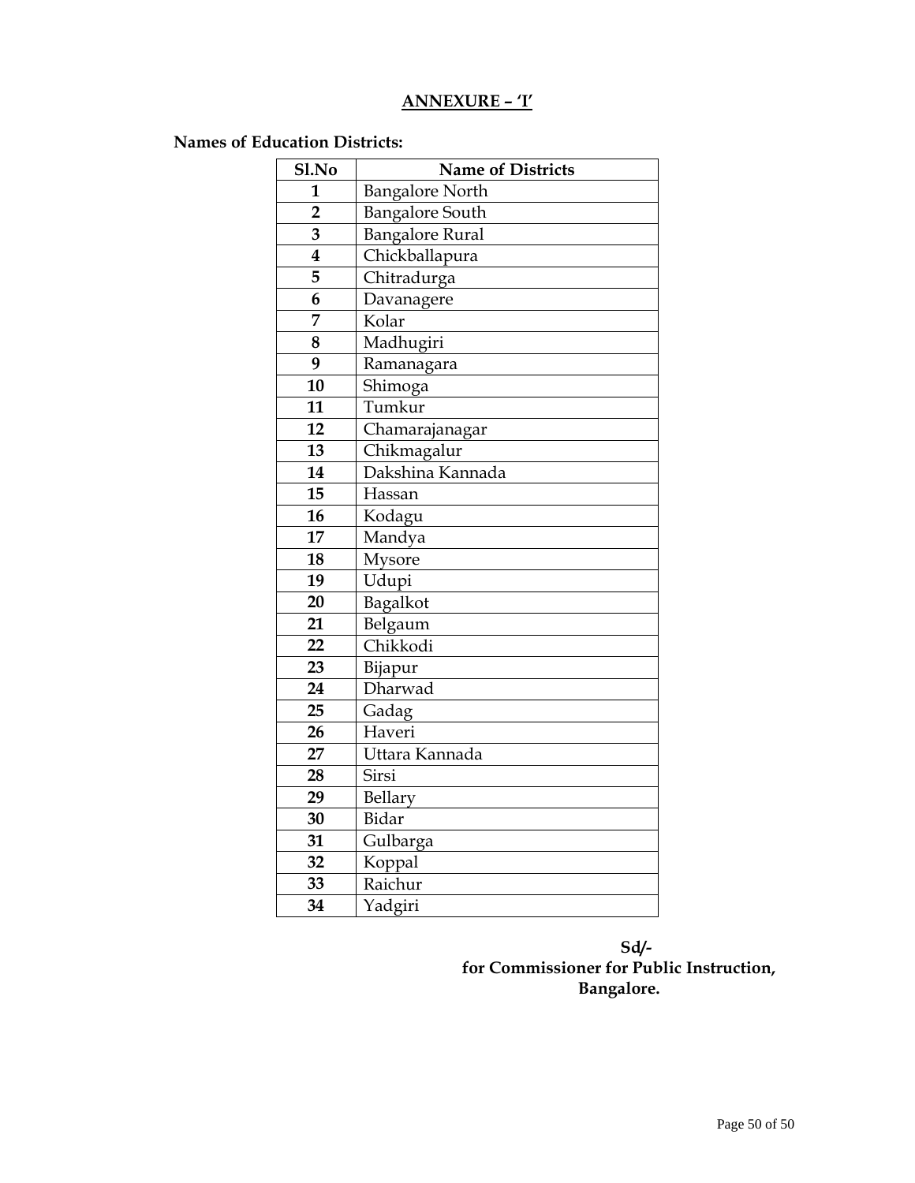## ANNEXURE – 'I'

**Names of Education Districts:**

| Sl.No | Name of Districts |
|---|---|
| **1** | Bangalore North |
| **2** | Bangalore South |
| **3** | Bangalore Rural |
| **4** | Chickballapura |
| **5** | Chitradurga |
| **6** | Davanagere |
| **7** | Kolar |
| **8** | Madhugiri |
| **9** | Ramanagara |
| **10** | Shimoga |
| **11** | Tumkur |
| **12** | Chamarajanagar |
| **13** | Chikmagalur |
| **14** | Dakshina Kannada |
| **15** | Hassan |
| **16** | Kodagu |
| **17** | Mandya |
| **18** | Mysore |
| **19** | Udupi |
| **20** | Bagalkot |
| **21** | Belgaum |
| **22** | Chikkodi |
| **23** | Bijapur |
| **24** | Dharwad |
| **25** | Gadag |
| **26** | Haveri |
| **27** | Uttara Kannada |
| **28** | Sirsi |
| **29** | Bellary |
| **30** | Bidar |
| **31** | Gulbarga |
| **32** | Koppal |
| **33** | Raichur |
| **34** | Yadgiri |

**Sd/-**
**for Commissioner for Public Instruction,**
**Bangalore.**